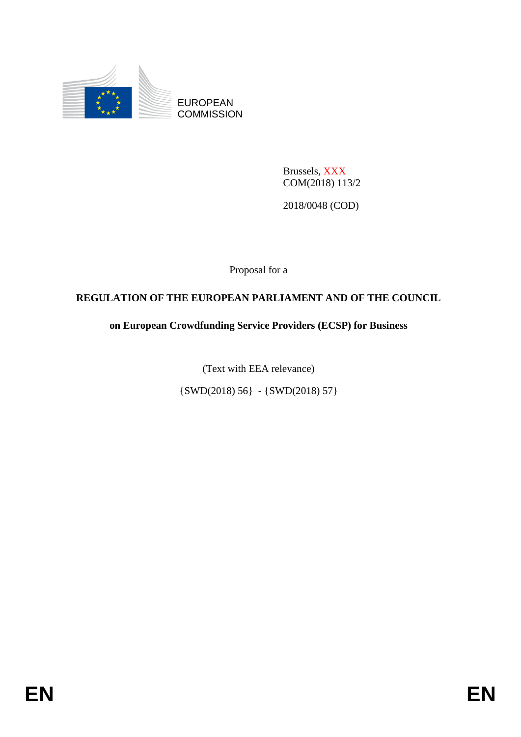EUROPEAN COMMISSION

Brussels, XXX
COM(2018) 113/2

2018/0048 (COD)

Proposal for a

**REGULATION OF THE EUROPEAN PARLIAMENT AND OF THE COUNCIL**

**on European Crowdfunding Service Providers (ECSP) for Business**

(Text with EEA relevance)

{SWD(2018) 56} - {SWD(2018) 57}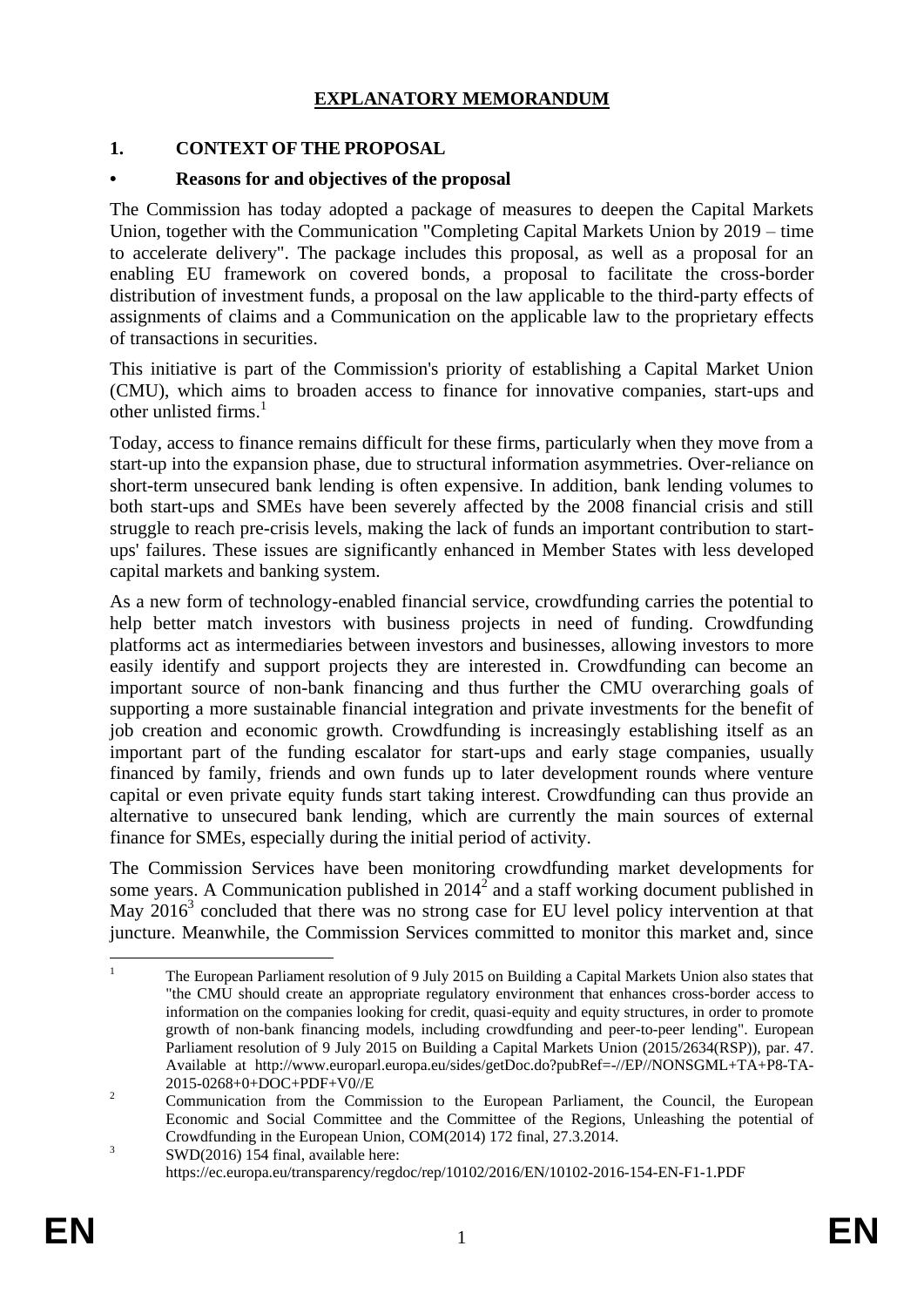# EXPLANATORY MEMORANDUM

## 1. CONTEXT OF THE PROPOSAL

### • Reasons for and objectives of the proposal

The Commission has today adopted a package of measures to deepen the Capital Markets Union, together with the Communication "Completing Capital Markets Union by 2019 – time to accelerate delivery". The package includes this proposal, as well as a proposal for an enabling EU framework on covered bonds, a proposal to facilitate the cross-border distribution of investment funds, a proposal on the law applicable to the third-party effects of assignments of claims and a Communication on the applicable law to the proprietary effects of transactions in securities.

This initiative is part of the Commission's priority of establishing a Capital Market Union (CMU), which aims to broaden access to finance for innovative companies, start-ups and other unlisted firms.[1]

Today, access to finance remains difficult for these firms, particularly when they move from a start-up into the expansion phase, due to structural information asymmetries. Over-reliance on short-term unsecured bank lending is often expensive. In addition, bank lending volumes to both start-ups and SMEs have been severely affected by the 2008 financial crisis and still struggle to reach pre-crisis levels, making the lack of funds an important contribution to start-ups' failures. These issues are significantly enhanced in Member States with less developed capital markets and banking system.

As a new form of technology-enabled financial service, crowdfunding carries the potential to help better match investors with business projects in need of funding. Crowdfunding platforms act as intermediaries between investors and businesses, allowing investors to more easily identify and support projects they are interested in. Crowdfunding can become an important source of non-bank financing and thus further the CMU overarching goals of supporting a more sustainable financial integration and private investments for the benefit of job creation and economic growth. Crowdfunding is increasingly establishing itself as an important part of the funding escalator for start-ups and early stage companies, usually financed by family, friends and own funds up to later development rounds where venture capital or even private equity funds start taking interest. Crowdfunding can thus provide an alternative to unsecured bank lending, which are currently the main sources of external finance for SMEs, especially during the initial period of activity.

The Commission Services have been monitoring crowdfunding market developments for some years. A Communication published in 2014[2] and a staff working document published in May 2016[3] concluded that there was no strong case for EU level policy intervention at that juncture. Meanwhile, the Commission Services committed to monitor this market and, since

---

[1] The European Parliament resolution of 9 July 2015 on Building a Capital Markets Union also states that "the CMU should create an appropriate regulatory environment that enhances cross-border access to information on the companies looking for credit, quasi-equity and equity structures, in order to promote growth of non-bank financing models, including crowdfunding and peer-to-peer lending". European Parliament resolution of 9 July 2015 on Building a Capital Markets Union (2015/2634(RSP)), par. 47. Available at http://www.europarl.europa.eu/sides/getDoc.do?pubRef=-//EP//NONSGML+TA+P8-TA-2015-0268+0+DOC+PDF+V0//E

[2] Communication from the Commission to the European Parliament, the Council, the European Economic and Social Committee and the Committee of the Regions, Unleashing the potential of Crowdfunding in the European Union, COM(2014) 172 final, 27.3.2014.

[3] SWD(2016) 154 final, available here: https://ec.europa.eu/transparency/regdoc/rep/10102/2016/EN/10102-2016-154-EN-F1-1.PDF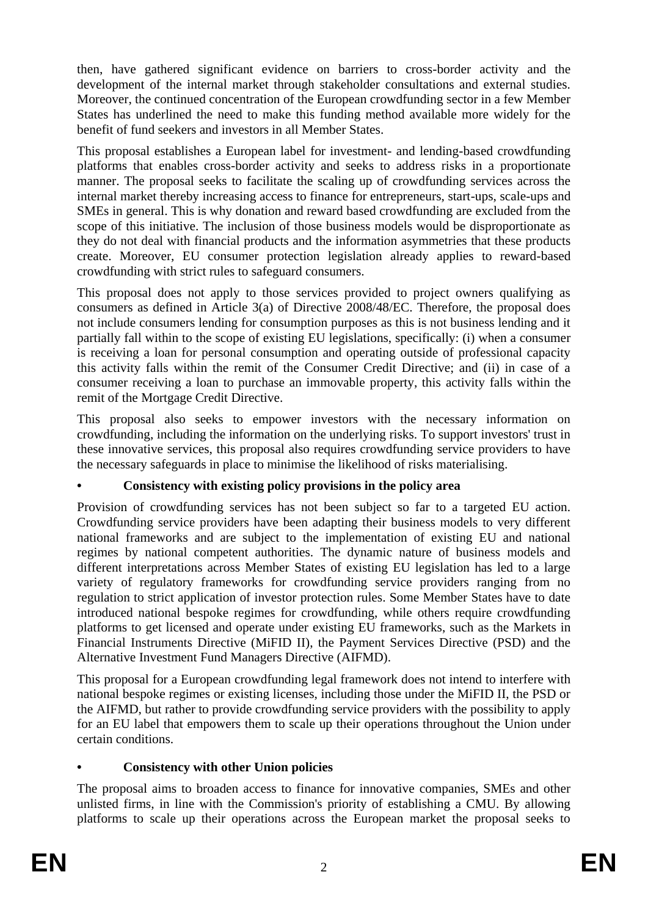then, have gathered significant evidence on barriers to cross-border activity and the development of the internal market through stakeholder consultations and external studies. Moreover, the continued concentration of the European crowdfunding sector in a few Member States has underlined the need to make this funding method available more widely for the benefit of fund seekers and investors in all Member States.

This proposal establishes a European label for investment- and lending-based crowdfunding platforms that enables cross-border activity and seeks to address risks in a proportionate manner. The proposal seeks to facilitate the scaling up of crowdfunding services across the internal market thereby increasing access to finance for entrepreneurs, start-ups, scale-ups and SMEs in general. This is why donation and reward based crowdfunding are excluded from the scope of this initiative. The inclusion of those business models would be disproportionate as they do not deal with financial products and the information asymmetries that these products create. Moreover, EU consumer protection legislation already applies to reward-based crowdfunding with strict rules to safeguard consumers.

This proposal does not apply to those services provided to project owners qualifying as consumers as defined in Article 3(a) of Directive 2008/48/EC. Therefore, the proposal does not include consumers lending for consumption purposes as this is not business lending and it partially fall within to the scope of existing EU legislations, specifically: (i) when a consumer is receiving a loan for personal consumption and operating outside of professional capacity this activity falls within the remit of the Consumer Credit Directive; and (ii) in case of a consumer receiving a loan to purchase an immovable property, this activity falls within the remit of the Mortgage Credit Directive.

This proposal also seeks to empower investors with the necessary information on crowdfunding, including the information on the underlying risks. To support investors' trust in these innovative services, this proposal also requires crowdfunding service providers to have the necessary safeguards in place to minimise the likelihood of risks materialising.

- **Consistency with existing policy provisions in the policy area**

Provision of crowdfunding services has not been subject so far to a targeted EU action. Crowdfunding service providers have been adapting their business models to very different national frameworks and are subject to the implementation of existing EU and national regimes by national competent authorities. The dynamic nature of business models and different interpretations across Member States of existing EU legislation has led to a large variety of regulatory frameworks for crowdfunding service providers ranging from no regulation to strict application of investor protection rules. Some Member States have to date introduced national bespoke regimes for crowdfunding, while others require crowdfunding platforms to get licensed and operate under existing EU frameworks, such as the Markets in Financial Instruments Directive (MiFID II), the Payment Services Directive (PSD) and the Alternative Investment Fund Managers Directive (AIFMD).

This proposal for a European crowdfunding legal framework does not intend to interfere with national bespoke regimes or existing licenses, including those under the MiFID II, the PSD or the AIFMD, but rather to provide crowdfunding service providers with the possibility to apply for an EU label that empowers them to scale up their operations throughout the Union under certain conditions.

- **Consistency with other Union policies**

The proposal aims to broaden access to finance for innovative companies, SMEs and other unlisted firms, in line with the Commission's priority of establishing a CMU. By allowing platforms to scale up their operations across the European market the proposal seeks to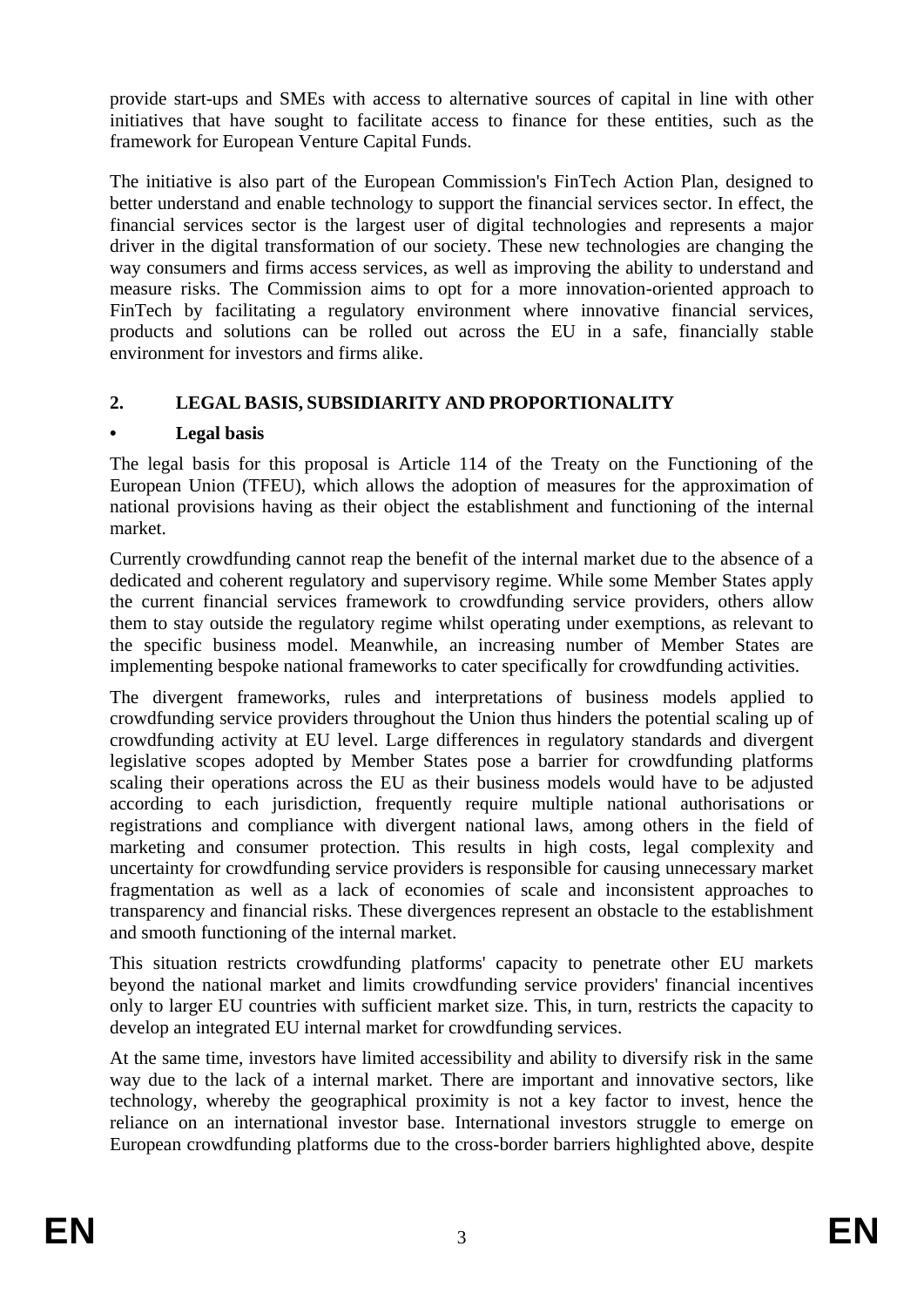provide start-ups and SMEs with access to alternative sources of capital in line with other initiatives that have sought to facilitate access to finance for these entities, such as the framework for European Venture Capital Funds.

The initiative is also part of the European Commission's FinTech Action Plan, designed to better understand and enable technology to support the financial services sector. In effect, the financial services sector is the largest user of digital technologies and represents a major driver in the digital transformation of our society. These new technologies are changing the way consumers and firms access services, as well as improving the ability to understand and measure risks. The Commission aims to opt for a more innovation-oriented approach to FinTech by facilitating a regulatory environment where innovative financial services, products and solutions can be rolled out across the EU in a safe, financially stable environment for investors and firms alike.

## 2. LEGAL BASIS, SUBSIDIARITY AND PROPORTIONALITY

### • Legal basis

The legal basis for this proposal is Article 114 of the Treaty on the Functioning of the European Union (TFEU), which allows the adoption of measures for the approximation of national provisions having as their object the establishment and functioning of the internal market.

Currently crowdfunding cannot reap the benefit of the internal market due to the absence of a dedicated and coherent regulatory and supervisory regime. While some Member States apply the current financial services framework to crowdfunding service providers, others allow them to stay outside the regulatory regime whilst operating under exemptions, as relevant to the specific business model. Meanwhile, an increasing number of Member States are implementing bespoke national frameworks to cater specifically for crowdfunding activities.

The divergent frameworks, rules and interpretations of business models applied to crowdfunding service providers throughout the Union thus hinders the potential scaling up of crowdfunding activity at EU level. Large differences in regulatory standards and divergent legislative scopes adopted by Member States pose a barrier for crowdfunding platforms scaling their operations across the EU as their business models would have to be adjusted according to each jurisdiction, frequently require multiple national authorisations or registrations and compliance with divergent national laws, among others in the field of marketing and consumer protection. This results in high costs, legal complexity and uncertainty for crowdfunding service providers is responsible for causing unnecessary market fragmentation as well as a lack of economies of scale and inconsistent approaches to transparency and financial risks. These divergences represent an obstacle to the establishment and smooth functioning of the internal market.

This situation restricts crowdfunding platforms' capacity to penetrate other EU markets beyond the national market and limits crowdfunding service providers' financial incentives only to larger EU countries with sufficient market size. This, in turn, restricts the capacity to develop an integrated EU internal market for crowdfunding services.

At the same time, investors have limited accessibility and ability to diversify risk in the same way due to the lack of a internal market. There are important and innovative sectors, like technology, whereby the geographical proximity is not a key factor to invest, hence the reliance on an international investor base. International investors struggle to emerge on European crowdfunding platforms due to the cross-border barriers highlighted above, despite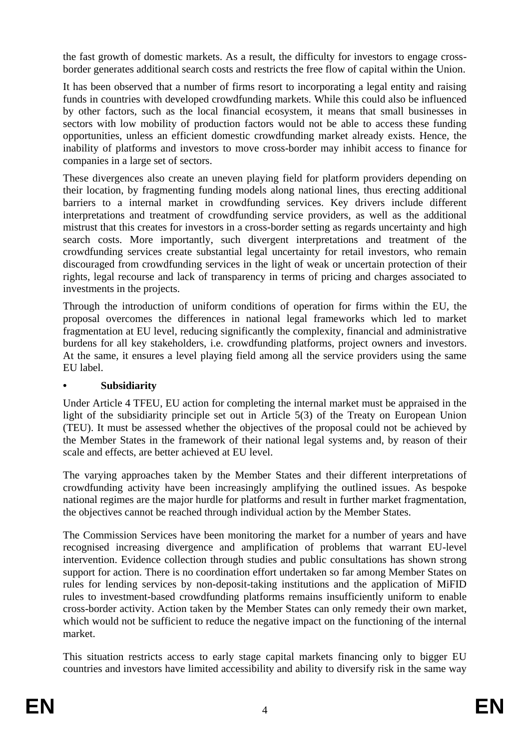the fast growth of domestic markets. As a result, the difficulty for investors to engage cross-border generates additional search costs and restricts the free flow of capital within the Union.

It has been observed that a number of firms resort to incorporating a legal entity and raising funds in countries with developed crowdfunding markets. While this could also be influenced by other factors, such as the local financial ecosystem, it means that small businesses in sectors with low mobility of production factors would not be able to access these funding opportunities, unless an efficient domestic crowdfunding market already exists. Hence, the inability of platforms and investors to move cross-border may inhibit access to finance for companies in a large set of sectors.

These divergences also create an uneven playing field for platform providers depending on their location, by fragmenting funding models along national lines, thus erecting additional barriers to a internal market in crowdfunding services. Key drivers include different interpretations and treatment of crowdfunding service providers, as well as the additional mistrust that this creates for investors in a cross-border setting as regards uncertainty and high search costs. More importantly, such divergent interpretations and treatment of the crowdfunding services create substantial legal uncertainty for retail investors, who remain discouraged from crowdfunding services in the light of weak or uncertain protection of their rights, legal recourse and lack of transparency in terms of pricing and charges associated to investments in the projects.

Through the introduction of uniform conditions of operation for firms within the EU, the proposal overcomes the differences in national legal frameworks which led to market fragmentation at EU level, reducing significantly the complexity, financial and administrative burdens for all key stakeholders, i.e. crowdfunding platforms, project owners and investors. At the same, it ensures a level playing field among all the service providers using the same EU label.

- **Subsidiarity**

Under Article 4 TFEU, EU action for completing the internal market must be appraised in the light of the subsidiarity principle set out in Article 5(3) of the Treaty on European Union (TEU). It must be assessed whether the objectives of the proposal could not be achieved by the Member States in the framework of their national legal systems and, by reason of their scale and effects, are better achieved at EU level.

The varying approaches taken by the Member States and their different interpretations of crowdfunding activity have been increasingly amplifying the outlined issues. As bespoke national regimes are the major hurdle for platforms and result in further market fragmentation, the objectives cannot be reached through individual action by the Member States.

The Commission Services have been monitoring the market for a number of years and have recognised increasing divergence and amplification of problems that warrant EU-level intervention. Evidence collection through studies and public consultations has shown strong support for action. There is no coordination effort undertaken so far among Member States on rules for lending services by non-deposit-taking institutions and the application of MiFID rules to investment-based crowdfunding platforms remains insufficiently uniform to enable cross-border activity. Action taken by the Member States can only remedy their own market, which would not be sufficient to reduce the negative impact on the functioning of the internal market.

This situation restricts access to early stage capital markets financing only to bigger EU countries and investors have limited accessibility and ability to diversify risk in the same way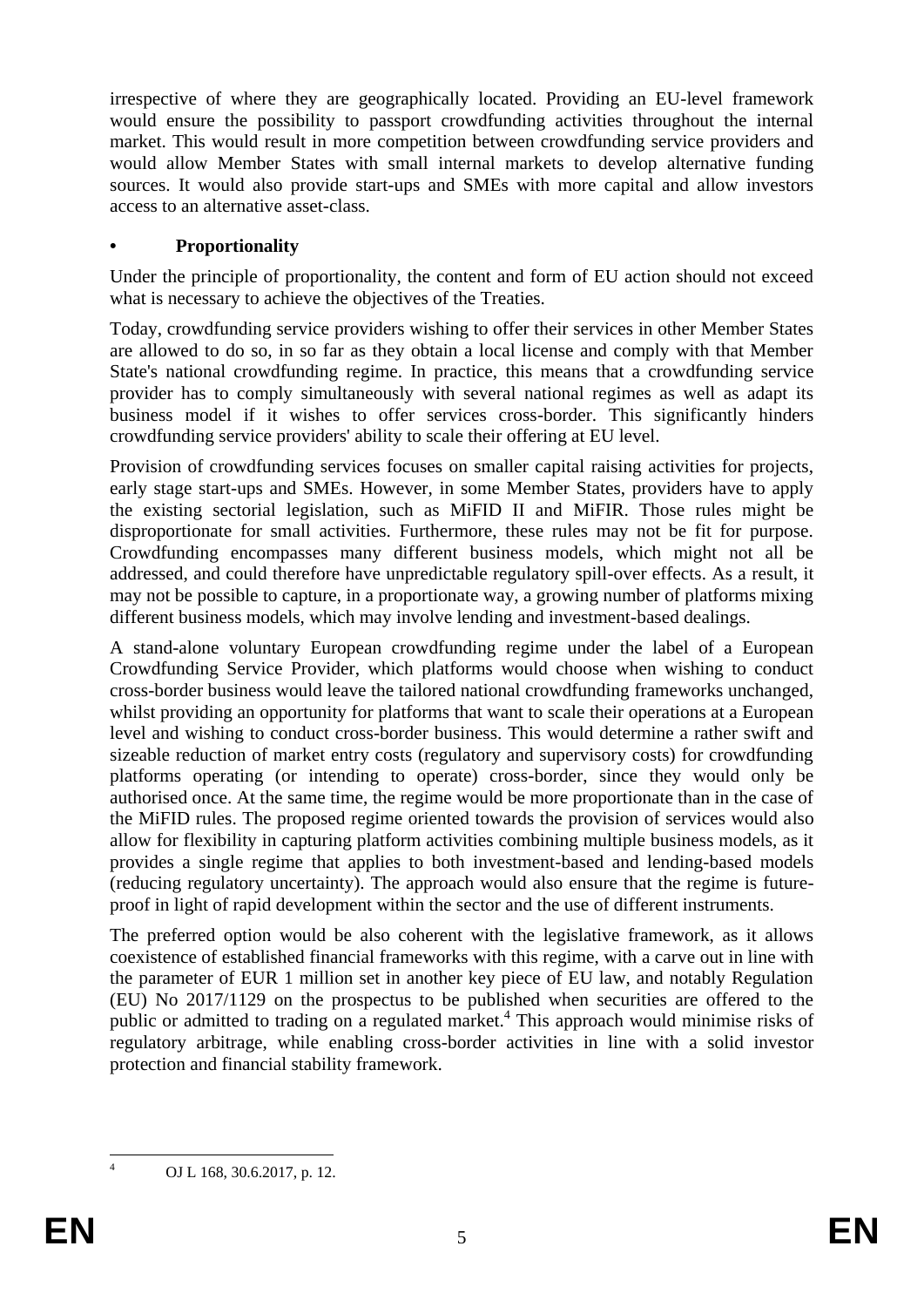irrespective of where they are geographically located. Providing an EU-level framework would ensure the possibility to passport crowdfunding activities throughout the internal market. This would result in more competition between crowdfunding service providers and would allow Member States with small internal markets to develop alternative funding sources. It would also provide start-ups and SMEs with more capital and allow investors access to an alternative asset-class.

- **Proportionality**

Under the principle of proportionality, the content and form of EU action should not exceed what is necessary to achieve the objectives of the Treaties.

Today, crowdfunding service providers wishing to offer their services in other Member States are allowed to do so, in so far as they obtain a local license and comply with that Member State's national crowdfunding regime. In practice, this means that a crowdfunding service provider has to comply simultaneously with several national regimes as well as adapt its business model if it wishes to offer services cross-border. This significantly hinders crowdfunding service providers' ability to scale their offering at EU level.

Provision of crowdfunding services focuses on smaller capital raising activities for projects, early stage start-ups and SMEs. However, in some Member States, providers have to apply the existing sectorial legislation, such as MiFID II and MiFIR. Those rules might be disproportionate for small activities. Furthermore, these rules may not be fit for purpose. Crowdfunding encompasses many different business models, which might not all be addressed, and could therefore have unpredictable regulatory spill-over effects. As a result, it may not be possible to capture, in a proportionate way, a growing number of platforms mixing different business models, which may involve lending and investment-based dealings.

A stand-alone voluntary European crowdfunding regime under the label of a European Crowdfunding Service Provider, which platforms would choose when wishing to conduct cross-border business would leave the tailored national crowdfunding frameworks unchanged, whilst providing an opportunity for platforms that want to scale their operations at a European level and wishing to conduct cross-border business. This would determine a rather swift and sizeable reduction of market entry costs (regulatory and supervisory costs) for crowdfunding platforms operating (or intending to operate) cross-border, since they would only be authorised once. At the same time, the regime would be more proportionate than in the case of the MiFID rules. The proposed regime oriented towards the provision of services would also allow for flexibility in capturing platform activities combining multiple business models, as it provides a single regime that applies to both investment-based and lending-based models (reducing regulatory uncertainty). The approach would also ensure that the regime is future-proof in light of rapid development within the sector and the use of different instruments.

The preferred option would be also coherent with the legislative framework, as it allows coexistence of established financial frameworks with this regime, with a carve out in line with the parameter of EUR 1 million set in another key piece of EU law, and notably Regulation (EU) No 2017/1129 on the prospectus to be published when securities are offered to the public or admitted to trading on a regulated market.[4] This approach would minimise risks of regulatory arbitrage, while enabling cross-border activities in line with a solid investor protection and financial stability framework.

[4] OJ L 168, 30.6.2017, p. 12.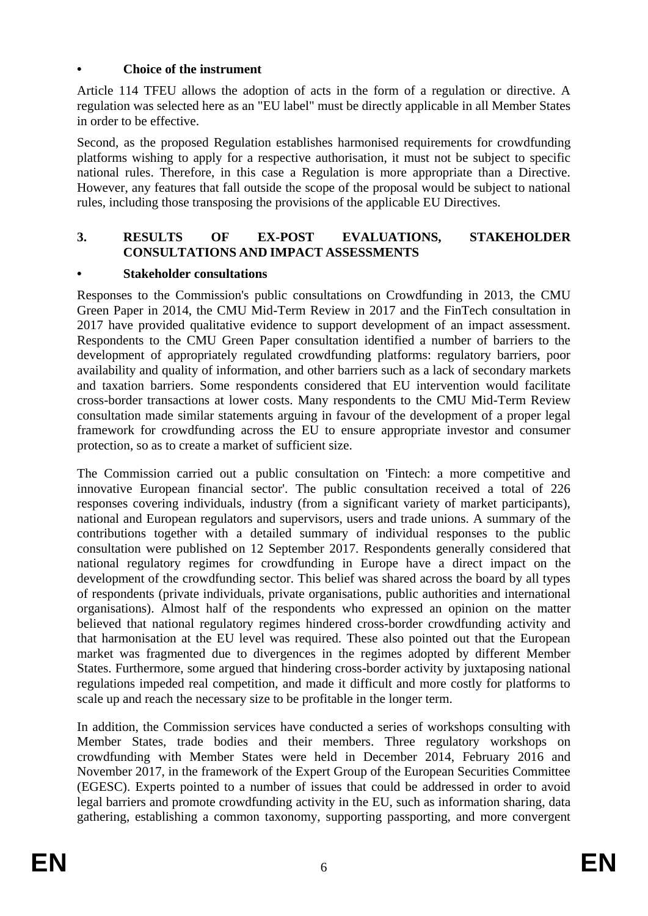- **Choice of the instrument**

Article 114 TFEU allows the adoption of acts in the form of a regulation or directive. A regulation was selected here as an "EU label" must be directly applicable in all Member States in order to be effective.

Second, as the proposed Regulation establishes harmonised requirements for crowdfunding platforms wishing to apply for a respective authorisation, it must not be subject to specific national rules. Therefore, in this case a Regulation is more appropriate than a Directive. However, any features that fall outside the scope of the proposal would be subject to national rules, including those transposing the provisions of the applicable EU Directives.

## 3. RESULTS OF EX-POST EVALUATIONS, STAKEHOLDER CONSULTATIONS AND IMPACT ASSESSMENTS

- **Stakeholder consultations**

Responses to the Commission's public consultations on Crowdfunding in 2013, the CMU Green Paper in 2014, the CMU Mid-Term Review in 2017 and the FinTech consultation in 2017 have provided qualitative evidence to support development of an impact assessment. Respondents to the CMU Green Paper consultation identified a number of barriers to the development of appropriately regulated crowdfunding platforms: regulatory barriers, poor availability and quality of information, and other barriers such as a lack of secondary markets and taxation barriers. Some respondents considered that EU intervention would facilitate cross-border transactions at lower costs. Many respondents to the CMU Mid-Term Review consultation made similar statements arguing in favour of the development of a proper legal framework for crowdfunding across the EU to ensure appropriate investor and consumer protection, so as to create a market of sufficient size.

The Commission carried out a public consultation on 'Fintech: a more competitive and innovative European financial sector'. The public consultation received a total of 226 responses covering individuals, industry (from a significant variety of market participants), national and European regulators and supervisors, users and trade unions. A summary of the contributions together with a detailed summary of individual responses to the public consultation were published on 12 September 2017. Respondents generally considered that national regulatory regimes for crowdfunding in Europe have a direct impact on the development of the crowdfunding sector. This belief was shared across the board by all types of respondents (private individuals, private organisations, public authorities and international organisations). Almost half of the respondents who expressed an opinion on the matter believed that national regulatory regimes hindered cross-border crowdfunding activity and that harmonisation at the EU level was required. These also pointed out that the European market was fragmented due to divergences in the regimes adopted by different Member States. Furthermore, some argued that hindering cross-border activity by juxtaposing national regulations impeded real competition, and made it difficult and more costly for platforms to scale up and reach the necessary size to be profitable in the longer term.

In addition, the Commission services have conducted a series of workshops consulting with Member States, trade bodies and their members. Three regulatory workshops on crowdfunding with Member States were held in December 2014, February 2016 and November 2017, in the framework of the Expert Group of the European Securities Committee (EGESC). Experts pointed to a number of issues that could be addressed in order to avoid legal barriers and promote crowdfunding activity in the EU, such as information sharing, data gathering, establishing a common taxonomy, supporting passporting, and more convergent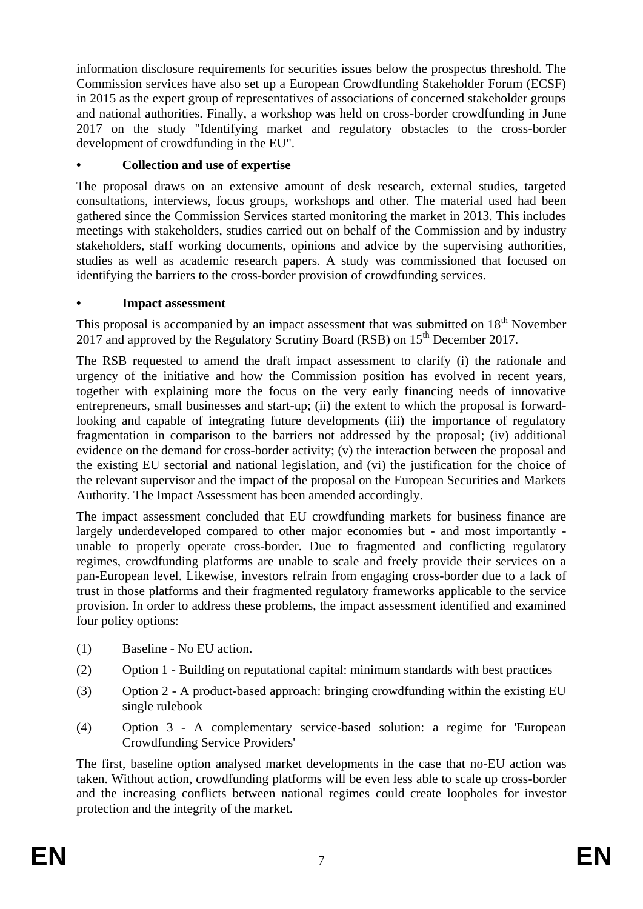information disclosure requirements for securities issues below the prospectus threshold. The Commission services have also set up a European Crowdfunding Stakeholder Forum (ECSF) in 2015 as the expert group of representatives of associations of concerned stakeholder groups and national authorities. Finally, a workshop was held on cross-border crowdfunding in June 2017 on the study "Identifying market and regulatory obstacles to the cross-border development of crowdfunding in the EU".

- **Collection and use of expertise**

The proposal draws on an extensive amount of desk research, external studies, targeted consultations, interviews, focus groups, workshops and other. The material used had been gathered since the Commission Services started monitoring the market in 2013. This includes meetings with stakeholders, studies carried out on behalf of the Commission and by industry stakeholders, staff working documents, opinions and advice by the supervising authorities, studies as well as academic research papers. A study was commissioned that focused on identifying the barriers to the cross-border provision of crowdfunding services.

- **Impact assessment**

This proposal is accompanied by an impact assessment that was submitted on 18th November 2017 and approved by the Regulatory Scrutiny Board (RSB) on 15th December 2017.

The RSB requested to amend the draft impact assessment to clarify (i) the rationale and urgency of the initiative and how the Commission position has evolved in recent years, together with explaining more the focus on the very early financing needs of innovative entrepreneurs, small businesses and start-up; (ii) the extent to which the proposal is forward-looking and capable of integrating future developments (iii) the importance of regulatory fragmentation in comparison to the barriers not addressed by the proposal; (iv) additional evidence on the demand for cross-border activity; (v) the interaction between the proposal and the existing EU sectorial and national legislation, and (vi) the justification for the choice of the relevant supervisor and the impact of the proposal on the European Securities and Markets Authority. The Impact Assessment has been amended accordingly.

The impact assessment concluded that EU crowdfunding markets for business finance are largely underdeveloped compared to other major economies but - and most importantly - unable to properly operate cross-border. Due to fragmented and conflicting regulatory regimes, crowdfunding platforms are unable to scale and freely provide their services on a pan-European level. Likewise, investors refrain from engaging cross-border due to a lack of trust in those platforms and their fragmented regulatory frameworks applicable to the service provision. In order to address these problems, the impact assessment identified and examined four policy options:

(1) Baseline - No EU action.

(2) Option 1 - Building on reputational capital: minimum standards with best practices

(3) Option 2 - A product-based approach: bringing crowdfunding within the existing EU single rulebook

(4) Option 3 - A complementary service-based solution: a regime for 'European Crowdfunding Service Providers'

The first, baseline option analysed market developments in the case that no-EU action was taken. Without action, crowdfunding platforms will be even less able to scale up cross-border and the increasing conflicts between national regimes could create loopholes for investor protection and the integrity of the market.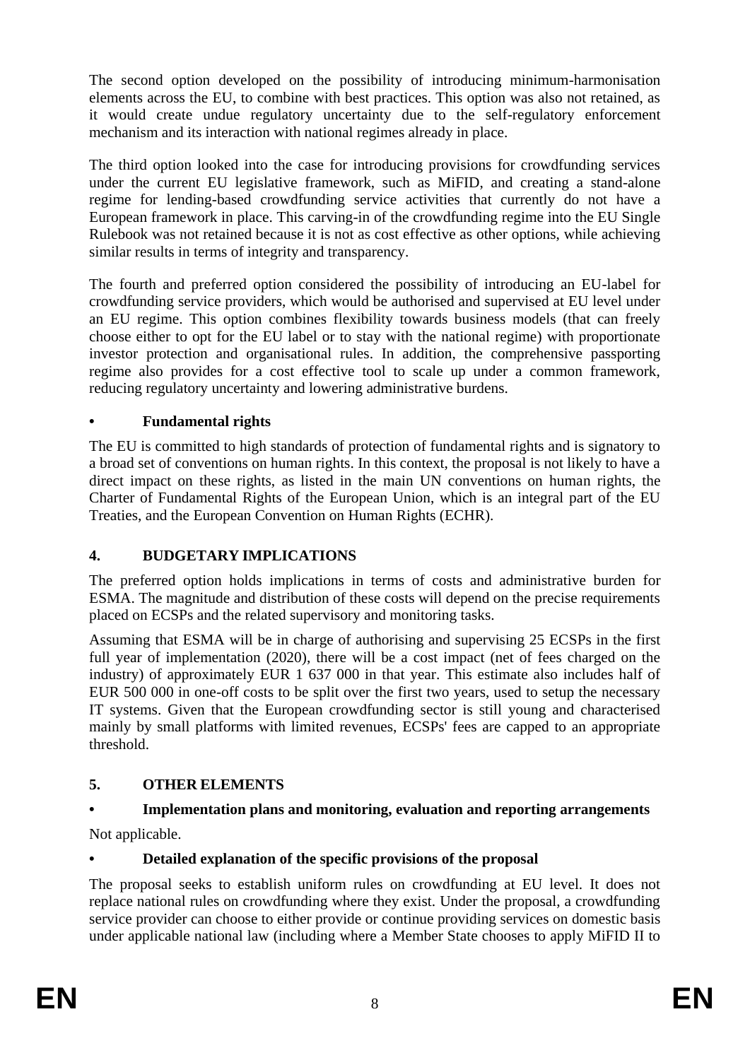The second option developed on the possibility of introducing minimum-harmonisation elements across the EU, to combine with best practices. This option was also not retained, as it would create undue regulatory uncertainty due to the self-regulatory enforcement mechanism and its interaction with national regimes already in place.

The third option looked into the case for introducing provisions for crowdfunding services under the current EU legislative framework, such as MiFID, and creating a stand-alone regime for lending-based crowdfunding service activities that currently do not have a European framework in place. This carving-in of the crowdfunding regime into the EU Single Rulebook was not retained because it is not as cost effective as other options, while achieving similar results in terms of integrity and transparency.

The fourth and preferred option considered the possibility of introducing an EU-label for crowdfunding service providers, which would be authorised and supervised at EU level under an EU regime. This option combines flexibility towards business models (that can freely choose either to opt for the EU label or to stay with the national regime) with proportionate investor protection and organisational rules. In addition, the comprehensive passporting regime also provides for a cost effective tool to scale up under a common framework, reducing regulatory uncertainty and lowering administrative burdens.

- **Fundamental rights**

The EU is committed to high standards of protection of fundamental rights and is signatory to a broad set of conventions on human rights. In this context, the proposal is not likely to have a direct impact on these rights, as listed in the main UN conventions on human rights, the Charter of Fundamental Rights of the European Union, which is an integral part of the EU Treaties, and the European Convention on Human Rights (ECHR).

## 4. BUDGETARY IMPLICATIONS

The preferred option holds implications in terms of costs and administrative burden for ESMA. The magnitude and distribution of these costs will depend on the precise requirements placed on ECSPs and the related supervisory and monitoring tasks.

Assuming that ESMA will be in charge of authorising and supervising 25 ECSPs in the first full year of implementation (2020), there will be a cost impact (net of fees charged on the industry) of approximately EUR 1 637 000 in that year. This estimate also includes half of EUR 500 000 in one-off costs to be split over the first two years, used to setup the necessary IT systems. Given that the European crowdfunding sector is still young and characterised mainly by small platforms with limited revenues, ECSPs' fees are capped to an appropriate threshold.

## 5. OTHER ELEMENTS

- **Implementation plans and monitoring, evaluation and reporting arrangements**

Not applicable.

- **Detailed explanation of the specific provisions of the proposal**

The proposal seeks to establish uniform rules on crowdfunding at EU level. It does not replace national rules on crowdfunding where they exist. Under the proposal, a crowdfunding service provider can choose to either provide or continue providing services on domestic basis under applicable national law (including where a Member State chooses to apply MiFID II to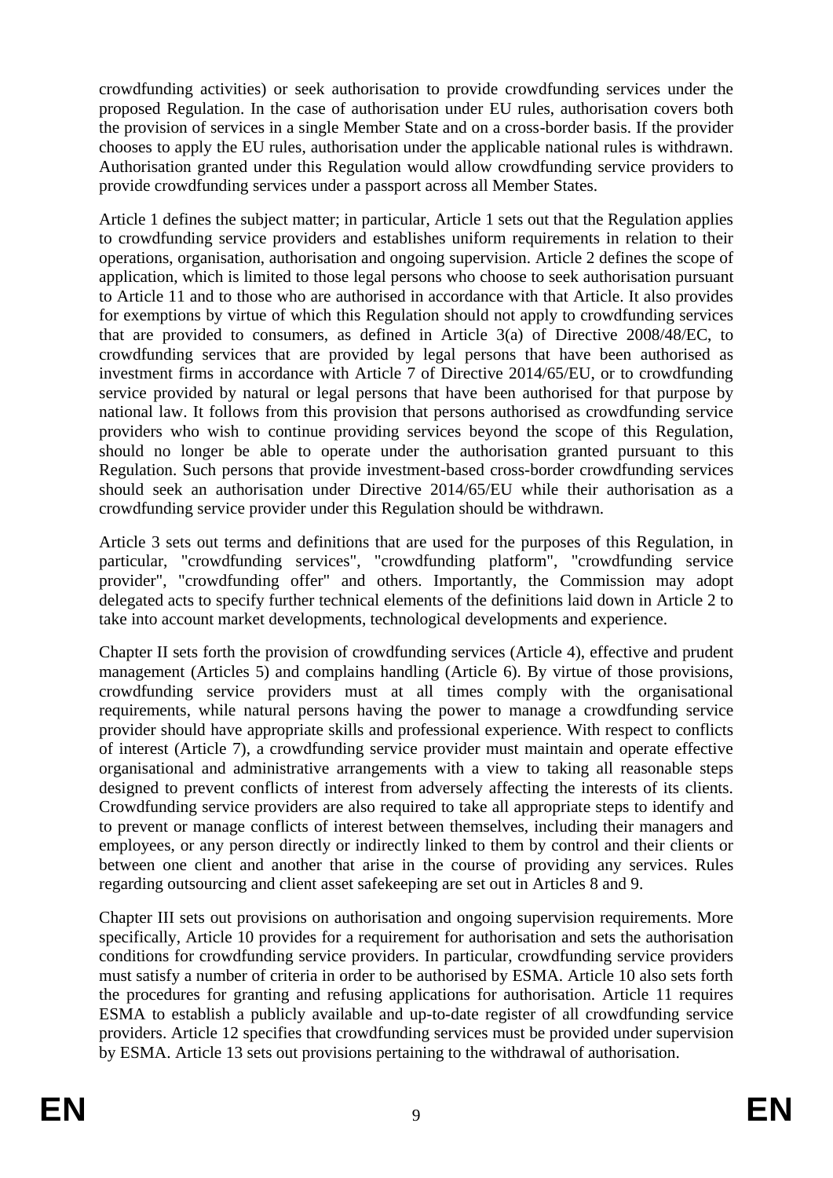crowdfunding activities) or seek authorisation to provide crowdfunding services under the proposed Regulation. In the case of authorisation under EU rules, authorisation covers both the provision of services in a single Member State and on a cross-border basis. If the provider chooses to apply the EU rules, authorisation under the applicable national rules is withdrawn. Authorisation granted under this Regulation would allow crowdfunding service providers to provide crowdfunding services under a passport across all Member States.

Article 1 defines the subject matter; in particular, Article 1 sets out that the Regulation applies to crowdfunding service providers and establishes uniform requirements in relation to their operations, organisation, authorisation and ongoing supervision. Article 2 defines the scope of application, which is limited to those legal persons who choose to seek authorisation pursuant to Article 11 and to those who are authorised in accordance with that Article. It also provides for exemptions by virtue of which this Regulation should not apply to crowdfunding services that are provided to consumers, as defined in Article 3(a) of Directive 2008/48/EC, to crowdfunding services that are provided by legal persons that have been authorised as investment firms in accordance with Article 7 of Directive 2014/65/EU, or to crowdfunding service provided by natural or legal persons that have been authorised for that purpose by national law. It follows from this provision that persons authorised as crowdfunding service providers who wish to continue providing services beyond the scope of this Regulation, should no longer be able to operate under the authorisation granted pursuant to this Regulation. Such persons that provide investment-based cross-border crowdfunding services should seek an authorisation under Directive 2014/65/EU while their authorisation as a crowdfunding service provider under this Regulation should be withdrawn.

Article 3 sets out terms and definitions that are used for the purposes of this Regulation, in particular, "crowdfunding services", "crowdfunding platform", "crowdfunding service provider", "crowdfunding offer" and others. Importantly, the Commission may adopt delegated acts to specify further technical elements of the definitions laid down in Article 2 to take into account market developments, technological developments and experience.

Chapter II sets forth the provision of crowdfunding services (Article 4), effective and prudent management (Articles 5) and complains handling (Article 6). By virtue of those provisions, crowdfunding service providers must at all times comply with the organisational requirements, while natural persons having the power to manage a crowdfunding service provider should have appropriate skills and professional experience. With respect to conflicts of interest (Article 7), a crowdfunding service provider must maintain and operate effective organisational and administrative arrangements with a view to taking all reasonable steps designed to prevent conflicts of interest from adversely affecting the interests of its clients. Crowdfunding service providers are also required to take all appropriate steps to identify and to prevent or manage conflicts of interest between themselves, including their managers and employees, or any person directly or indirectly linked to them by control and their clients or between one client and another that arise in the course of providing any services. Rules regarding outsourcing and client asset safekeeping are set out in Articles 8 and 9.

Chapter III sets out provisions on authorisation and ongoing supervision requirements. More specifically, Article 10 provides for a requirement for authorisation and sets the authorisation conditions for crowdfunding service providers. In particular, crowdfunding service providers must satisfy a number of criteria in order to be authorised by ESMA. Article 10 also sets forth the procedures for granting and refusing applications for authorisation. Article 11 requires ESMA to establish a publicly available and up-to-date register of all crowdfunding service providers. Article 12 specifies that crowdfunding services must be provided under supervision by ESMA. Article 13 sets out provisions pertaining to the withdrawal of authorisation.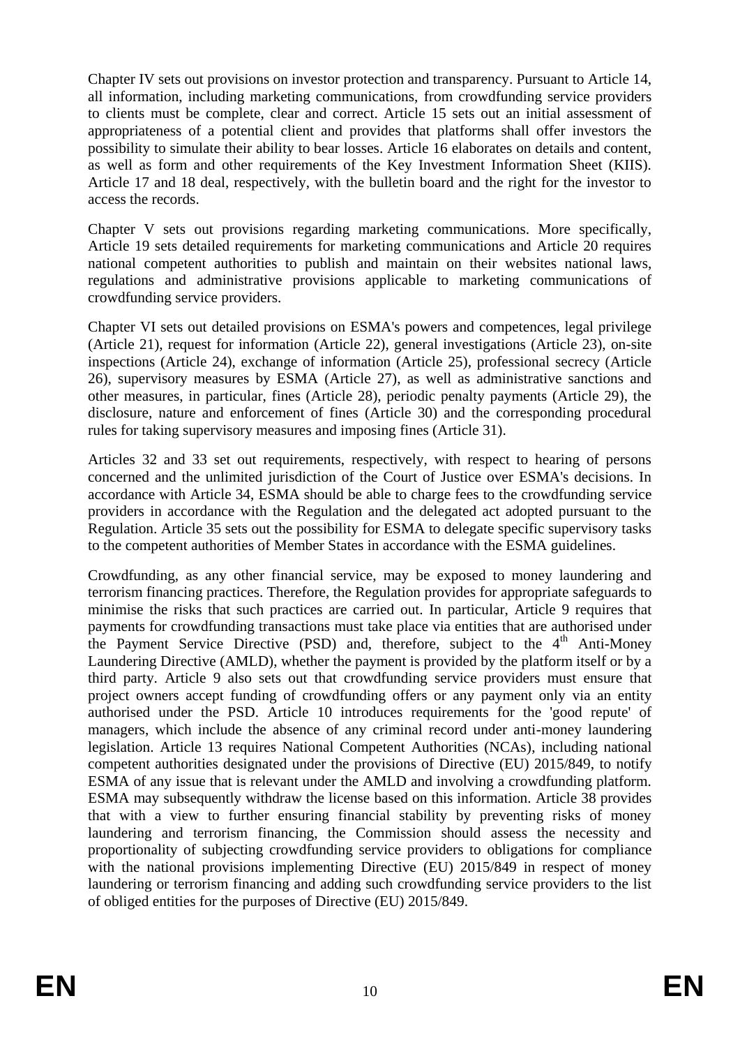Chapter IV sets out provisions on investor protection and transparency. Pursuant to Article 14, all information, including marketing communications, from crowdfunding service providers to clients must be complete, clear and correct. Article 15 sets out an initial assessment of appropriateness of a potential client and provides that platforms shall offer investors the possibility to simulate their ability to bear losses. Article 16 elaborates on details and content, as well as form and other requirements of the Key Investment Information Sheet (KIIS). Article 17 and 18 deal, respectively, with the bulletin board and the right for the investor to access the records.

Chapter V sets out provisions regarding marketing communications. More specifically, Article 19 sets detailed requirements for marketing communications and Article 20 requires national competent authorities to publish and maintain on their websites national laws, regulations and administrative provisions applicable to marketing communications of crowdfunding service providers.

Chapter VI sets out detailed provisions on ESMA's powers and competences, legal privilege (Article 21), request for information (Article 22), general investigations (Article 23), on-site inspections (Article 24), exchange of information (Article 25), professional secrecy (Article 26), supervisory measures by ESMA (Article 27), as well as administrative sanctions and other measures, in particular, fines (Article 28), periodic penalty payments (Article 29), the disclosure, nature and enforcement of fines (Article 30) and the corresponding procedural rules for taking supervisory measures and imposing fines (Article 31).

Articles 32 and 33 set out requirements, respectively, with respect to hearing of persons concerned and the unlimited jurisdiction of the Court of Justice over ESMA's decisions. In accordance with Article 34, ESMA should be able to charge fees to the crowdfunding service providers in accordance with the Regulation and the delegated act adopted pursuant to the Regulation. Article 35 sets out the possibility for ESMA to delegate specific supervisory tasks to the competent authorities of Member States in accordance with the ESMA guidelines.

Crowdfunding, as any other financial service, may be exposed to money laundering and terrorism financing practices. Therefore, the Regulation provides for appropriate safeguards to minimise the risks that such practices are carried out. In particular, Article 9 requires that payments for crowdfunding transactions must take place via entities that are authorised under the Payment Service Directive (PSD) and, therefore, subject to the 4th Anti-Money Laundering Directive (AMLD), whether the payment is provided by the platform itself or by a third party. Article 9 also sets out that crowdfunding service providers must ensure that project owners accept funding of crowdfunding offers or any payment only via an entity authorised under the PSD. Article 10 introduces requirements for the 'good repute' of managers, which include the absence of any criminal record under anti-money laundering legislation. Article 13 requires National Competent Authorities (NCAs), including national competent authorities designated under the provisions of Directive (EU) 2015/849, to notify ESMA of any issue that is relevant under the AMLD and involving a crowdfunding platform. ESMA may subsequently withdraw the license based on this information. Article 38 provides that with a view to further ensuring financial stability by preventing risks of money laundering and terrorism financing, the Commission should assess the necessity and proportionality of subjecting crowdfunding service providers to obligations for compliance with the national provisions implementing Directive (EU) 2015/849 in respect of money laundering or terrorism financing and adding such crowdfunding service providers to the list of obliged entities for the purposes of Directive (EU) 2015/849.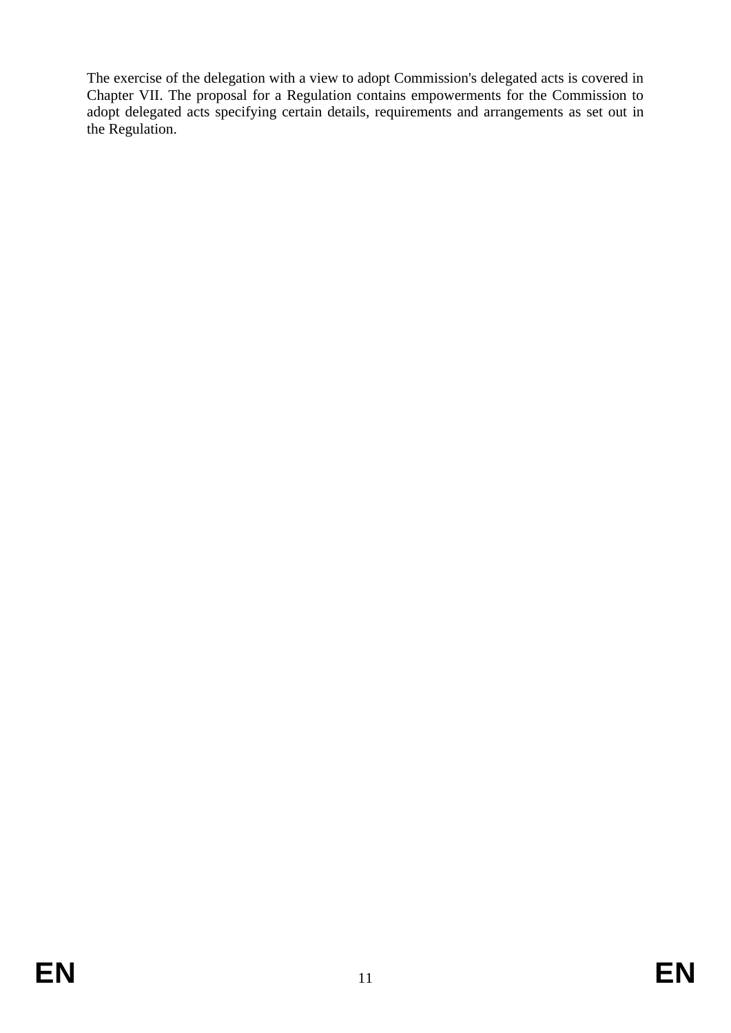The exercise of the delegation with a view to adopt Commission's delegated acts is covered in Chapter VII. The proposal for a Regulation contains empowerments for the Commission to adopt delegated acts specifying certain details, requirements and arrangements as set out in the Regulation.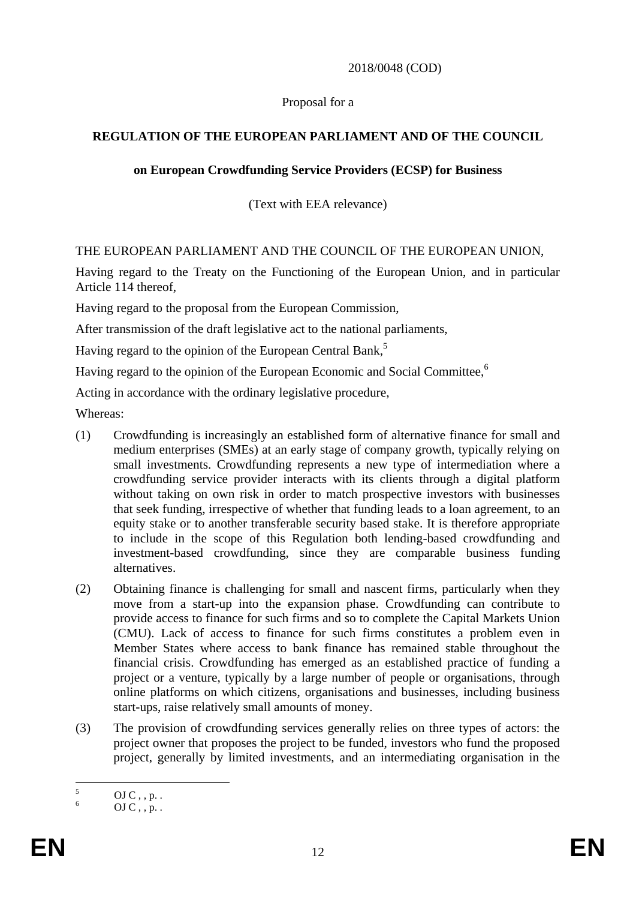2018/0048 (COD)

Proposal for a

**REGULATION OF THE EUROPEAN PARLIAMENT AND OF THE COUNCIL**

**on European Crowdfunding Service Providers (ECSP) for Business**

(Text with EEA relevance)

THE EUROPEAN PARLIAMENT AND THE COUNCIL OF THE EUROPEAN UNION,

Having regard to the Treaty on the Functioning of the European Union, and in particular Article 114 thereof,

Having regard to the proposal from the European Commission,

After transmission of the draft legislative act to the national parliaments,

Having regard to the opinion of the European Central Bank,[5]

Having regard to the opinion of the European Economic and Social Committee,[6]

Acting in accordance with the ordinary legislative procedure,

Whereas:

(1) Crowdfunding is increasingly an established form of alternative finance for small and medium enterprises (SMEs) at an early stage of company growth, typically relying on small investments. Crowdfunding represents a new type of intermediation where a crowdfunding service provider interacts with its clients through a digital platform without taking on own risk in order to match prospective investors with businesses that seek funding, irrespective of whether that funding leads to a loan agreement, to an equity stake or to another transferable security based stake. It is therefore appropriate to include in the scope of this Regulation both lending-based crowdfunding and investment-based crowdfunding, since they are comparable business funding alternatives.

(2) Obtaining finance is challenging for small and nascent firms, particularly when they move from a start-up into the expansion phase. Crowdfunding can contribute to provide access to finance for such firms and so to complete the Capital Markets Union (CMU). Lack of access to finance for such firms constitutes a problem even in Member States where access to bank finance has remained stable throughout the financial crisis. Crowdfunding has emerged as an established practice of funding a project or a venture, typically by a large number of people or organisations, through online platforms on which citizens, organisations and businesses, including business start-ups, raise relatively small amounts of money.

(3) The provision of crowdfunding services generally relies on three types of actors: the project owner that proposes the project to be funded, investors who fund the proposed project, generally by limited investments, and an intermediating organisation in the

[5] OJ C , , p. .

[6] OJ C , , p. .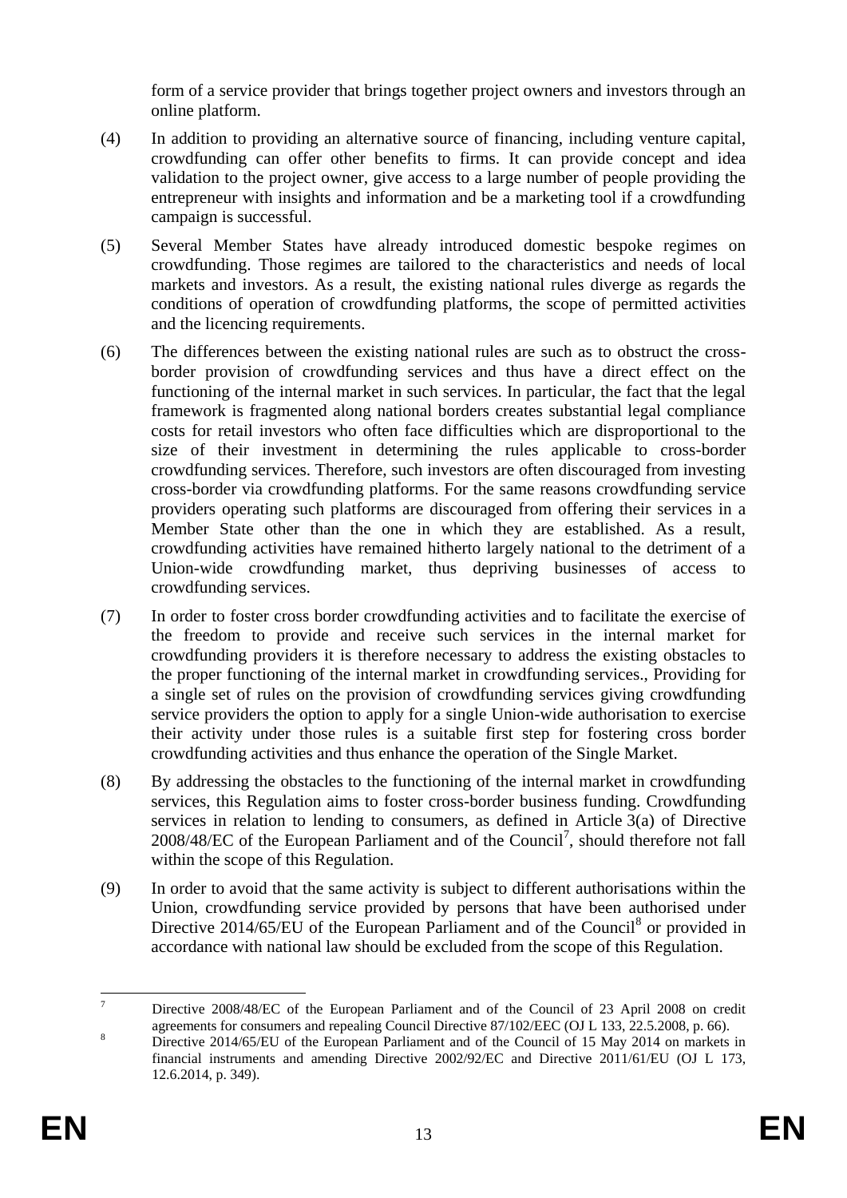form of a service provider that brings together project owners and investors through an online platform.

(4) In addition to providing an alternative source of financing, including venture capital, crowdfunding can offer other benefits to firms. It can provide concept and idea validation to the project owner, give access to a large number of people providing the entrepreneur with insights and information and be a marketing tool if a crowdfunding campaign is successful.

(5) Several Member States have already introduced domestic bespoke regimes on crowdfunding. Those regimes are tailored to the characteristics and needs of local markets and investors. As a result, the existing national rules diverge as regards the conditions of operation of crowdfunding platforms, the scope of permitted activities and the licencing requirements.

(6) The differences between the existing national rules are such as to obstruct the cross-border provision of crowdfunding services and thus have a direct effect on the functioning of the internal market in such services. In particular, the fact that the legal framework is fragmented along national borders creates substantial legal compliance costs for retail investors who often face difficulties which are disproportional to the size of their investment in determining the rules applicable to cross-border crowdfunding services. Therefore, such investors are often discouraged from investing cross-border via crowdfunding platforms. For the same reasons crowdfunding service providers operating such platforms are discouraged from offering their services in a Member State other than the one in which they are established. As a result, crowdfunding activities have remained hitherto largely national to the detriment of a Union-wide crowdfunding market, thus depriving businesses of access to crowdfunding services.

(7) In order to foster cross border crowdfunding activities and to facilitate the exercise of the freedom to provide and receive such services in the internal market for crowdfunding providers it is therefore necessary to address the existing obstacles to the proper functioning of the internal market in crowdfunding services., Providing for a single set of rules on the provision of crowdfunding services giving crowdfunding service providers the option to apply for a single Union-wide authorisation to exercise their activity under those rules is a suitable first step for fostering cross border crowdfunding activities and thus enhance the operation of the Single Market.

(8) By addressing the obstacles to the functioning of the internal market in crowdfunding services, this Regulation aims to foster cross-border business funding. Crowdfunding services in relation to lending to consumers, as defined in Article 3(a) of Directive 2008/48/EC of the European Parliament and of the Council[7], should therefore not fall within the scope of this Regulation.

(9) In order to avoid that the same activity is subject to different authorisations within the Union, crowdfunding service provided by persons that have been authorised under Directive 2014/65/EU of the European Parliament and of the Council[8] or provided in accordance with national law should be excluded from the scope of this Regulation.

---

[7] Directive 2008/48/EC of the European Parliament and of the Council of 23 April 2008 on credit agreements for consumers and repealing Council Directive 87/102/EEC (OJ L 133, 22.5.2008, p. 66).

[8] Directive 2014/65/EU of the European Parliament and of the Council of 15 May 2014 on markets in financial instruments and amending Directive 2002/92/EC and Directive 2011/61/EU (OJ L 173, 12.6.2014, p. 349).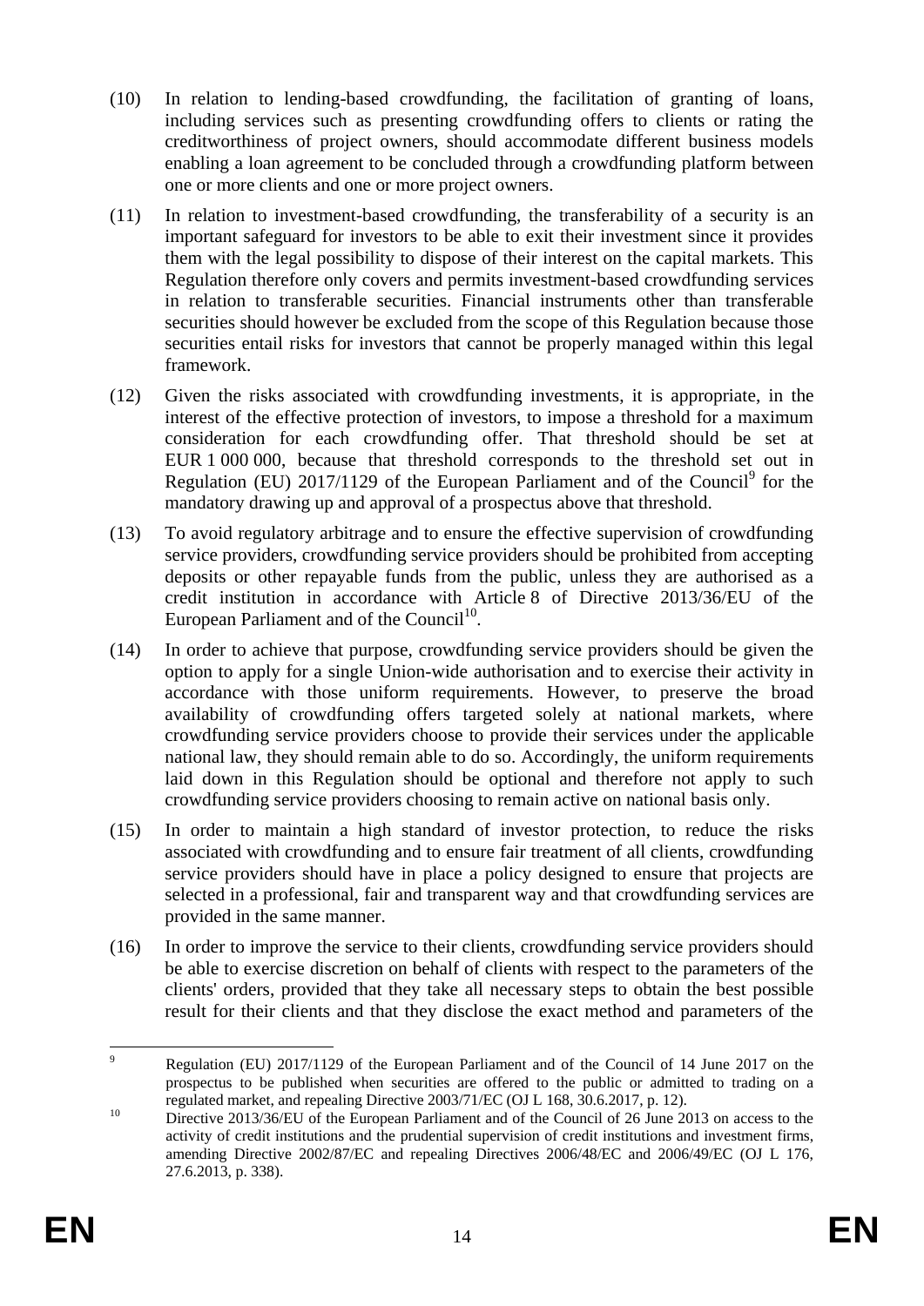(10) In relation to lending-based crowdfunding, the facilitation of granting of loans, including services such as presenting crowdfunding offers to clients or rating the creditworthiness of project owners, should accommodate different business models enabling a loan agreement to be concluded through a crowdfunding platform between one or more clients and one or more project owners.

(11) In relation to investment-based crowdfunding, the transferability of a security is an important safeguard for investors to be able to exit their investment since it provides them with the legal possibility to dispose of their interest on the capital markets. This Regulation therefore only covers and permits investment-based crowdfunding services in relation to transferable securities. Financial instruments other than transferable securities should however be excluded from the scope of this Regulation because those securities entail risks for investors that cannot be properly managed within this legal framework.

(12) Given the risks associated with crowdfunding investments, it is appropriate, in the interest of the effective protection of investors, to impose a threshold for a maximum consideration for each crowdfunding offer. That threshold should be set at EUR 1 000 000, because that threshold corresponds to the threshold set out in Regulation (EU) 2017/1129 of the European Parliament and of the Council[9] for the mandatory drawing up and approval of a prospectus above that threshold.

(13) To avoid regulatory arbitrage and to ensure the effective supervision of crowdfunding service providers, crowdfunding service providers should be prohibited from accepting deposits or other repayable funds from the public, unless they are authorised as a credit institution in accordance with Article 8 of Directive 2013/36/EU of the European Parliament and of the Council[10].

(14) In order to achieve that purpose, crowdfunding service providers should be given the option to apply for a single Union-wide authorisation and to exercise their activity in accordance with those uniform requirements. However, to preserve the broad availability of crowdfunding offers targeted solely at national markets, where crowdfunding service providers choose to provide their services under the applicable national law, they should remain able to do so. Accordingly, the uniform requirements laid down in this Regulation should be optional and therefore not apply to such crowdfunding service providers choosing to remain active on national basis only.

(15) In order to maintain a high standard of investor protection, to reduce the risks associated with crowdfunding and to ensure fair treatment of all clients, crowdfunding service providers should have in place a policy designed to ensure that projects are selected in a professional, fair and transparent way and that crowdfunding services are provided in the same manner.

(16) In order to improve the service to their clients, crowdfunding service providers should be able to exercise discretion on behalf of clients with respect to the parameters of the clients' orders, provided that they take all necessary steps to obtain the best possible result for their clients and that they disclose the exact method and parameters of the

---

[9] Regulation (EU) 2017/1129 of the European Parliament and of the Council of 14 June 2017 on the prospectus to be published when securities are offered to the public or admitted to trading on a regulated market, and repealing Directive 2003/71/EC (OJ L 168, 30.6.2017, p. 12).

[10] Directive 2013/36/EU of the European Parliament and of the Council of 26 June 2013 on access to the activity of credit institutions and the prudential supervision of credit institutions and investment firms, amending Directive 2002/87/EC and repealing Directives 2006/48/EC and 2006/49/EC (OJ L 176, 27.6.2013, p. 338).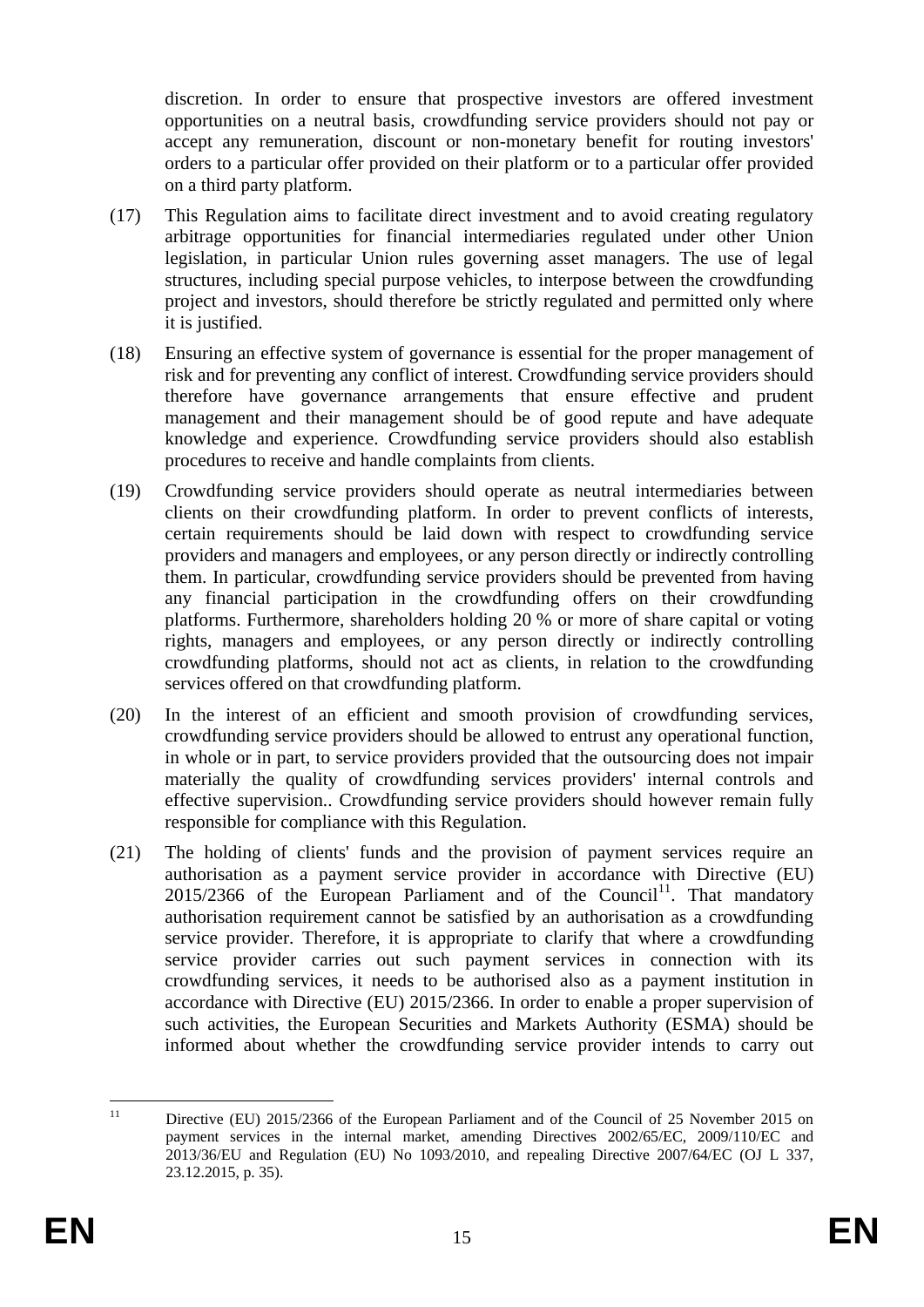discretion. In order to ensure that prospective investors are offered investment opportunities on a neutral basis, crowdfunding service providers should not pay or accept any remuneration, discount or non-monetary benefit for routing investors' orders to a particular offer provided on their platform or to a particular offer provided on a third party platform.

(17) This Regulation aims to facilitate direct investment and to avoid creating regulatory arbitrage opportunities for financial intermediaries regulated under other Union legislation, in particular Union rules governing asset managers. The use of legal structures, including special purpose vehicles, to interpose between the crowdfunding project and investors, should therefore be strictly regulated and permitted only where it is justified.

(18) Ensuring an effective system of governance is essential for the proper management of risk and for preventing any conflict of interest. Crowdfunding service providers should therefore have governance arrangements that ensure effective and prudent management and their management should be of good repute and have adequate knowledge and experience. Crowdfunding service providers should also establish procedures to receive and handle complaints from clients.

(19) Crowdfunding service providers should operate as neutral intermediaries between clients on their crowdfunding platform. In order to prevent conflicts of interests, certain requirements should be laid down with respect to crowdfunding service providers and managers and employees, or any person directly or indirectly controlling them. In particular, crowdfunding service providers should be prevented from having any financial participation in the crowdfunding offers on their crowdfunding platforms. Furthermore, shareholders holding 20 % or more of share capital or voting rights, managers and employees, or any person directly or indirectly controlling crowdfunding platforms, should not act as clients, in relation to the crowdfunding services offered on that crowdfunding platform.

(20) In the interest of an efficient and smooth provision of crowdfunding services, crowdfunding service providers should be allowed to entrust any operational function, in whole or in part, to service providers provided that the outsourcing does not impair materially the quality of crowdfunding services providers' internal controls and effective supervision.. Crowdfunding service providers should however remain fully responsible for compliance with this Regulation.

(21) The holding of clients' funds and the provision of payment services require an authorisation as a payment service provider in accordance with Directive (EU) 2015/2366 of the European Parliament and of the Council[11]. That mandatory authorisation requirement cannot be satisfied by an authorisation as a crowdfunding service provider. Therefore, it is appropriate to clarify that where a crowdfunding service provider carries out such payment services in connection with its crowdfunding services, it needs to be authorised also as a payment institution in accordance with Directive (EU) 2015/2366. In order to enable a proper supervision of such activities, the European Securities and Markets Authority (ESMA) should be informed about whether the crowdfunding service provider intends to carry out

---

[11] Directive (EU) 2015/2366 of the European Parliament and of the Council of 25 November 2015 on payment services in the internal market, amending Directives 2002/65/EC, 2009/110/EC and 2013/36/EU and Regulation (EU) No 1093/2010, and repealing Directive 2007/64/EC (OJ L 337, 23.12.2015, p. 35).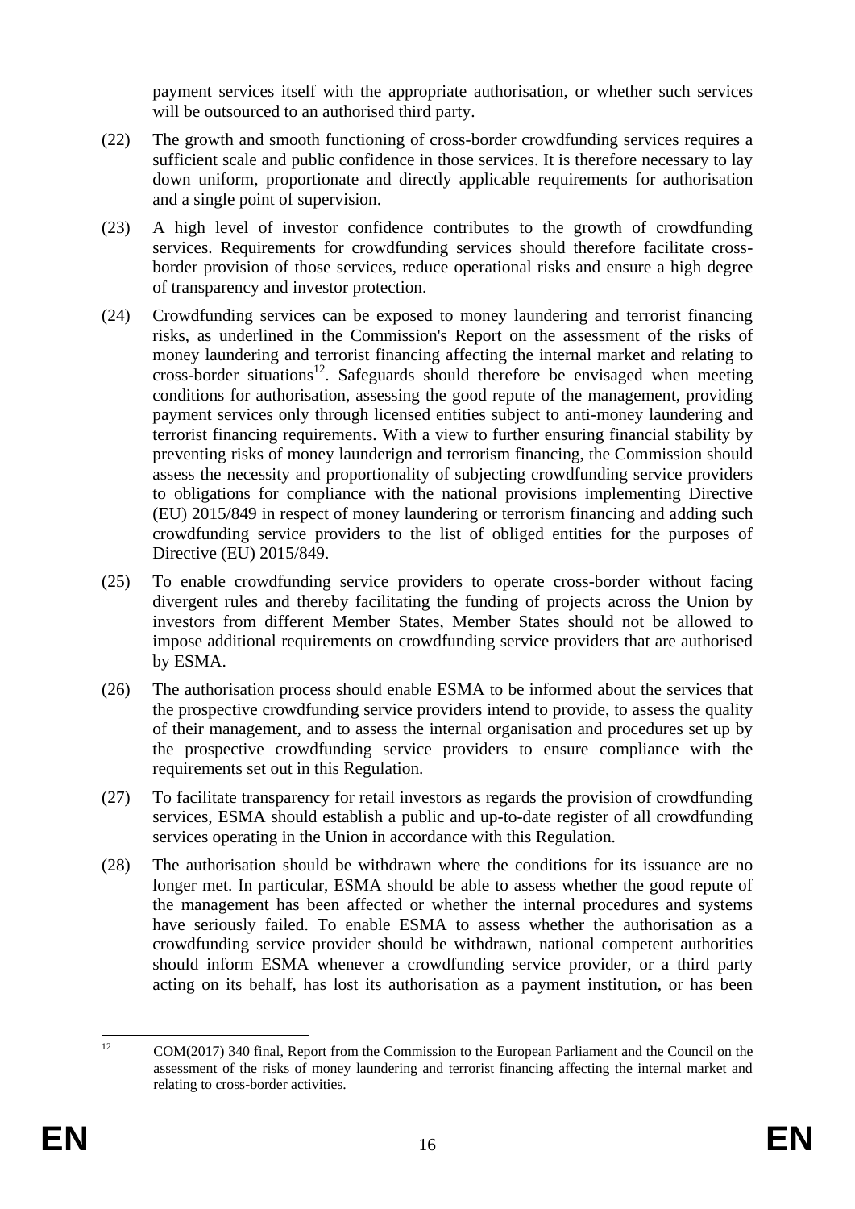payment services itself with the appropriate authorisation, or whether such services will be outsourced to an authorised third party.

(22) The growth and smooth functioning of cross-border crowdfunding services requires a sufficient scale and public confidence in those services. It is therefore necessary to lay down uniform, proportionate and directly applicable requirements for authorisation and a single point of supervision.

(23) A high level of investor confidence contributes to the growth of crowdfunding services. Requirements for crowdfunding services should therefore facilitate cross-border provision of those services, reduce operational risks and ensure a high degree of transparency and investor protection.

(24) Crowdfunding services can be exposed to money laundering and terrorist financing risks, as underlined in the Commission's Report on the assessment of the risks of money laundering and terrorist financing affecting the internal market and relating to cross-border situations[12]. Safeguards should therefore be envisaged when meeting conditions for authorisation, assessing the good repute of the management, providing payment services only through licensed entities subject to anti-money laundering and terrorist financing requirements. With a view to further ensuring financial stability by preventing risks of money launderign and terrorism financing, the Commission should assess the necessity and proportionality of subjecting crowdfunding service providers to obligations for compliance with the national provisions implementing Directive (EU) 2015/849 in respect of money laundering or terrorism financing and adding such crowdfunding service providers to the list of obliged entities for the purposes of Directive (EU) 2015/849.

(25) To enable crowdfunding service providers to operate cross-border without facing divergent rules and thereby facilitating the funding of projects across the Union by investors from different Member States, Member States should not be allowed to impose additional requirements on crowdfunding service providers that are authorised by ESMA.

(26) The authorisation process should enable ESMA to be informed about the services that the prospective crowdfunding service providers intend to provide, to assess the quality of their management, and to assess the internal organisation and procedures set up by the prospective crowdfunding service providers to ensure compliance with the requirements set out in this Regulation.

(27) To facilitate transparency for retail investors as regards the provision of crowdfunding services, ESMA should establish a public and up-to-date register of all crowdfunding services operating in the Union in accordance with this Regulation.

(28) The authorisation should be withdrawn where the conditions for its issuance are no longer met. In particular, ESMA should be able to assess whether the good repute of the management has been affected or whether the internal procedures and systems have seriously failed. To enable ESMA to assess whether the authorisation as a crowdfunding service provider should be withdrawn, national competent authorities should inform ESMA whenever a crowdfunding service provider, or a third party acting on its behalf, has lost its authorisation as a payment institution, or has been

[12] COM(2017) 340 final, Report from the Commission to the European Parliament and the Council on the assessment of the risks of money laundering and terrorist financing affecting the internal market and relating to cross-border activities.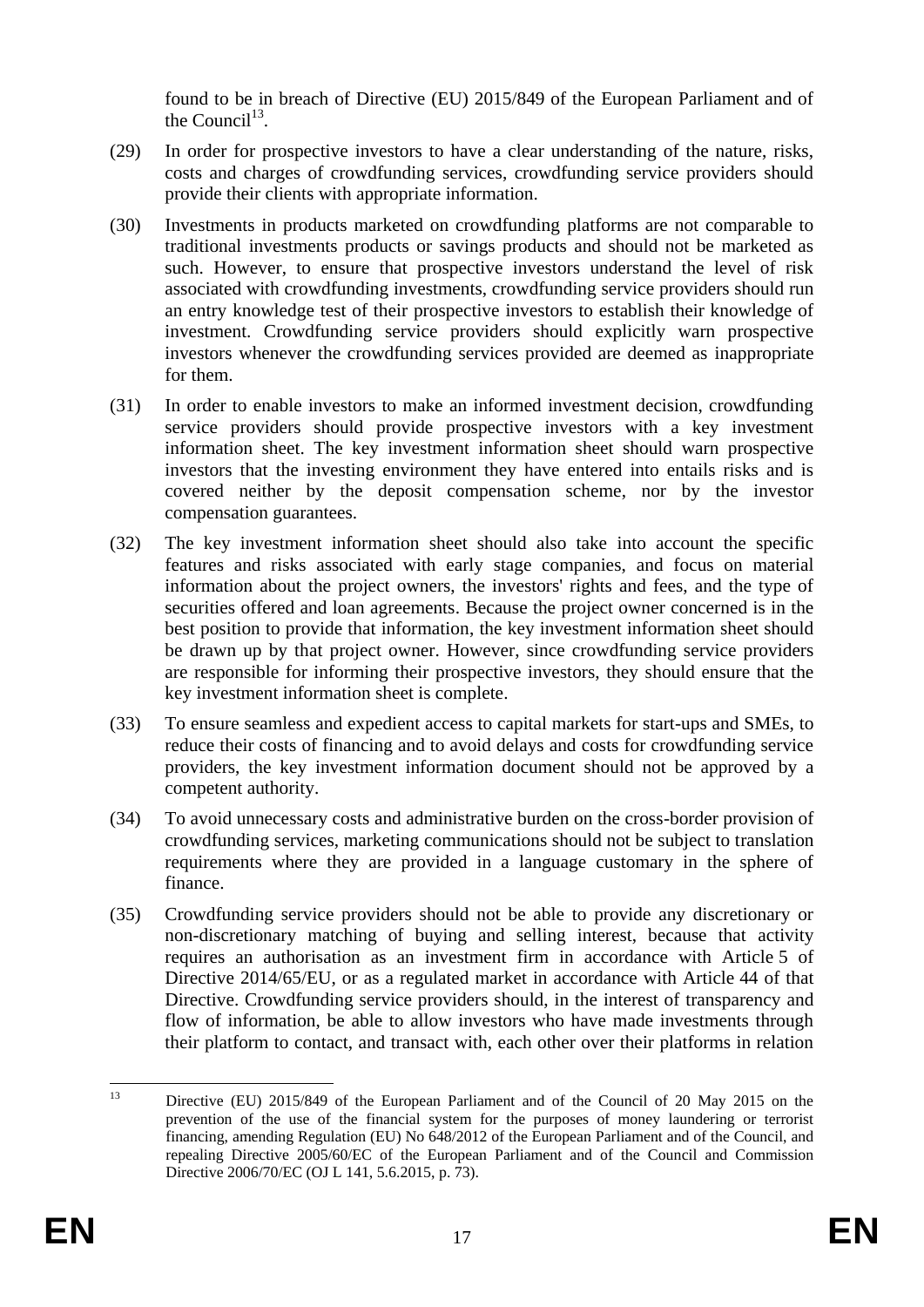found to be in breach of Directive (EU) 2015/849 of the European Parliament and of the Council[13].

(29) In order for prospective investors to have a clear understanding of the nature, risks, costs and charges of crowdfunding services, crowdfunding service providers should provide their clients with appropriate information.

(30) Investments in products marketed on crowdfunding platforms are not comparable to traditional investments products or savings products and should not be marketed as such. However, to ensure that prospective investors understand the level of risk associated with crowdfunding investments, crowdfunding service providers should run an entry knowledge test of their prospective investors to establish their knowledge of investment. Crowdfunding service providers should explicitly warn prospective investors whenever the crowdfunding services provided are deemed as inappropriate for them.

(31) In order to enable investors to make an informed investment decision, crowdfunding service providers should provide prospective investors with a key investment information sheet. The key investment information sheet should warn prospective investors that the investing environment they have entered into entails risks and is covered neither by the deposit compensation scheme, nor by the investor compensation guarantees.

(32) The key investment information sheet should also take into account the specific features and risks associated with early stage companies, and focus on material information about the project owners, the investors' rights and fees, and the type of securities offered and loan agreements. Because the project owner concerned is in the best position to provide that information, the key investment information sheet should be drawn up by that project owner. However, since crowdfunding service providers are responsible for informing their prospective investors, they should ensure that the key investment information sheet is complete.

(33) To ensure seamless and expedient access to capital markets for start-ups and SMEs, to reduce their costs of financing and to avoid delays and costs for crowdfunding service providers, the key investment information document should not be approved by a competent authority.

(34) To avoid unnecessary costs and administrative burden on the cross-border provision of crowdfunding services, marketing communications should not be subject to translation requirements where they are provided in a language customary in the sphere of finance.

(35) Crowdfunding service providers should not be able to provide any discretionary or non-discretionary matching of buying and selling interest, because that activity requires an authorisation as an investment firm in accordance with Article 5 of Directive 2014/65/EU, or as a regulated market in accordance with Article 44 of that Directive. Crowdfunding service providers should, in the interest of transparency and flow of information, be able to allow investors who have made investments through their platform to contact, and transact with, each other over their platforms in relation

---

[13] Directive (EU) 2015/849 of the European Parliament and of the Council of 20 May 2015 on the prevention of the use of the financial system for the purposes of money laundering or terrorist financing, amending Regulation (EU) No 648/2012 of the European Parliament and of the Council, and repealing Directive 2005/60/EC of the European Parliament and of the Council and Commission Directive 2006/70/EC (OJ L 141, 5.6.2015, p. 73).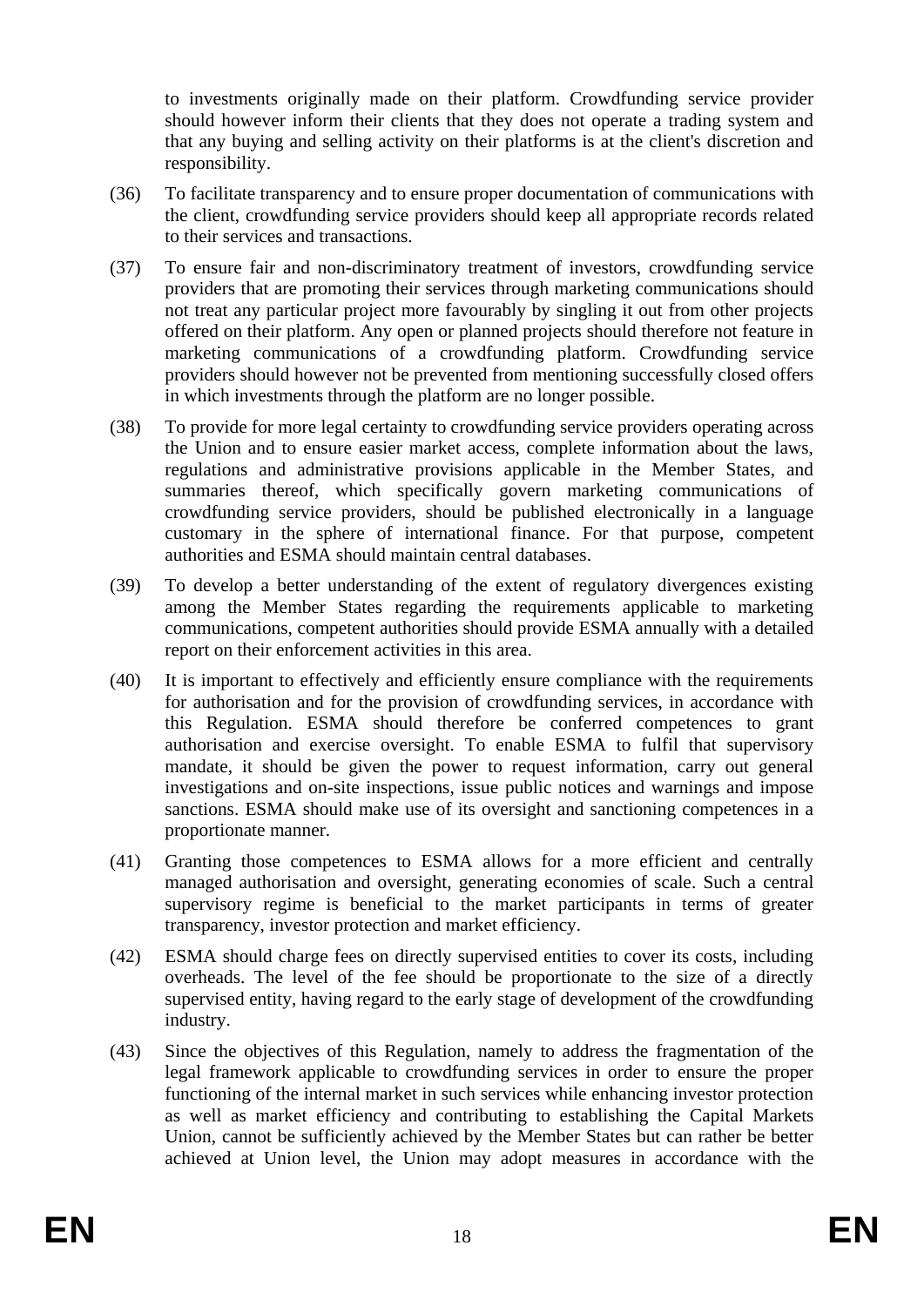to investments originally made on their platform. Crowdfunding service provider should however inform their clients that they does not operate a trading system and that any buying and selling activity on their platforms is at the client's discretion and responsibility.

(36) To facilitate transparency and to ensure proper documentation of communications with the client, crowdfunding service providers should keep all appropriate records related to their services and transactions.

(37) To ensure fair and non-discriminatory treatment of investors, crowdfunding service providers that are promoting their services through marketing communications should not treat any particular project more favourably by singling it out from other projects offered on their platform. Any open or planned projects should therefore not feature in marketing communications of a crowdfunding platform. Crowdfunding service providers should however not be prevented from mentioning successfully closed offers in which investments through the platform are no longer possible.

(38) To provide for more legal certainty to crowdfunding service providers operating across the Union and to ensure easier market access, complete information about the laws, regulations and administrative provisions applicable in the Member States, and summaries thereof, which specifically govern marketing communications of crowdfunding service providers, should be published electronically in a language customary in the sphere of international finance. For that purpose, competent authorities and ESMA should maintain central databases.

(39) To develop a better understanding of the extent of regulatory divergences existing among the Member States regarding the requirements applicable to marketing communications, competent authorities should provide ESMA annually with a detailed report on their enforcement activities in this area.

(40) It is important to effectively and efficiently ensure compliance with the requirements for authorisation and for the provision of crowdfunding services, in accordance with this Regulation. ESMA should therefore be conferred competences to grant authorisation and exercise oversight. To enable ESMA to fulfil that supervisory mandate, it should be given the power to request information, carry out general investigations and on-site inspections, issue public notices and warnings and impose sanctions. ESMA should make use of its oversight and sanctioning competences in a proportionate manner.

(41) Granting those competences to ESMA allows for a more efficient and centrally managed authorisation and oversight, generating economies of scale. Such a central supervisory regime is beneficial to the market participants in terms of greater transparency, investor protection and market efficiency.

(42) ESMA should charge fees on directly supervised entities to cover its costs, including overheads. The level of the fee should be proportionate to the size of a directly supervised entity, having regard to the early stage of development of the crowdfunding industry.

(43) Since the objectives of this Regulation, namely to address the fragmentation of the legal framework applicable to crowdfunding services in order to ensure the proper functioning of the internal market in such services while enhancing investor protection as well as market efficiency and contributing to establishing the Capital Markets Union, cannot be sufficiently achieved by the Member States but can rather be better achieved at Union level, the Union may adopt measures in accordance with the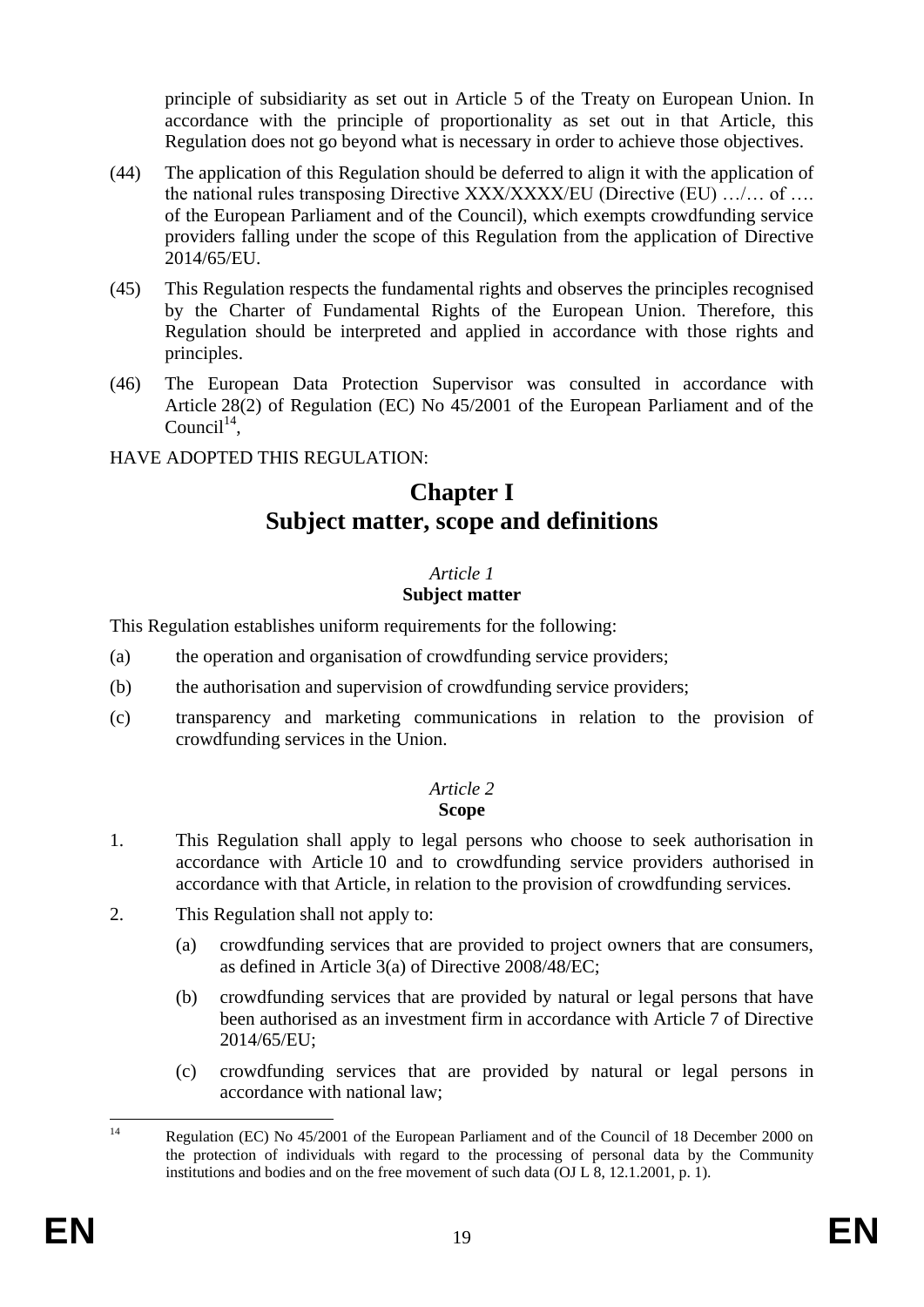principle of subsidiarity as set out in Article 5 of the Treaty on European Union. In accordance with the principle of proportionality as set out in that Article, this Regulation does not go beyond what is necessary in order to achieve those objectives.

(44) The application of this Regulation should be deferred to align it with the application of the national rules transposing Directive XXX/XXXX/EU (Directive (EU) …/… of …. of the European Parliament and of the Council), which exempts crowdfunding service providers falling under the scope of this Regulation from the application of Directive 2014/65/EU.

(45) This Regulation respects the fundamental rights and observes the principles recognised by the Charter of Fundamental Rights of the European Union. Therefore, this Regulation should be interpreted and applied in accordance with those rights and principles.

(46) The European Data Protection Supervisor was consulted in accordance with Article 28(2) of Regulation (EC) No 45/2001 of the European Parliament and of the Council[14],

HAVE ADOPTED THIS REGULATION:

# Chapter I
# Subject matter, scope and definitions

*Article 1*
**Subject matter**

This Regulation establishes uniform requirements for the following:

(a) the operation and organisation of crowdfunding service providers;

(b) the authorisation and supervision of crowdfunding service providers;

(c) transparency and marketing communications in relation to the provision of crowdfunding services in the Union.

*Article 2*
**Scope**

1. This Regulation shall apply to legal persons who choose to seek authorisation in accordance with Article 10 and to crowdfunding service providers authorised in accordance with that Article, in relation to the provision of crowdfunding services.

2. This Regulation shall not apply to:

   (a) crowdfunding services that are provided to project owners that are consumers, as defined in Article 3(a) of Directive 2008/48/EC;

   (b) crowdfunding services that are provided by natural or legal persons that have been authorised as an investment firm in accordance with Article 7 of Directive 2014/65/EU;

   (c) crowdfunding services that are provided by natural or legal persons in accordance with national law;

---

[14] Regulation (EC) No 45/2001 of the European Parliament and of the Council of 18 December 2000 on the protection of individuals with regard to the processing of personal data by the Community institutions and bodies and on the free movement of such data (OJ L 8, 12.1.2001, p. 1).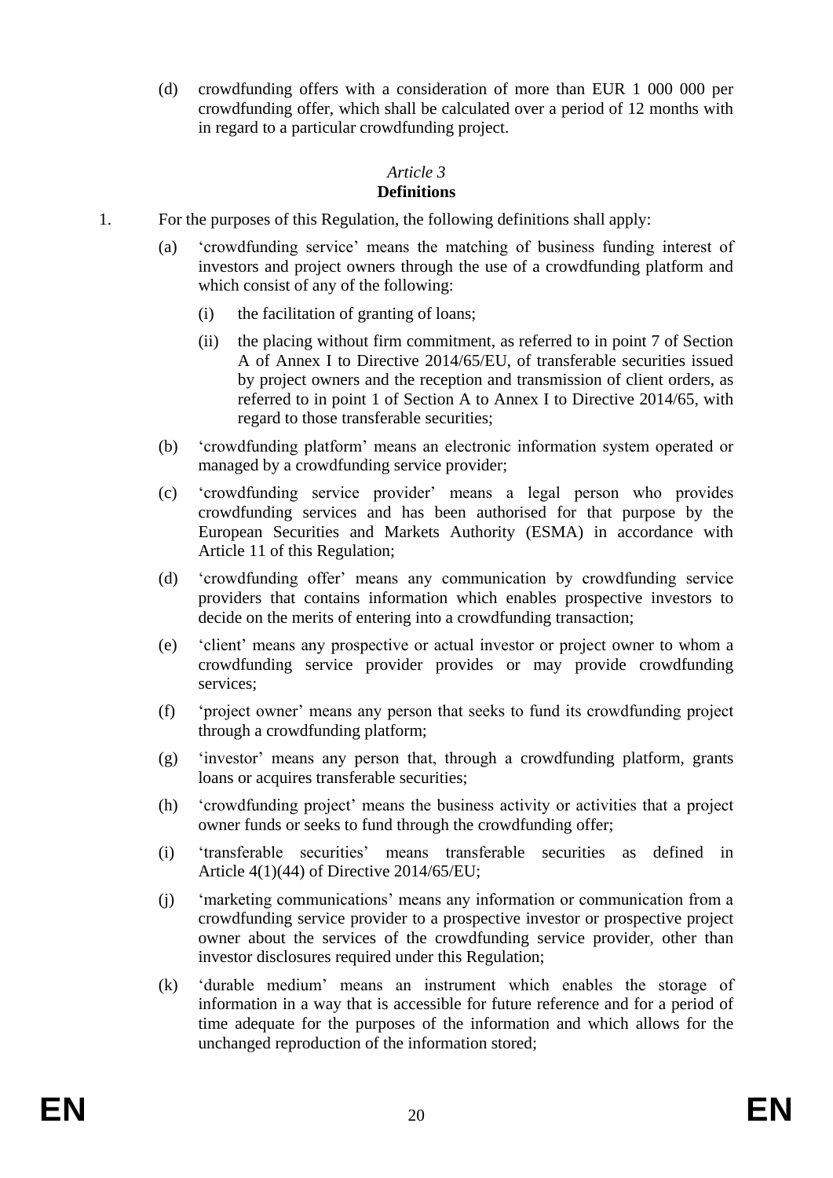(d) crowdfunding offers with a consideration of more than EUR 1 000 000 per crowdfunding offer, which shall be calculated over a period of 12 months with in regard to a particular crowdfunding project.

*Article 3*

**Definitions**

1. For the purposes of this Regulation, the following definitions shall apply:

   (a) 'crowdfunding service' means the matching of business funding interest of investors and project owners through the use of a crowdfunding platform and which consist of any of the following:

      (i) the facilitation of granting of loans;

      (ii) the placing without firm commitment, as referred to in point 7 of Section A of Annex I to Directive 2014/65/EU, of transferable securities issued by project owners and the reception and transmission of client orders, as referred to in point 1 of Section A to Annex I to Directive 2014/65, with regard to those transferable securities;

   (b) 'crowdfunding platform' means an electronic information system operated or managed by a crowdfunding service provider;

   (c) 'crowdfunding service provider' means a legal person who provides crowdfunding services and has been authorised for that purpose by the European Securities and Markets Authority (ESMA) in accordance with Article 11 of this Regulation;

   (d) 'crowdfunding offer' means any communication by crowdfunding service providers that contains information which enables prospective investors to decide on the merits of entering into a crowdfunding transaction;

   (e) 'client' means any prospective or actual investor or project owner to whom a crowdfunding service provider provides or may provide crowdfunding services;

   (f) 'project owner' means any person that seeks to fund its crowdfunding project through a crowdfunding platform;

   (g) 'investor' means any person that, through a crowdfunding platform, grants loans or acquires transferable securities;

   (h) 'crowdfunding project' means the business activity or activities that a project owner funds or seeks to fund through the crowdfunding offer;

   (i) 'transferable securities' means transferable securities as defined in Article 4(1)(44) of Directive 2014/65/EU;

   (j) 'marketing communications' means any information or communication from a crowdfunding service provider to a prospective investor or prospective project owner about the services of the crowdfunding service provider, other than investor disclosures required under this Regulation;

   (k) 'durable medium' means an instrument which enables the storage of information in a way that is accessible for future reference and for a period of time adequate for the purposes of the information and which allows for the unchanged reproduction of the information stored;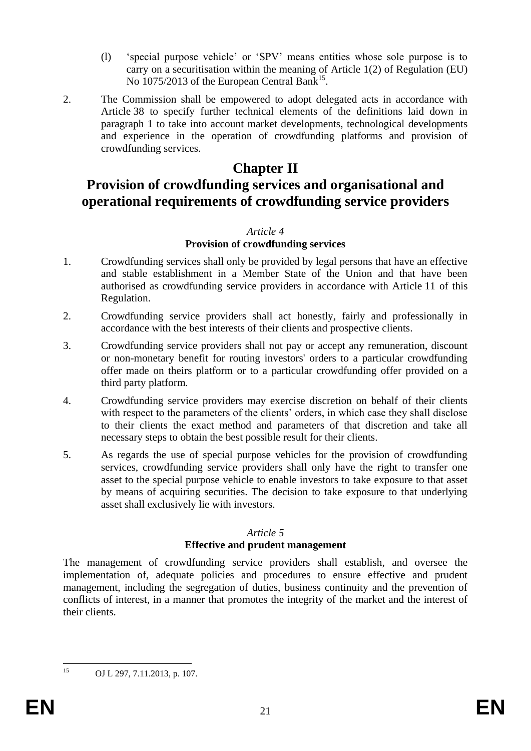(l) 'special purpose vehicle' or 'SPV' means entities whose sole purpose is to carry on a securitisation within the meaning of Article 1(2) of Regulation (EU) No 1075/2013 of the European Central Bank[15].

2. The Commission shall be empowered to adopt delegated acts in accordance with Article 38 to specify further technical elements of the definitions laid down in paragraph 1 to take into account market developments, technological developments and experience in the operation of crowdfunding platforms and provision of crowdfunding services.

# Chapter II
# Provision of crowdfunding services and organisational and operational requirements of crowdfunding service providers

### *Article 4*
### Provision of crowdfunding services

1. Crowdfunding services shall only be provided by legal persons that have an effective and stable establishment in a Member State of the Union and that have been authorised as crowdfunding service providers in accordance with Article 11 of this Regulation.

2. Crowdfunding service providers shall act honestly, fairly and professionally in accordance with the best interests of their clients and prospective clients.

3. Crowdfunding service providers shall not pay or accept any remuneration, discount or non-monetary benefit for routing investors' orders to a particular crowdfunding offer made on theirs platform or to a particular crowdfunding offer provided on a third party platform.

4. Crowdfunding service providers may exercise discretion on behalf of their clients with respect to the parameters of the clients' orders, in which case they shall disclose to their clients the exact method and parameters of that discretion and take all necessary steps to obtain the best possible result for their clients.

5. As regards the use of special purpose vehicles for the provision of crowdfunding services, crowdfunding service providers shall only have the right to transfer one asset to the special purpose vehicle to enable investors to take exposure to that asset by means of acquiring securities. The decision to take exposure to that underlying asset shall exclusively lie with investors.

### *Article 5*
### Effective and prudent management

The management of crowdfunding service providers shall establish, and oversee the implementation of, adequate policies and procedures to ensure effective and prudent management, including the segregation of duties, business continuity and the prevention of conflicts of interest, in a manner that promotes the integrity of the market and the interest of their clients.

---

[15] OJ L 297, 7.11.2013, p. 107.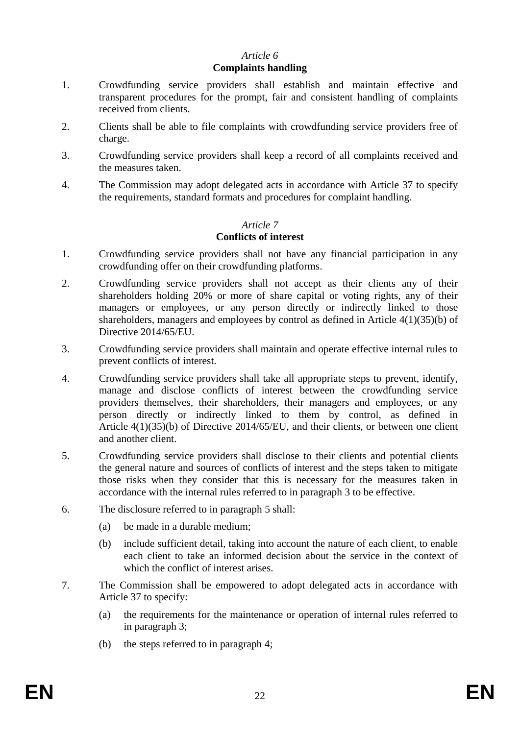*Article 6*

**Complaints handling**

1. Crowdfunding service providers shall establish and maintain effective and transparent procedures for the prompt, fair and consistent handling of complaints received from clients.

2. Clients shall be able to file complaints with crowdfunding service providers free of charge.

3. Crowdfunding service providers shall keep a record of all complaints received and the measures taken.

4. The Commission may adopt delegated acts in accordance with Article 37 to specify the requirements, standard formats and procedures for complaint handling.

*Article 7*

**Conflicts of interest**

1. Crowdfunding service providers shall not have any financial participation in any crowdfunding offer on their crowdfunding platforms.

2. Crowdfunding service providers shall not accept as their clients any of their shareholders holding 20% or more of share capital or voting rights, any of their managers or employees, or any person directly or indirectly linked to those shareholders, managers and employees by control as defined in Article 4(1)(35)(b) of Directive 2014/65/EU.

3. Crowdfunding service providers shall maintain and operate effective internal rules to prevent conflicts of interest.

4. Crowdfunding service providers shall take all appropriate steps to prevent, identify, manage and disclose conflicts of interest between the crowdfunding service providers themselves, their shareholders, their managers and employees, or any person directly or indirectly linked to them by control, as defined in Article 4(1)(35)(b) of Directive 2014/65/EU, and their clients, or between one client and another client.

5. Crowdfunding service providers shall disclose to their clients and potential clients the general nature and sources of conflicts of interest and the steps taken to mitigate those risks when they consider that this is necessary for the measures taken in accordance with the internal rules referred to in paragraph 3 to be effective.

6. The disclosure referred to in paragraph 5 shall:

   (a) be made in a durable medium;

   (b) include sufficient detail, taking into account the nature of each client, to enable each client to take an informed decision about the service in the context of which the conflict of interest arises.

7. The Commission shall be empowered to adopt delegated acts in accordance with Article 37 to specify:

   (a) the requirements for the maintenance or operation of internal rules referred to in paragraph 3;

   (b) the steps referred to in paragraph 4;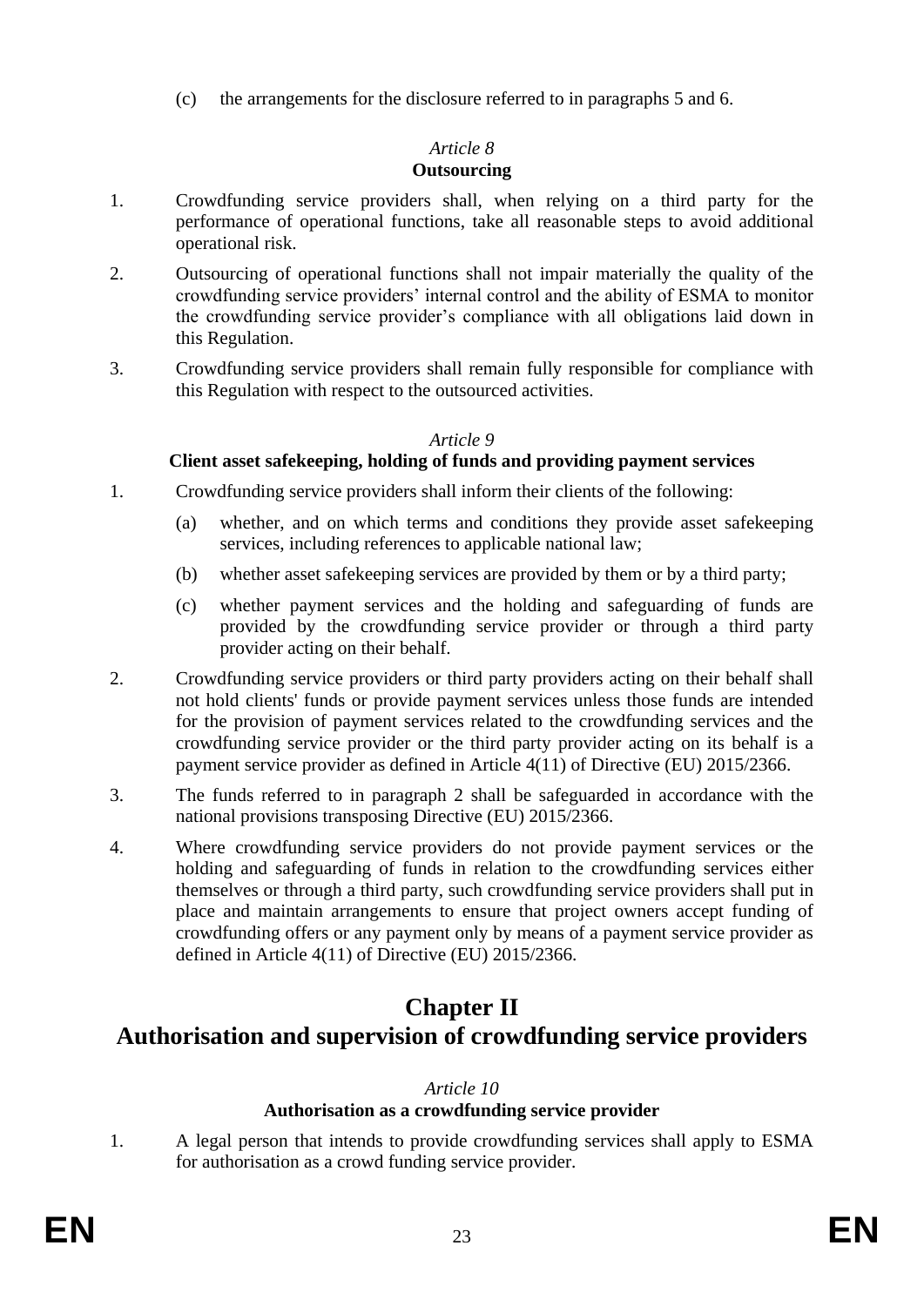(c) the arrangements for the disclosure referred to in paragraphs 5 and 6.

*Article 8*
**Outsourcing**

1. Crowdfunding service providers shall, when relying on a third party for the performance of operational functions, take all reasonable steps to avoid additional operational risk.

2. Outsourcing of operational functions shall not impair materially the quality of the crowdfunding service providers' internal control and the ability of ESMA to monitor the crowdfunding service provider's compliance with all obligations laid down in this Regulation.

3. Crowdfunding service providers shall remain fully responsible for compliance with this Regulation with respect to the outsourced activities.

*Article 9*
**Client asset safekeeping, holding of funds and providing payment services**

1. Crowdfunding service providers shall inform their clients of the following:

   (a) whether, and on which terms and conditions they provide asset safekeeping services, including references to applicable national law;

   (b) whether asset safekeeping services are provided by them or by a third party;

   (c) whether payment services and the holding and safeguarding of funds are provided by the crowdfunding service provider or through a third party provider acting on their behalf.

2. Crowdfunding service providers or third party providers acting on their behalf shall not hold clients' funds or provide payment services unless those funds are intended for the provision of payment services related to the crowdfunding services and the crowdfunding service provider or the third party provider acting on its behalf is a payment service provider as defined in Article 4(11) of Directive (EU) 2015/2366.

3. The funds referred to in paragraph 2 shall be safeguarded in accordance with the national provisions transposing Directive (EU) 2015/2366.

4. Where crowdfunding service providers do not provide payment services or the holding and safeguarding of funds in relation to the crowdfunding services either themselves or through a third party, such crowdfunding service providers shall put in place and maintain arrangements to ensure that project owners accept funding of crowdfunding offers or any payment only by means of a payment service provider as defined in Article 4(11) of Directive (EU) 2015/2366.

# Chapter II
# Authorisation and supervision of crowdfunding service providers

*Article 10*
**Authorisation as a crowdfunding service provider**

1. A legal person that intends to provide crowdfunding services shall apply to ESMA for authorisation as a crowd funding service provider.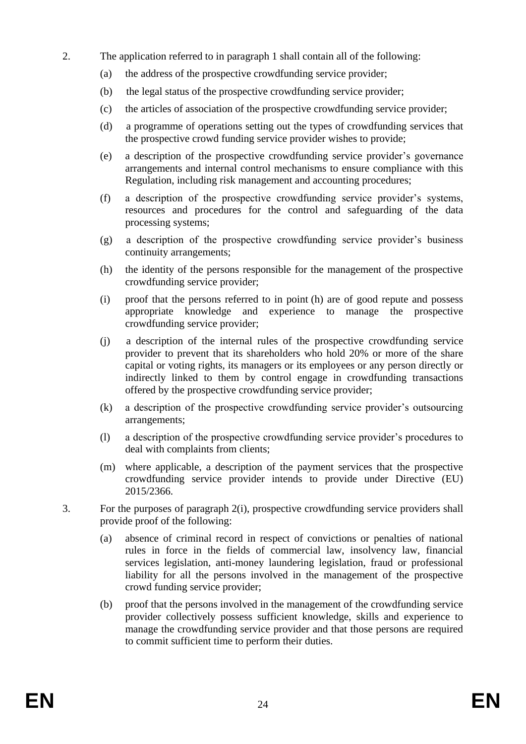2. The application referred to in paragraph 1 shall contain all of the following:

   (a) the address of the prospective crowdfunding service provider;

   (b) the legal status of the prospective crowdfunding service provider;

   (c) the articles of association of the prospective crowdfunding service provider;

   (d) a programme of operations setting out the types of crowdfunding services that the prospective crowd funding service provider wishes to provide;

   (e) a description of the prospective crowdfunding service provider's governance arrangements and internal control mechanisms to ensure compliance with this Regulation, including risk management and accounting procedures;

   (f) a description of the prospective crowdfunding service provider's systems, resources and procedures for the control and safeguarding of the data processing systems;

   (g) a description of the prospective crowdfunding service provider's business continuity arrangements;

   (h) the identity of the persons responsible for the management of the prospective crowdfunding service provider;

   (i) proof that the persons referred to in point (h) are of good repute and possess appropriate knowledge and experience to manage the prospective crowdfunding service provider;

   (j) a description of the internal rules of the prospective crowdfunding service provider to prevent that its shareholders who hold 20% or more of the share capital or voting rights, its managers or its employees or any person directly or indirectly linked to them by control engage in crowdfunding transactions offered by the prospective crowdfunding service provider;

   (k) a description of the prospective crowdfunding service provider's outsourcing arrangements;

   (l) a description of the prospective crowdfunding service provider's procedures to deal with complaints from clients;

   (m) where applicable, a description of the payment services that the prospective crowdfunding service provider intends to provide under Directive (EU) 2015/2366.

3. For the purposes of paragraph 2(i), prospective crowdfunding service providers shall provide proof of the following:

   (a) absence of criminal record in respect of convictions or penalties of national rules in force in the fields of commercial law, insolvency law, financial services legislation, anti-money laundering legislation, fraud or professional liability for all the persons involved in the management of the prospective crowd funding service provider;

   (b) proof that the persons involved in the management of the crowdfunding service provider collectively possess sufficient knowledge, skills and experience to manage the crowdfunding service provider and that those persons are required to commit sufficient time to perform their duties.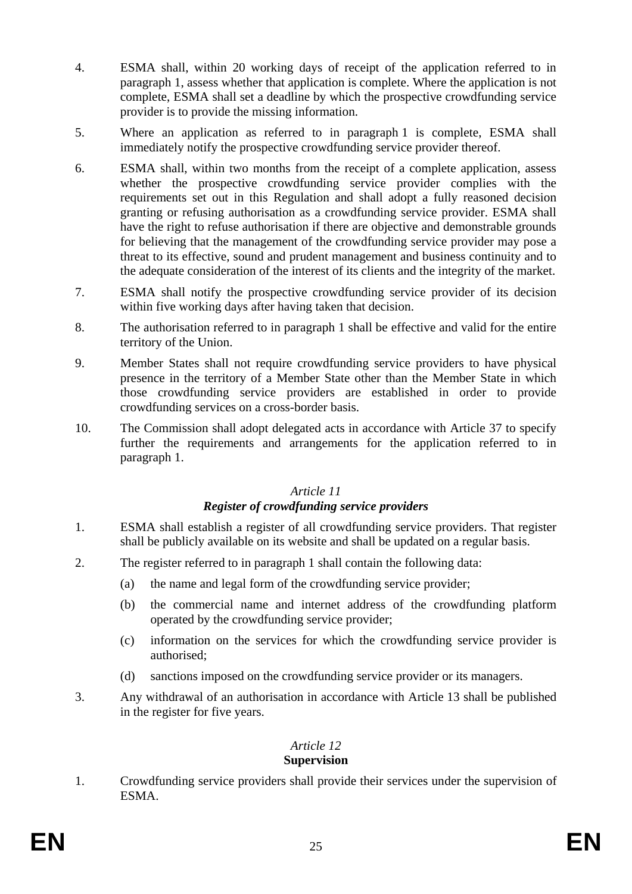4. ESMA shall, within 20 working days of receipt of the application referred to in paragraph 1, assess whether that application is complete. Where the application is not complete, ESMA shall set a deadline by which the prospective crowdfunding service provider is to provide the missing information.

5. Where an application as referred to in paragraph 1 is complete, ESMA shall immediately notify the prospective crowdfunding service provider thereof.

6. ESMA shall, within two months from the receipt of a complete application, assess whether the prospective crowdfunding service provider complies with the requirements set out in this Regulation and shall adopt a fully reasoned decision granting or refusing authorisation as a crowdfunding service provider. ESMA shall have the right to refuse authorisation if there are objective and demonstrable grounds for believing that the management of the crowdfunding service provider may pose a threat to its effective, sound and prudent management and business continuity and to the adequate consideration of the interest of its clients and the integrity of the market.

7. ESMA shall notify the prospective crowdfunding service provider of its decision within five working days after having taken that decision.

8. The authorisation referred to in paragraph 1 shall be effective and valid for the entire territory of the Union.

9. Member States shall not require crowdfunding service providers to have physical presence in the territory of a Member State other than the Member State in which those crowdfunding service providers are established in order to provide crowdfunding services on a cross-border basis.

10. The Commission shall adopt delegated acts in accordance with Article 37 to specify further the requirements and arrangements for the application referred to in paragraph 1.

*Article 11*
***Register of crowdfunding service providers***

1. ESMA shall establish a register of all crowdfunding service providers. That register shall be publicly available on its website and shall be updated on a regular basis.

2. The register referred to in paragraph 1 shall contain the following data:

   (a) the name and legal form of the crowdfunding service provider;

   (b) the commercial name and internet address of the crowdfunding platform operated by the crowdfunding service provider;

   (c) information on the services for which the crowdfunding service provider is authorised;

   (d) sanctions imposed on the crowdfunding service provider or its managers.

3. Any withdrawal of an authorisation in accordance with Article 13 shall be published in the register for five years.

*Article 12*
**Supervision**

1. Crowdfunding service providers shall provide their services under the supervision of ESMA.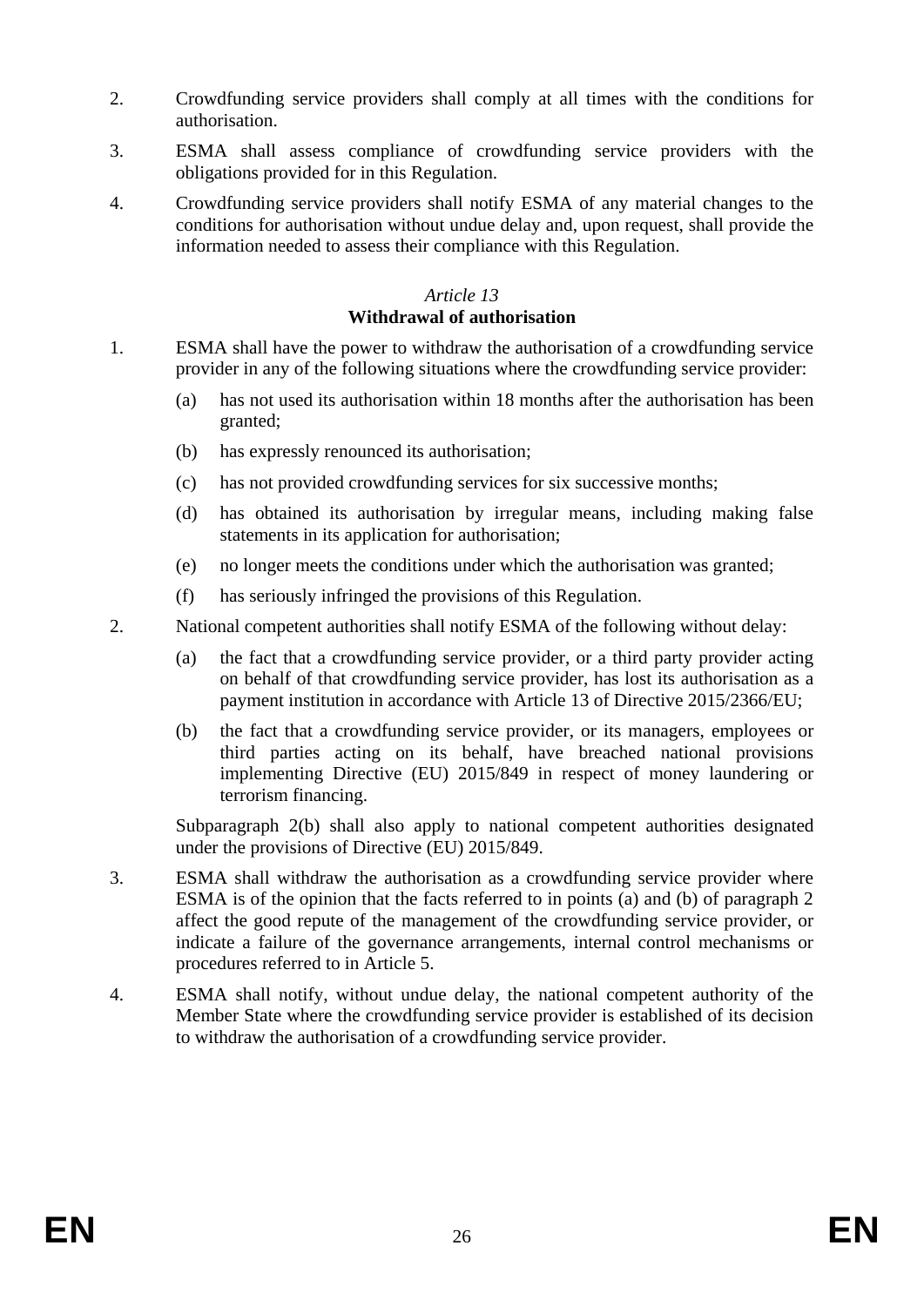2. Crowdfunding service providers shall comply at all times with the conditions for authorisation.

3. ESMA shall assess compliance of crowdfunding service providers with the obligations provided for in this Regulation.

4. Crowdfunding service providers shall notify ESMA of any material changes to the conditions for authorisation without undue delay and, upon request, shall provide the information needed to assess their compliance with this Regulation.

### *Article 13*
### **Withdrawal of authorisation**

1. ESMA shall have the power to withdraw the authorisation of a crowdfunding service provider in any of the following situations where the crowdfunding service provider:

   (a) has not used its authorisation within 18 months after the authorisation has been granted;

   (b) has expressly renounced its authorisation;

   (c) has not provided crowdfunding services for six successive months;

   (d) has obtained its authorisation by irregular means, including making false statements in its application for authorisation;

   (e) no longer meets the conditions under which the authorisation was granted;

   (f) has seriously infringed the provisions of this Regulation.

2. National competent authorities shall notify ESMA of the following without delay:

   (a) the fact that a crowdfunding service provider, or a third party provider acting on behalf of that crowdfunding service provider, has lost its authorisation as a payment institution in accordance with Article 13 of Directive 2015/2366/EU;

   (b) the fact that a crowdfunding service provider, or its managers, employees or third parties acting on its behalf, have breached national provisions implementing Directive (EU) 2015/849 in respect of money laundering or terrorism financing.

   Subparagraph 2(b) shall also apply to national competent authorities designated under the provisions of Directive (EU) 2015/849.

3. ESMA shall withdraw the authorisation as a crowdfunding service provider where ESMA is of the opinion that the facts referred to in points (a) and (b) of paragraph 2 affect the good repute of the management of the crowdfunding service provider, or indicate a failure of the governance arrangements, internal control mechanisms or procedures referred to in Article 5.

4. ESMA shall notify, without undue delay, the national competent authority of the Member State where the crowdfunding service provider is established of its decision to withdraw the authorisation of a crowdfunding service provider.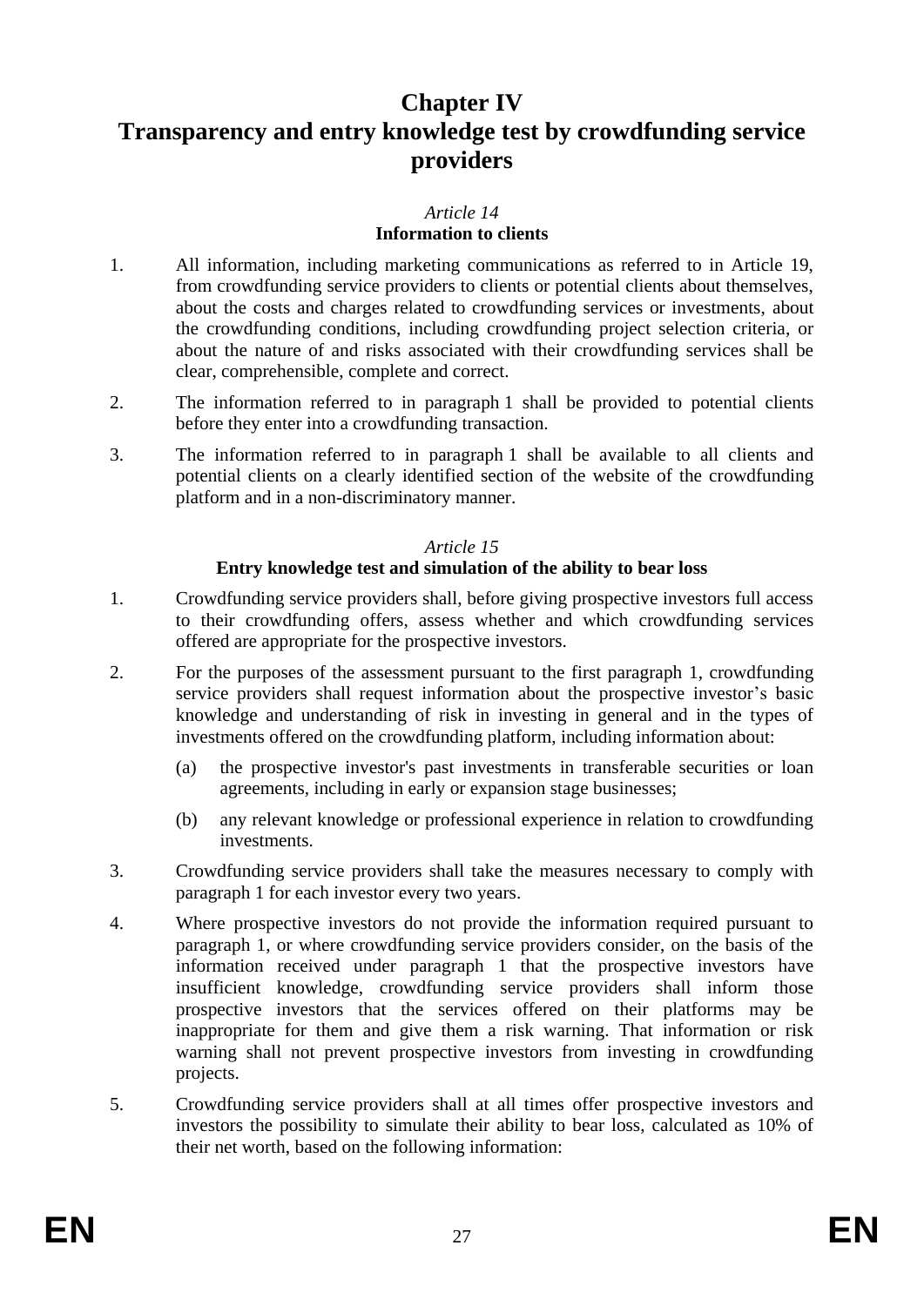# Chapter IV
# Transparency and entry knowledge test by crowdfunding service providers

*Article 14*
**Information to clients**

1. All information, including marketing communications as referred to in Article 19, from crowdfunding service providers to clients or potential clients about themselves, about the costs and charges related to crowdfunding services or investments, about the crowdfunding conditions, including crowdfunding project selection criteria, or about the nature of and risks associated with their crowdfunding services shall be clear, comprehensible, complete and correct.
2. The information referred to in paragraph 1 shall be provided to potential clients before they enter into a crowdfunding transaction.
3. The information referred to in paragraph 1 shall be available to all clients and potential clients on a clearly identified section of the website of the crowdfunding platform and in a non-discriminatory manner.

*Article 15*
**Entry knowledge test and simulation of the ability to bear loss**

1. Crowdfunding service providers shall, before giving prospective investors full access to their crowdfunding offers, assess whether and which crowdfunding services offered are appropriate for the prospective investors.
2. For the purposes of the assessment pursuant to the first paragraph 1, crowdfunding service providers shall request information about the prospective investor's basic knowledge and understanding of risk in investing in general and in the types of investments offered on the crowdfunding platform, including information about:
   (a) the prospective investor's past investments in transferable securities or loan agreements, including in early or expansion stage businesses;
   (b) any relevant knowledge or professional experience in relation to crowdfunding investments.
3. Crowdfunding service providers shall take the measures necessary to comply with paragraph 1 for each investor every two years.
4. Where prospective investors do not provide the information required pursuant to paragraph 1, or where crowdfunding service providers consider, on the basis of the information received under paragraph 1 that the prospective investors have insufficient knowledge, crowdfunding service providers shall inform those prospective investors that the services offered on their platforms may be inappropriate for them and give them a risk warning. That information or risk warning shall not prevent prospective investors from investing in crowdfunding projects.
5. Crowdfunding service providers shall at all times offer prospective investors and investors the possibility to simulate their ability to bear loss, calculated as 10% of their net worth, based on the following information: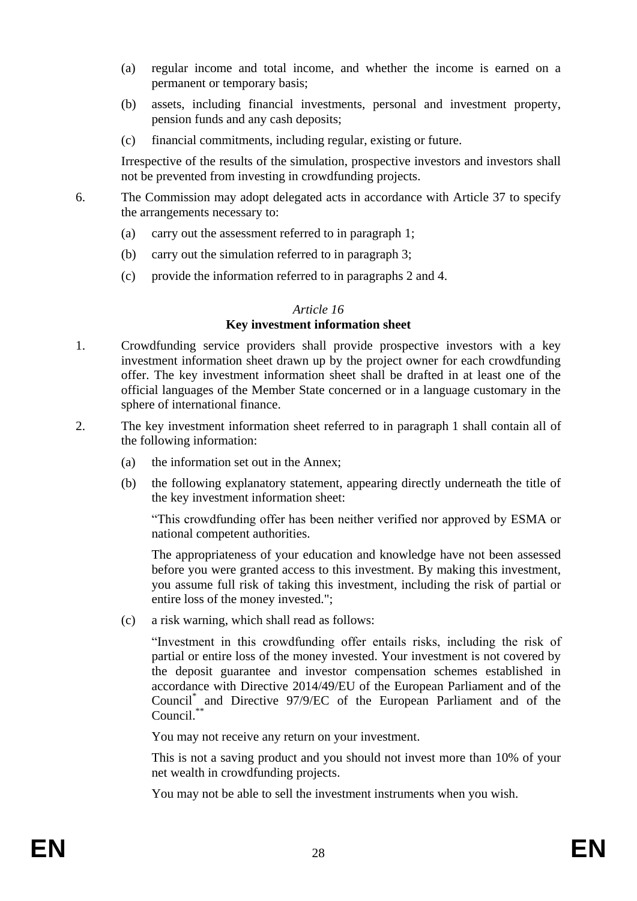(a) regular income and total income, and whether the income is earned on a permanent or temporary basis;

(b) assets, including financial investments, personal and investment property, pension funds and any cash deposits;

(c) financial commitments, including regular, existing or future.

Irrespective of the results of the simulation, prospective investors and investors shall not be prevented from investing in crowdfunding projects.

6. The Commission may adopt delegated acts in accordance with Article 37 to specify the arrangements necessary to:

(a) carry out the assessment referred to in paragraph 1;

(b) carry out the simulation referred to in paragraph 3;

(c) provide the information referred to in paragraphs 2 and 4.

*Article 16*

**Key investment information sheet**

1. Crowdfunding service providers shall provide prospective investors with a key investment information sheet drawn up by the project owner for each crowdfunding offer. The key investment information sheet shall be drafted in at least one of the official languages of the Member State concerned or in a language customary in the sphere of international finance.

2. The key investment information sheet referred to in paragraph 1 shall contain all of the following information:

(a) the information set out in the Annex;

(b) the following explanatory statement, appearing directly underneath the title of the key investment information sheet:

"This crowdfunding offer has been neither verified nor approved by ESMA or national competent authorities.

The appropriateness of your education and knowledge have not been assessed before you were granted access to this investment. By making this investment, you assume full risk of taking this investment, including the risk of partial or entire loss of the money invested.";

(c) a risk warning, which shall read as follows:

"Investment in this crowdfunding offer entails risks, including the risk of partial or entire loss of the money invested. Your investment is not covered by the deposit guarantee and investor compensation schemes established in accordance with Directive 2014/49/EU of the European Parliament and of the Council[*] and Directive 97/9/EC of the European Parliament and of the Council.[**]

You may not receive any return on your investment.

This is not a saving product and you should not invest more than 10% of your net wealth in crowdfunding projects.

You may not be able to sell the investment instruments when you wish.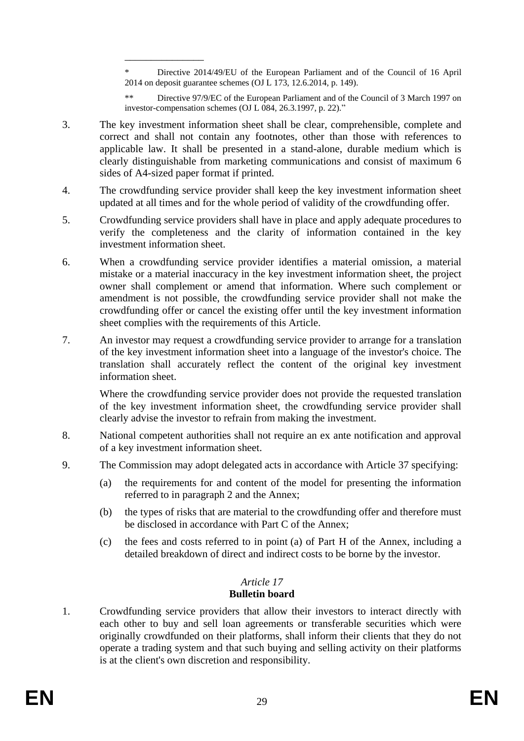\* Directive 2014/49/EU of the European Parliament and of the Council of 16 April 2014 on deposit guarantee schemes (OJ L 173, 12.6.2014, p. 149).

\*\* Directive 97/9/EC of the European Parliament and of the Council of 3 March 1997 on investor-compensation schemes (OJ L 084, 26.3.1997, p. 22)."

3. The key investment information sheet shall be clear, comprehensible, complete and correct and shall not contain any footnotes, other than those with references to applicable law. It shall be presented in a stand-alone, durable medium which is clearly distinguishable from marketing communications and consist of maximum 6 sides of A4-sized paper format if printed.

4. The crowdfunding service provider shall keep the key investment information sheet updated at all times and for the whole period of validity of the crowdfunding offer.

5. Crowdfunding service providers shall have in place and apply adequate procedures to verify the completeness and the clarity of information contained in the key investment information sheet.

6. When a crowdfunding service provider identifies a material omission, a material mistake or a material inaccuracy in the key investment information sheet, the project owner shall complement or amend that information. Where such complement or amendment is not possible, the crowdfunding service provider shall not make the crowdfunding offer or cancel the existing offer until the key investment information sheet complies with the requirements of this Article.

7. An investor may request a crowdfunding service provider to arrange for a translation of the key investment information sheet into a language of the investor's choice. The translation shall accurately reflect the content of the original key investment information sheet.

   Where the crowdfunding service provider does not provide the requested translation of the key investment information sheet, the crowdfunding service provider shall clearly advise the investor to refrain from making the investment.

8. National competent authorities shall not require an ex ante notification and approval of a key investment information sheet.

9. The Commission may adopt delegated acts in accordance with Article 37 specifying:

   (a) the requirements for and content of the model for presenting the information referred to in paragraph 2 and the Annex;

   (b) the types of risks that are material to the crowdfunding offer and therefore must be disclosed in accordance with Part C of the Annex;

   (c) the fees and costs referred to in point (a) of Part H of the Annex, including a detailed breakdown of direct and indirect costs to be borne by the investor.

*Article 17*

**Bulletin board**

1. Crowdfunding service providers that allow their investors to interact directly with each other to buy and sell loan agreements or transferable securities which were originally crowdfunded on their platforms, shall inform their clients that they do not operate a trading system and that such buying and selling activity on their platforms is at the client's own discretion and responsibility.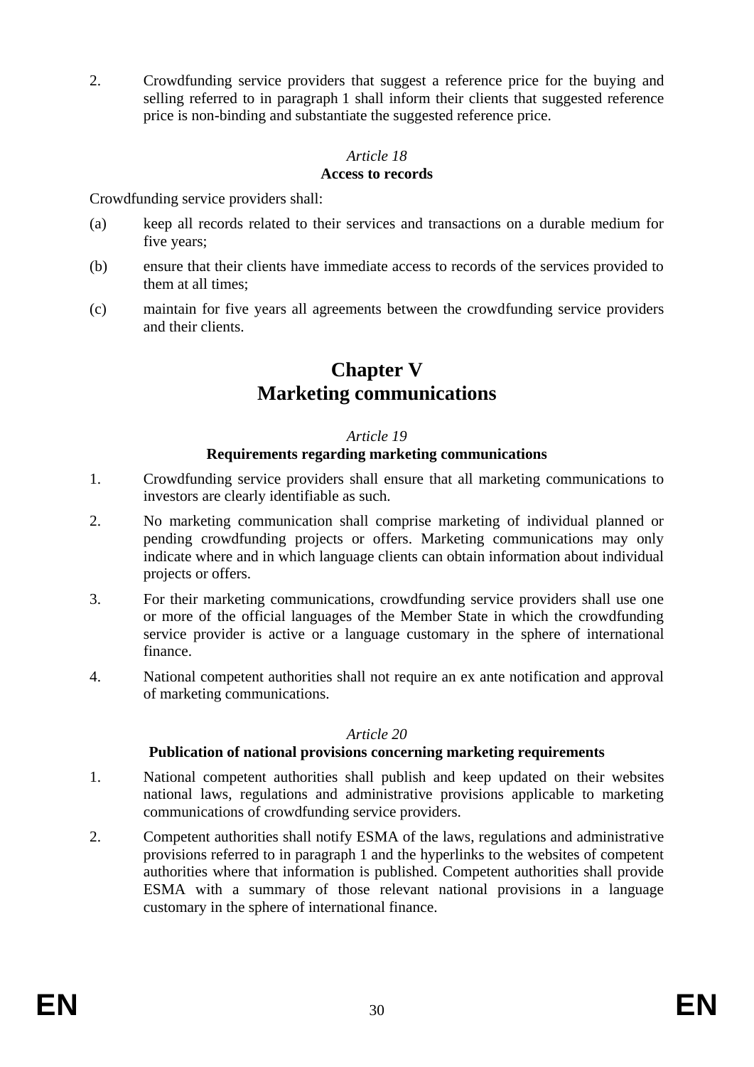2. Crowdfunding service providers that suggest a reference price for the buying and selling referred to in paragraph 1 shall inform their clients that suggested reference price is non-binding and substantiate the suggested reference price.

*Article 18*
**Access to records**

Crowdfunding service providers shall:

(a) keep all records related to their services and transactions on a durable medium for five years;

(b) ensure that their clients have immediate access to records of the services provided to them at all times;

(c) maintain for five years all agreements between the crowdfunding service providers and their clients.

# Chapter V
# Marketing communications

*Article 19*
**Requirements regarding marketing communications**

1. Crowdfunding service providers shall ensure that all marketing communications to investors are clearly identifiable as such.

2. No marketing communication shall comprise marketing of individual planned or pending crowdfunding projects or offers. Marketing communications may only indicate where and in which language clients can obtain information about individual projects or offers.

3. For their marketing communications, crowdfunding service providers shall use one or more of the official languages of the Member State in which the crowdfunding service provider is active or a language customary in the sphere of international finance.

4. National competent authorities shall not require an ex ante notification and approval of marketing communications.

*Article 20*
**Publication of national provisions concerning marketing requirements**

1. National competent authorities shall publish and keep updated on their websites national laws, regulations and administrative provisions applicable to marketing communications of crowdfunding service providers.

2. Competent authorities shall notify ESMA of the laws, regulations and administrative provisions referred to in paragraph 1 and the hyperlinks to the websites of competent authorities where that information is published. Competent authorities shall provide ESMA with a summary of those relevant national provisions in a language customary in the sphere of international finance.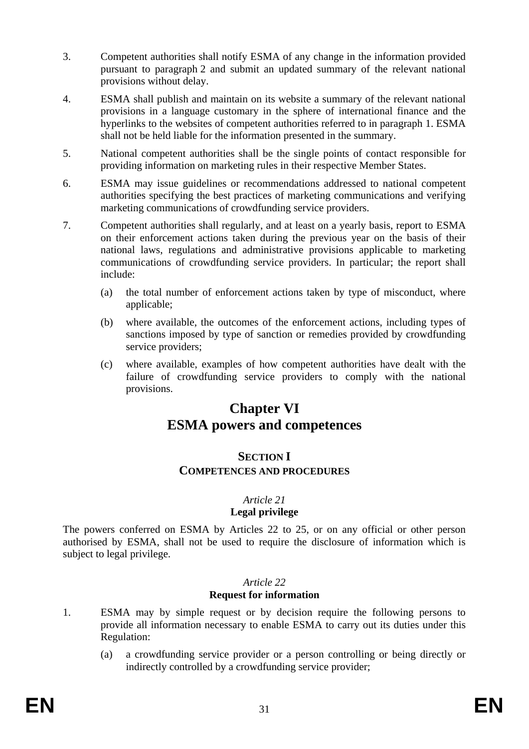3. Competent authorities shall notify ESMA of any change in the information provided pursuant to paragraph 2 and submit an updated summary of the relevant national provisions without delay.

4. ESMA shall publish and maintain on its website a summary of the relevant national provisions in a language customary in the sphere of international finance and the hyperlinks to the websites of competent authorities referred to in paragraph 1. ESMA shall not be held liable for the information presented in the summary.

5. National competent authorities shall be the single points of contact responsible for providing information on marketing rules in their respective Member States.

6. ESMA may issue guidelines or recommendations addressed to national competent authorities specifying the best practices of marketing communications and verifying marketing communications of crowdfunding service providers.

7. Competent authorities shall regularly, and at least on a yearly basis, report to ESMA on their enforcement actions taken during the previous year on the basis of their national laws, regulations and administrative provisions applicable to marketing communications of crowdfunding service providers. In particular; the report shall include:

   (a) the total number of enforcement actions taken by type of misconduct, where applicable;

   (b) where available, the outcomes of the enforcement actions, including types of sanctions imposed by type of sanction or remedies provided by crowdfunding service providers;

   (c) where available, examples of how competent authorities have dealt with the failure of crowdfunding service providers to comply with the national provisions.

# Chapter VI
# ESMA powers and competences

## SECTION I
## COMPETENCES AND PROCEDURES

### *Article 21*
### Legal privilege

The powers conferred on ESMA by Articles 22 to 25, or on any official or other person authorised by ESMA, shall not be used to require the disclosure of information which is subject to legal privilege.

### *Article 22*
### Request for information

1. ESMA may by simple request or by decision require the following persons to provide all information necessary to enable ESMA to carry out its duties under this Regulation:

   (a) a crowdfunding service provider or a person controlling or being directly or indirectly controlled by a crowdfunding service provider;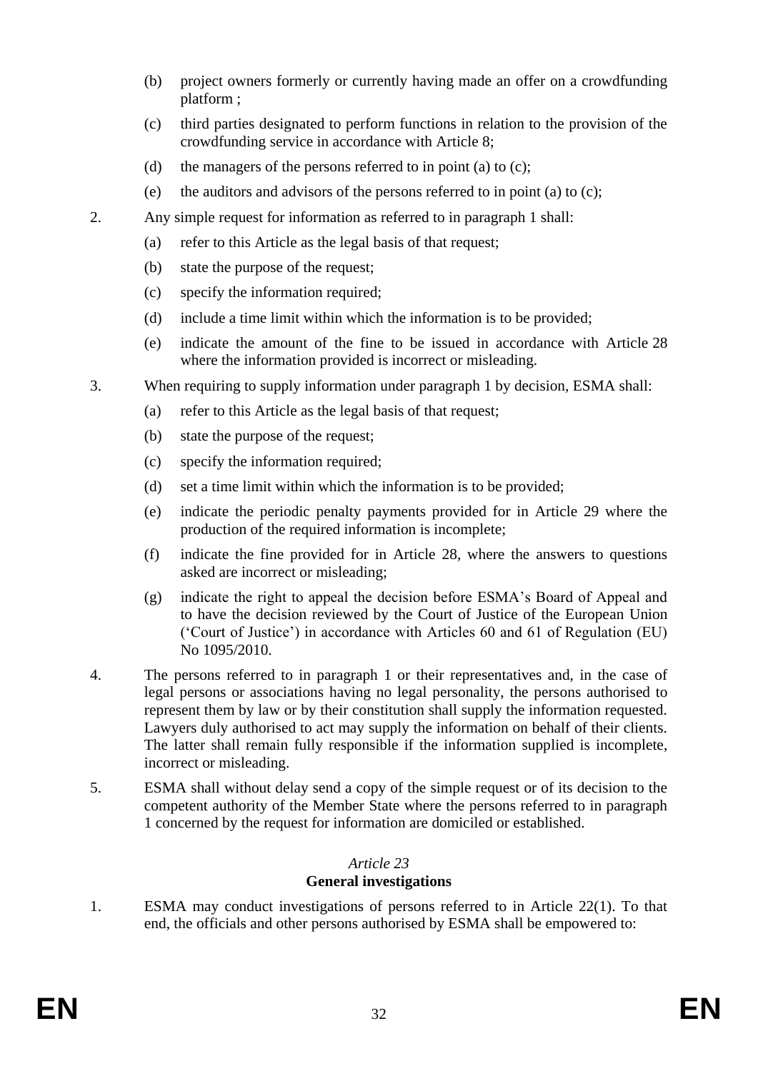(b) project owners formerly or currently having made an offer on a crowdfunding platform ;

(c) third parties designated to perform functions in relation to the provision of the crowdfunding service in accordance with Article 8;

(d) the managers of the persons referred to in point (a) to (c);

(e) the auditors and advisors of the persons referred to in point (a) to (c);

2. Any simple request for information as referred to in paragraph 1 shall:

(a) refer to this Article as the legal basis of that request;

(b) state the purpose of the request;

(c) specify the information required;

(d) include a time limit within which the information is to be provided;

(e) indicate the amount of the fine to be issued in accordance with Article 28 where the information provided is incorrect or misleading.

3. When requiring to supply information under paragraph 1 by decision, ESMA shall:

(a) refer to this Article as the legal basis of that request;

(b) state the purpose of the request;

(c) specify the information required;

(d) set a time limit within which the information is to be provided;

(e) indicate the periodic penalty payments provided for in Article 29 where the production of the required information is incomplete;

(f) indicate the fine provided for in Article 28, where the answers to questions asked are incorrect or misleading;

(g) indicate the right to appeal the decision before ESMA's Board of Appeal and to have the decision reviewed by the Court of Justice of the European Union ('Court of Justice') in accordance with Articles 60 and 61 of Regulation (EU) No 1095/2010.

4. The persons referred to in paragraph 1 or their representatives and, in the case of legal persons or associations having no legal personality, the persons authorised to represent them by law or by their constitution shall supply the information requested. Lawyers duly authorised to act may supply the information on behalf of their clients. The latter shall remain fully responsible if the information supplied is incomplete, incorrect or misleading.

5. ESMA shall without delay send a copy of the simple request or of its decision to the competent authority of the Member State where the persons referred to in paragraph 1 concerned by the request for information are domiciled or established.

*Article 23*

**General investigations**

1. ESMA may conduct investigations of persons referred to in Article 22(1). To that end, the officials and other persons authorised by ESMA shall be empowered to: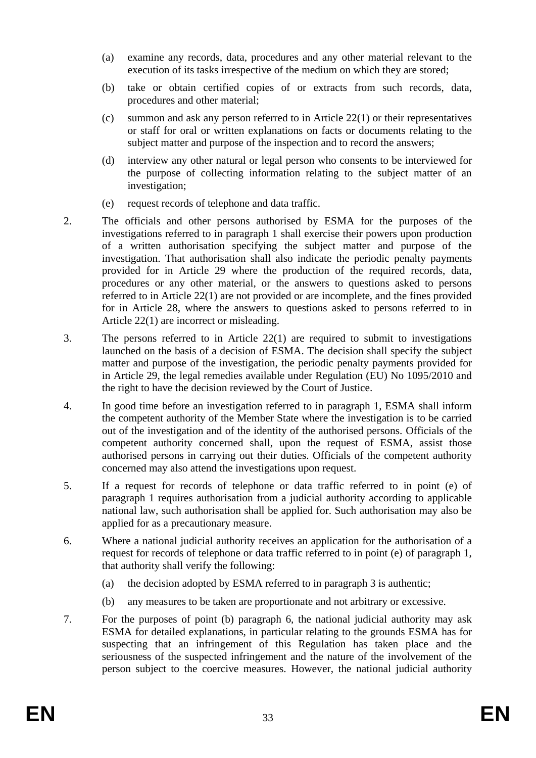(a) examine any records, data, procedures and any other material relevant to the execution of its tasks irrespective of the medium on which they are stored;

(b) take or obtain certified copies of or extracts from such records, data, procedures and other material;

(c) summon and ask any person referred to in Article 22(1) or their representatives or staff for oral or written explanations on facts or documents relating to the subject matter and purpose of the inspection and to record the answers;

(d) interview any other natural or legal person who consents to be interviewed for the purpose of collecting information relating to the subject matter of an investigation;

(e) request records of telephone and data traffic.

2. The officials and other persons authorised by ESMA for the purposes of the investigations referred to in paragraph 1 shall exercise their powers upon production of a written authorisation specifying the subject matter and purpose of the investigation. That authorisation shall also indicate the periodic penalty payments provided for in Article 29 where the production of the required records, data, procedures or any other material, or the answers to questions asked to persons referred to in Article 22(1) are not provided or are incomplete, and the fines provided for in Article 28, where the answers to questions asked to persons referred to in Article 22(1) are incorrect or misleading.

3. The persons referred to in Article 22(1) are required to submit to investigations launched on the basis of a decision of ESMA. The decision shall specify the subject matter and purpose of the investigation, the periodic penalty payments provided for in Article 29, the legal remedies available under Regulation (EU) No 1095/2010 and the right to have the decision reviewed by the Court of Justice.

4. In good time before an investigation referred to in paragraph 1, ESMA shall inform the competent authority of the Member State where the investigation is to be carried out of the investigation and of the identity of the authorised persons. Officials of the competent authority concerned shall, upon the request of ESMA, assist those authorised persons in carrying out their duties. Officials of the competent authority concerned may also attend the investigations upon request.

5. If a request for records of telephone or data traffic referred to in point (e) of paragraph 1 requires authorisation from a judicial authority according to applicable national law, such authorisation shall be applied for. Such authorisation may also be applied for as a precautionary measure.

6. Where a national judicial authority receives an application for the authorisation of a request for records of telephone or data traffic referred to in point (e) of paragraph 1, that authority shall verify the following:

(a) the decision adopted by ESMA referred to in paragraph 3 is authentic;

(b) any measures to be taken are proportionate and not arbitrary or excessive.

7. For the purposes of point (b) paragraph 6, the national judicial authority may ask ESMA for detailed explanations, in particular relating to the grounds ESMA has for suspecting that an infringement of this Regulation has taken place and the seriousness of the suspected infringement and the nature of the involvement of the person subject to the coercive measures. However, the national judicial authority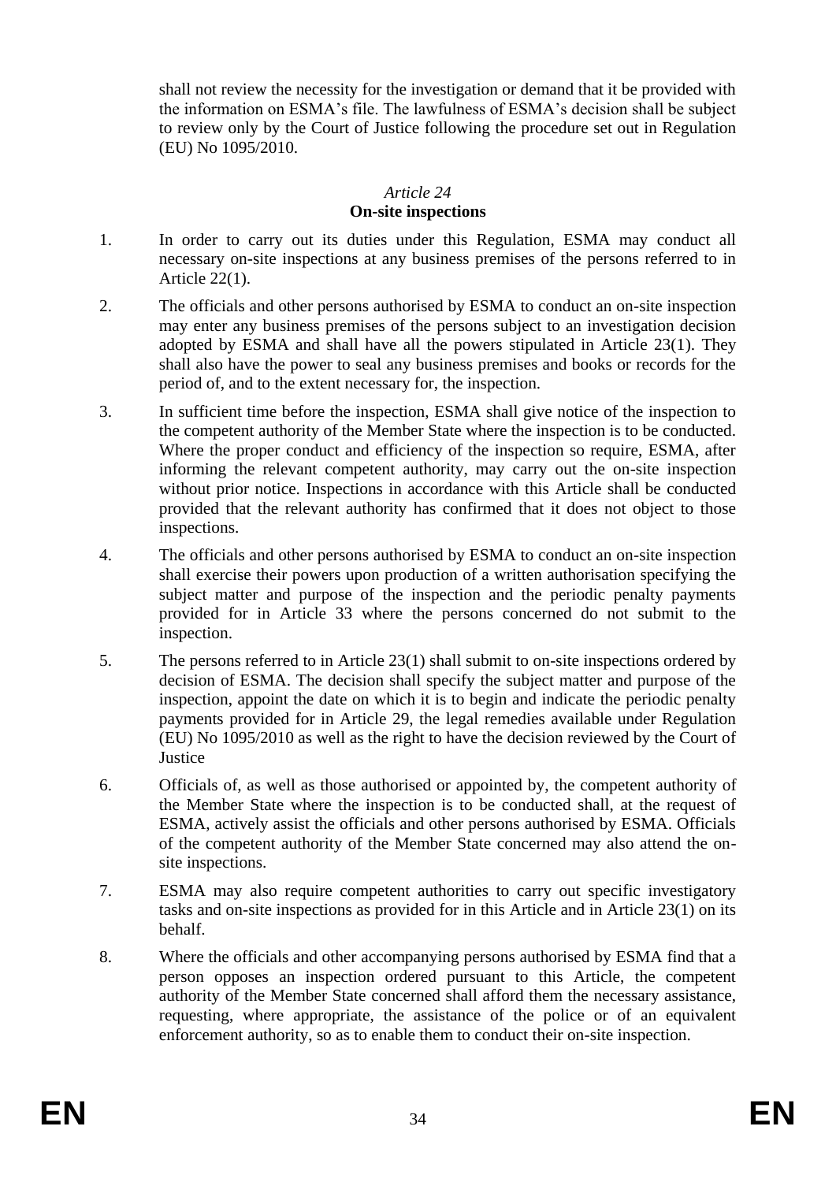shall not review the necessity for the investigation or demand that it be provided with the information on ESMA's file. The lawfulness of ESMA's decision shall be subject to review only by the Court of Justice following the procedure set out in Regulation (EU) No 1095/2010.

### *Article 24*
### **On-site inspections**

1. In order to carry out its duties under this Regulation, ESMA may conduct all necessary on-site inspections at any business premises of the persons referred to in Article 22(1).

2. The officials and other persons authorised by ESMA to conduct an on-site inspection may enter any business premises of the persons subject to an investigation decision adopted by ESMA and shall have all the powers stipulated in Article 23(1). They shall also have the power to seal any business premises and books or records for the period of, and to the extent necessary for, the inspection.

3. In sufficient time before the inspection, ESMA shall give notice of the inspection to the competent authority of the Member State where the inspection is to be conducted. Where the proper conduct and efficiency of the inspection so require, ESMA, after informing the relevant competent authority, may carry out the on-site inspection without prior notice. Inspections in accordance with this Article shall be conducted provided that the relevant authority has confirmed that it does not object to those inspections.

4. The officials and other persons authorised by ESMA to conduct an on-site inspection shall exercise their powers upon production of a written authorisation specifying the subject matter and purpose of the inspection and the periodic penalty payments provided for in Article 33 where the persons concerned do not submit to the inspection.

5. The persons referred to in Article 23(1) shall submit to on-site inspections ordered by decision of ESMA. The decision shall specify the subject matter and purpose of the inspection, appoint the date on which it is to begin and indicate the periodic penalty payments provided for in Article 29, the legal remedies available under Regulation (EU) No 1095/2010 as well as the right to have the decision reviewed by the Court of Justice

6. Officials of, as well as those authorised or appointed by, the competent authority of the Member State where the inspection is to be conducted shall, at the request of ESMA, actively assist the officials and other persons authorised by ESMA. Officials of the competent authority of the Member State concerned may also attend the on-site inspections.

7. ESMA may also require competent authorities to carry out specific investigatory tasks and on-site inspections as provided for in this Article and in Article 23(1) on its behalf.

8. Where the officials and other accompanying persons authorised by ESMA find that a person opposes an inspection ordered pursuant to this Article, the competent authority of the Member State concerned shall afford them the necessary assistance, requesting, where appropriate, the assistance of the police or of an equivalent enforcement authority, so as to enable them to conduct their on-site inspection.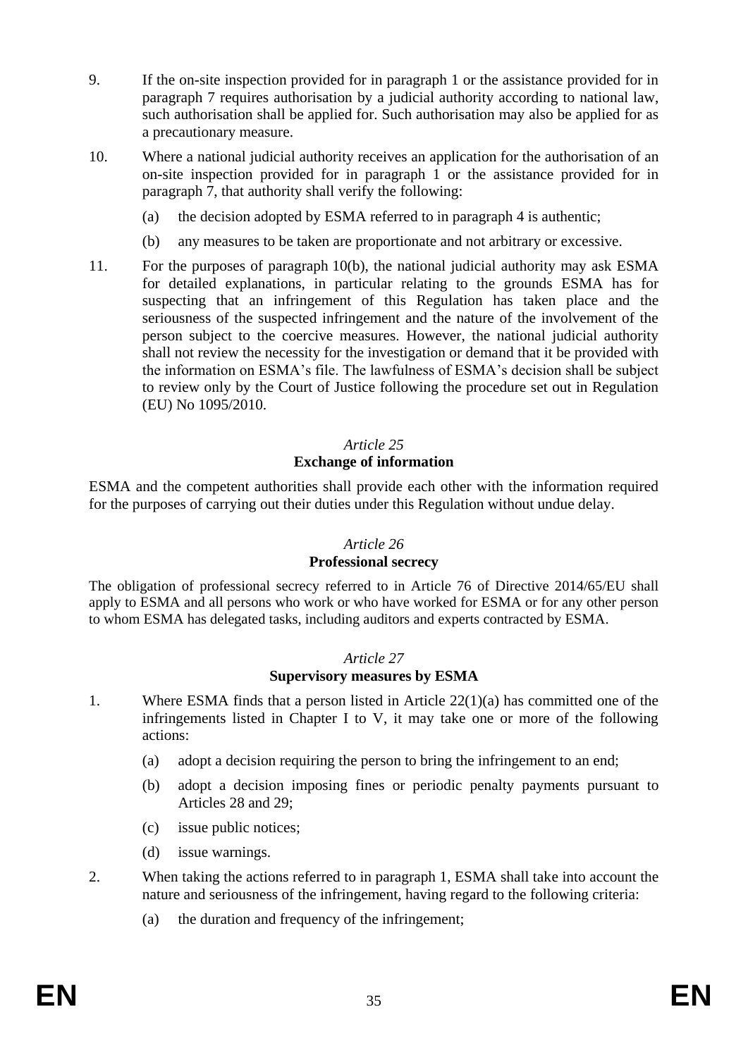9. If the on-site inspection provided for in paragraph 1 or the assistance provided for in paragraph 7 requires authorisation by a judicial authority according to national law, such authorisation shall be applied for. Such authorisation may also be applied for as a precautionary measure.

10. Where a national judicial authority receives an application for the authorisation of an on-site inspection provided for in paragraph 1 or the assistance provided for in paragraph 7, that authority shall verify the following:

    (a) the decision adopted by ESMA referred to in paragraph 4 is authentic;

    (b) any measures to be taken are proportionate and not arbitrary or excessive.

11. For the purposes of paragraph 10(b), the national judicial authority may ask ESMA for detailed explanations, in particular relating to the grounds ESMA has for suspecting that an infringement of this Regulation has taken place and the seriousness of the suspected infringement and the nature of the involvement of the person subject to the coercive measures. However, the national judicial authority shall not review the necessity for the investigation or demand that it be provided with the information on ESMA's file. The lawfulness of ESMA's decision shall be subject to review only by the Court of Justice following the procedure set out in Regulation (EU) No 1095/2010.

*Article 25*

**Exchange of information**

ESMA and the competent authorities shall provide each other with the information required for the purposes of carrying out their duties under this Regulation without undue delay.

*Article 26*

**Professional secrecy**

The obligation of professional secrecy referred to in Article 76 of Directive 2014/65/EU shall apply to ESMA and all persons who work or who have worked for ESMA or for any other person to whom ESMA has delegated tasks, including auditors and experts contracted by ESMA.

*Article 27*

**Supervisory measures by ESMA**

1. Where ESMA finds that a person listed in Article 22(1)(a) has committed one of the infringements listed in Chapter I to V, it may take one or more of the following actions:

    (a) adopt a decision requiring the person to bring the infringement to an end;

    (b) adopt a decision imposing fines or periodic penalty payments pursuant to Articles 28 and 29;

    (c) issue public notices;

    (d) issue warnings.

2. When taking the actions referred to in paragraph 1, ESMA shall take into account the nature and seriousness of the infringement, having regard to the following criteria:

    (a) the duration and frequency of the infringement;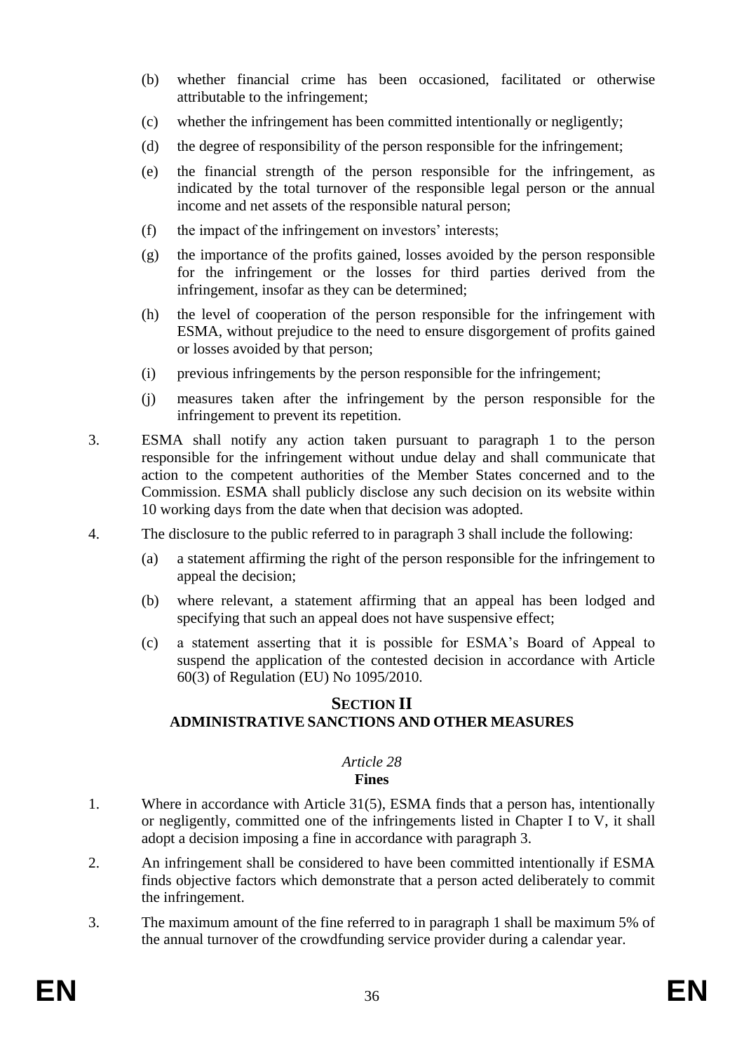(b) whether financial crime has been occasioned, facilitated or otherwise attributable to the infringement;

(c) whether the infringement has been committed intentionally or negligently;

(d) the degree of responsibility of the person responsible for the infringement;

(e) the financial strength of the person responsible for the infringement, as indicated by the total turnover of the responsible legal person or the annual income and net assets of the responsible natural person;

(f) the impact of the infringement on investors' interests;

(g) the importance of the profits gained, losses avoided by the person responsible for the infringement or the losses for third parties derived from the infringement, insofar as they can be determined;

(h) the level of cooperation of the person responsible for the infringement with ESMA, without prejudice to the need to ensure disgorgement of profits gained or losses avoided by that person;

(i) previous infringements by the person responsible for the infringement;

(j) measures taken after the infringement by the person responsible for the infringement to prevent its repetition.

3. ESMA shall notify any action taken pursuant to paragraph 1 to the person responsible for the infringement without undue delay and shall communicate that action to the competent authorities of the Member States concerned and to the Commission. ESMA shall publicly disclose any such decision on its website within 10 working days from the date when that decision was adopted.

4. The disclosure to the public referred to in paragraph 3 shall include the following:

(a) a statement affirming the right of the person responsible for the infringement to appeal the decision;

(b) where relevant, a statement affirming that an appeal has been lodged and specifying that such an appeal does not have suspensive effect;

(c) a statement asserting that it is possible for ESMA's Board of Appeal to suspend the application of the contested decision in accordance with Article 60(3) of Regulation (EU) No 1095/2010.

## SECTION II
## ADMINISTRATIVE SANCTIONS AND OTHER MEASURES

### *Article 28*
### Fines

1. Where in accordance with Article 31(5), ESMA finds that a person has, intentionally or negligently, committed one of the infringements listed in Chapter I to V, it shall adopt a decision imposing a fine in accordance with paragraph 3.

2. An infringement shall be considered to have been committed intentionally if ESMA finds objective factors which demonstrate that a person acted deliberately to commit the infringement.

3. The maximum amount of the fine referred to in paragraph 1 shall be maximum 5% of the annual turnover of the crowdfunding service provider during a calendar year.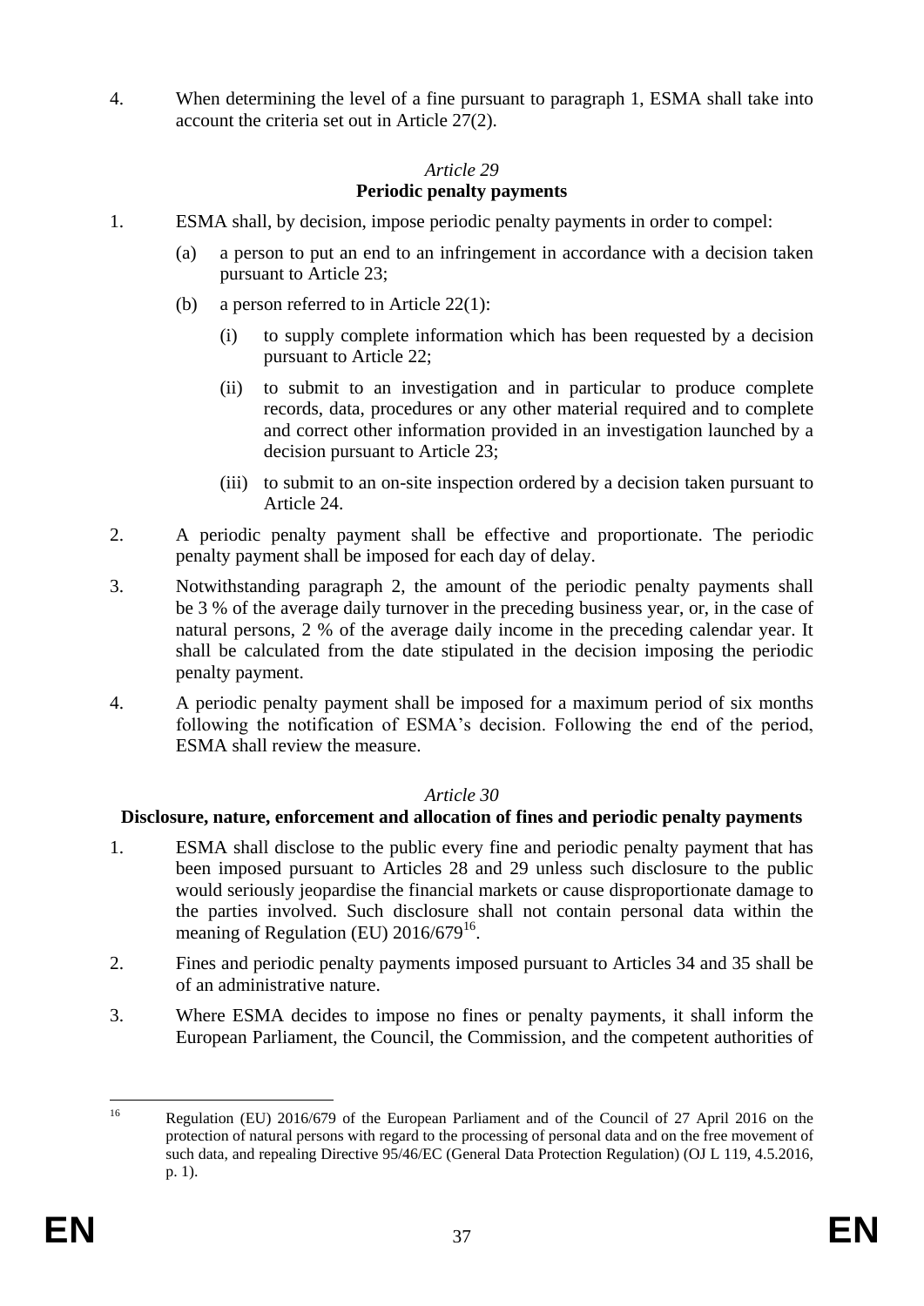4. When determining the level of a fine pursuant to paragraph 1, ESMA shall take into account the criteria set out in Article 27(2).

*Article 29*

**Periodic penalty payments**

1. ESMA shall, by decision, impose periodic penalty payments in order to compel:

   (a) a person to put an end to an infringement in accordance with a decision taken pursuant to Article 23;

   (b) a person referred to in Article 22(1):

      (i) to supply complete information which has been requested by a decision pursuant to Article 22;

      (ii) to submit to an investigation and in particular to produce complete records, data, procedures or any other material required and to complete and correct other information provided in an investigation launched by a decision pursuant to Article 23;

      (iii) to submit to an on-site inspection ordered by a decision taken pursuant to Article 24.

2. A periodic penalty payment shall be effective and proportionate. The periodic penalty payment shall be imposed for each day of delay.

3. Notwithstanding paragraph 2, the amount of the periodic penalty payments shall be 3 % of the average daily turnover in the preceding business year, or, in the case of natural persons, 2 % of the average daily income in the preceding calendar year. It shall be calculated from the date stipulated in the decision imposing the periodic penalty payment.

4. A periodic penalty payment shall be imposed for a maximum period of six months following the notification of ESMA's decision. Following the end of the period, ESMA shall review the measure.

*Article 30*

**Disclosure, nature, enforcement and allocation of fines and periodic penalty payments**

1. ESMA shall disclose to the public every fine and periodic penalty payment that has been imposed pursuant to Articles 28 and 29 unless such disclosure to the public would seriously jeopardise the financial markets or cause disproportionate damage to the parties involved. Such disclosure shall not contain personal data within the meaning of Regulation (EU) 2016/679[16].

2. Fines and periodic penalty payments imposed pursuant to Articles 34 and 35 shall be of an administrative nature.

3. Where ESMA decides to impose no fines or penalty payments, it shall inform the European Parliament, the Council, the Commission, and the competent authorities of

---

[16] Regulation (EU) 2016/679 of the European Parliament and of the Council of 27 April 2016 on the protection of natural persons with regard to the processing of personal data and on the free movement of such data, and repealing Directive 95/46/EC (General Data Protection Regulation) (OJ L 119, 4.5.2016, p. 1).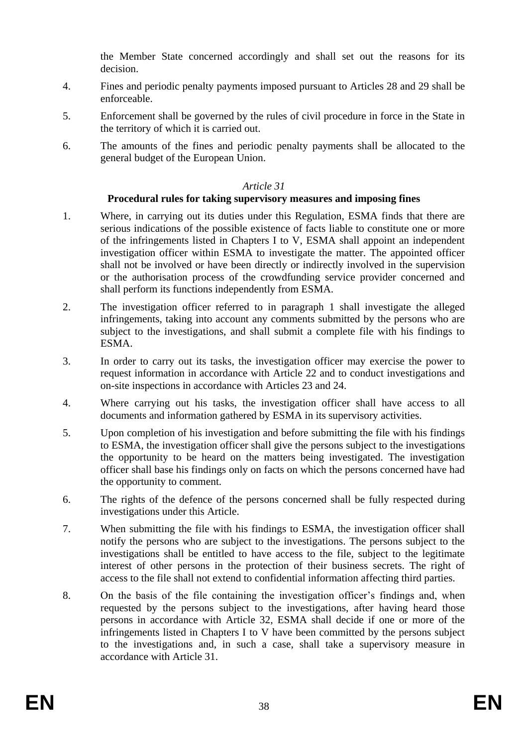the Member State concerned accordingly and shall set out the reasons for its decision.

4. Fines and periodic penalty payments imposed pursuant to Articles 28 and 29 shall be enforceable.

5. Enforcement shall be governed by the rules of civil procedure in force in the State in the territory of which it is carried out.

6. The amounts of the fines and periodic penalty payments shall be allocated to the general budget of the European Union.

*Article 31*

**Procedural rules for taking supervisory measures and imposing fines**

1. Where, in carrying out its duties under this Regulation, ESMA finds that there are serious indications of the possible existence of facts liable to constitute one or more of the infringements listed in Chapters I to V, ESMA shall appoint an independent investigation officer within ESMA to investigate the matter. The appointed officer shall not be involved or have been directly or indirectly involved in the supervision or the authorisation process of the crowdfunding service provider concerned and shall perform its functions independently from ESMA.

2. The investigation officer referred to in paragraph 1 shall investigate the alleged infringements, taking into account any comments submitted by the persons who are subject to the investigations, and shall submit a complete file with his findings to ESMA.

3. In order to carry out its tasks, the investigation officer may exercise the power to request information in accordance with Article 22 and to conduct investigations and on-site inspections in accordance with Articles 23 and 24.

4. Where carrying out his tasks, the investigation officer shall have access to all documents and information gathered by ESMA in its supervisory activities.

5. Upon completion of his investigation and before submitting the file with his findings to ESMA, the investigation officer shall give the persons subject to the investigations the opportunity to be heard on the matters being investigated. The investigation officer shall base his findings only on facts on which the persons concerned have had the opportunity to comment.

6. The rights of the defence of the persons concerned shall be fully respected during investigations under this Article.

7. When submitting the file with his findings to ESMA, the investigation officer shall notify the persons who are subject to the investigations. The persons subject to the investigations shall be entitled to have access to the file, subject to the legitimate interest of other persons in the protection of their business secrets. The right of access to the file shall not extend to confidential information affecting third parties.

8. On the basis of the file containing the investigation officer's findings and, when requested by the persons subject to the investigations, after having heard those persons in accordance with Article 32, ESMA shall decide if one or more of the infringements listed in Chapters I to V have been committed by the persons subject to the investigations and, in such a case, shall take a supervisory measure in accordance with Article 31.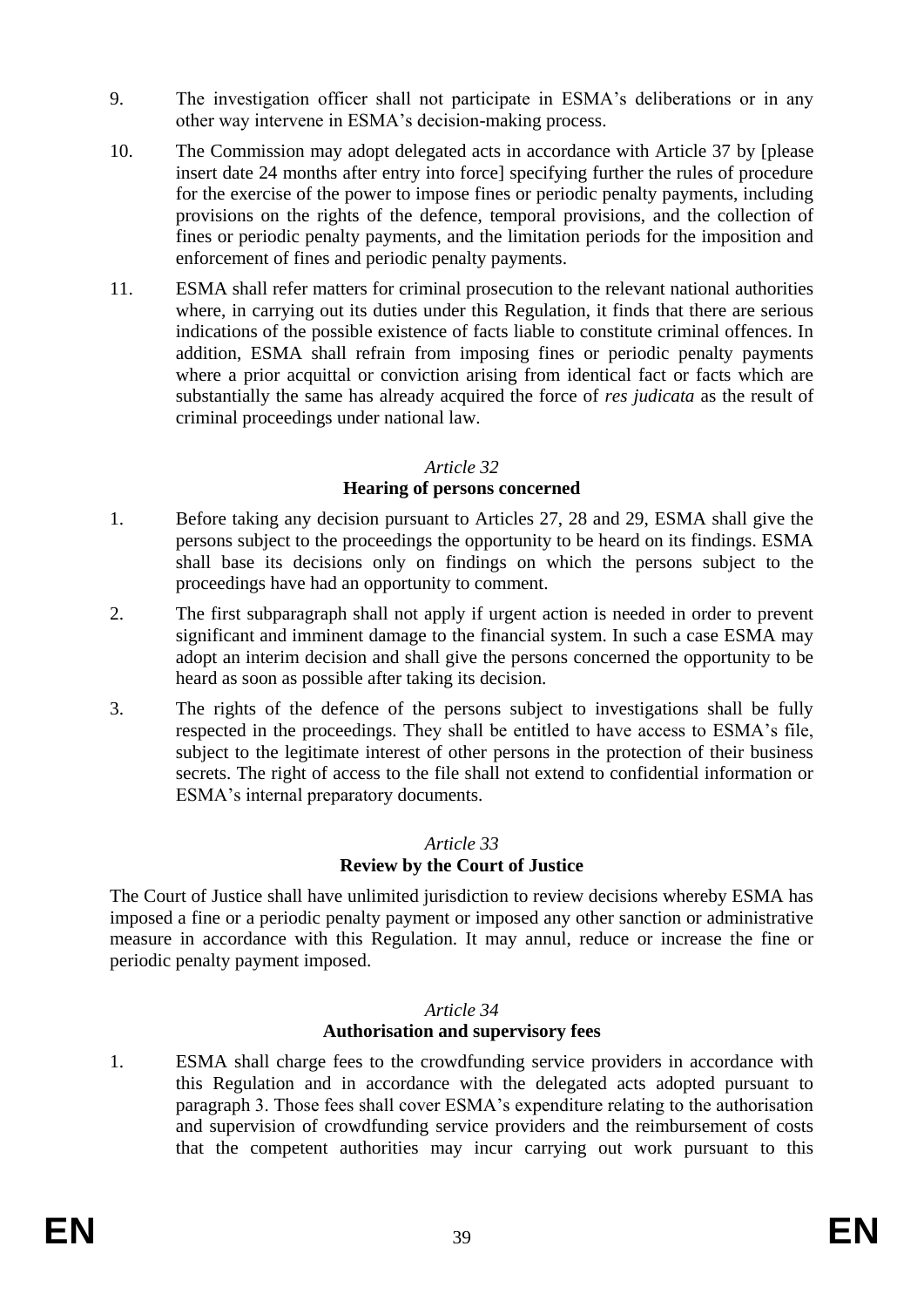9. The investigation officer shall not participate in ESMA's deliberations or in any other way intervene in ESMA's decision-making process.

10. The Commission may adopt delegated acts in accordance with Article 37 by [please insert date 24 months after entry into force] specifying further the rules of procedure for the exercise of the power to impose fines or periodic penalty payments, including provisions on the rights of the defence, temporal provisions, and the collection of fines or periodic penalty payments, and the limitation periods for the imposition and enforcement of fines and periodic penalty payments.

11. ESMA shall refer matters for criminal prosecution to the relevant national authorities where, in carrying out its duties under this Regulation, it finds that there are serious indications of the possible existence of facts liable to constitute criminal offences. In addition, ESMA shall refrain from imposing fines or periodic penalty payments where a prior acquittal or conviction arising from identical fact or facts which are substantially the same has already acquired the force of *res judicata* as the result of criminal proceedings under national law.

*Article 32*

**Hearing of persons concerned**

1. Before taking any decision pursuant to Articles 27, 28 and 29, ESMA shall give the persons subject to the proceedings the opportunity to be heard on its findings. ESMA shall base its decisions only on findings on which the persons subject to the proceedings have had an opportunity to comment.

2. The first subparagraph shall not apply if urgent action is needed in order to prevent significant and imminent damage to the financial system. In such a case ESMA may adopt an interim decision and shall give the persons concerned the opportunity to be heard as soon as possible after taking its decision.

3. The rights of the defence of the persons subject to investigations shall be fully respected in the proceedings. They shall be entitled to have access to ESMA's file, subject to the legitimate interest of other persons in the protection of their business secrets. The right of access to the file shall not extend to confidential information or ESMA's internal preparatory documents.

*Article 33*

**Review by the Court of Justice**

The Court of Justice shall have unlimited jurisdiction to review decisions whereby ESMA has imposed a fine or a periodic penalty payment or imposed any other sanction or administrative measure in accordance with this Regulation. It may annul, reduce or increase the fine or periodic penalty payment imposed.

*Article 34*

**Authorisation and supervisory fees**

1. ESMA shall charge fees to the crowdfunding service providers in accordance with this Regulation and in accordance with the delegated acts adopted pursuant to paragraph 3. Those fees shall cover ESMA's expenditure relating to the authorisation and supervision of crowdfunding service providers and the reimbursement of costs that the competent authorities may incur carrying out work pursuant to this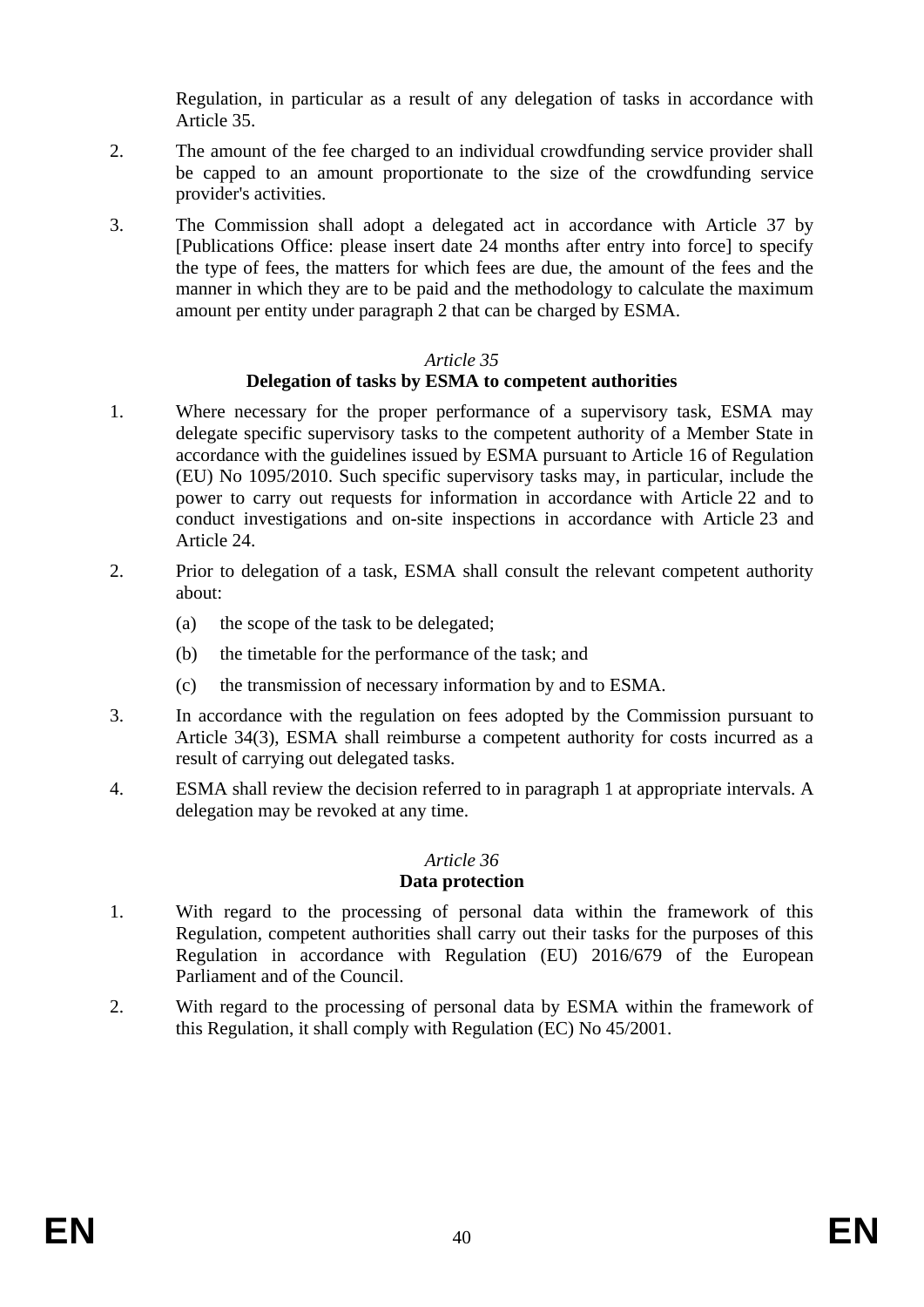Regulation, in particular as a result of any delegation of tasks in accordance with Article 35.

2. The amount of the fee charged to an individual crowdfunding service provider shall be capped to an amount proportionate to the size of the crowdfunding service provider's activities.

3. The Commission shall adopt a delegated act in accordance with Article 37 by [Publications Office: please insert date 24 months after entry into force] to specify the type of fees, the matters for which fees are due, the amount of the fees and the manner in which they are to be paid and the methodology to calculate the maximum amount per entity under paragraph 2 that can be charged by ESMA.

### *Article 35*
### **Delegation of tasks by ESMA to competent authorities**

1. Where necessary for the proper performance of a supervisory task, ESMA may delegate specific supervisory tasks to the competent authority of a Member State in accordance with the guidelines issued by ESMA pursuant to Article 16 of Regulation (EU) No 1095/2010. Such specific supervisory tasks may, in particular, include the power to carry out requests for information in accordance with Article 22 and to conduct investigations and on-site inspections in accordance with Article 23 and Article 24.

2. Prior to delegation of a task, ESMA shall consult the relevant competent authority about:

   (a) the scope of the task to be delegated;

   (b) the timetable for the performance of the task; and

   (c) the transmission of necessary information by and to ESMA.

3. In accordance with the regulation on fees adopted by the Commission pursuant to Article 34(3), ESMA shall reimburse a competent authority for costs incurred as a result of carrying out delegated tasks.

4. ESMA shall review the decision referred to in paragraph 1 at appropriate intervals. A delegation may be revoked at any time.

### *Article 36*
### **Data protection**

1. With regard to the processing of personal data within the framework of this Regulation, competent authorities shall carry out their tasks for the purposes of this Regulation in accordance with Regulation (EU) 2016/679 of the European Parliament and of the Council.

2. With regard to the processing of personal data by ESMA within the framework of this Regulation, it shall comply with Regulation (EC) No 45/2001.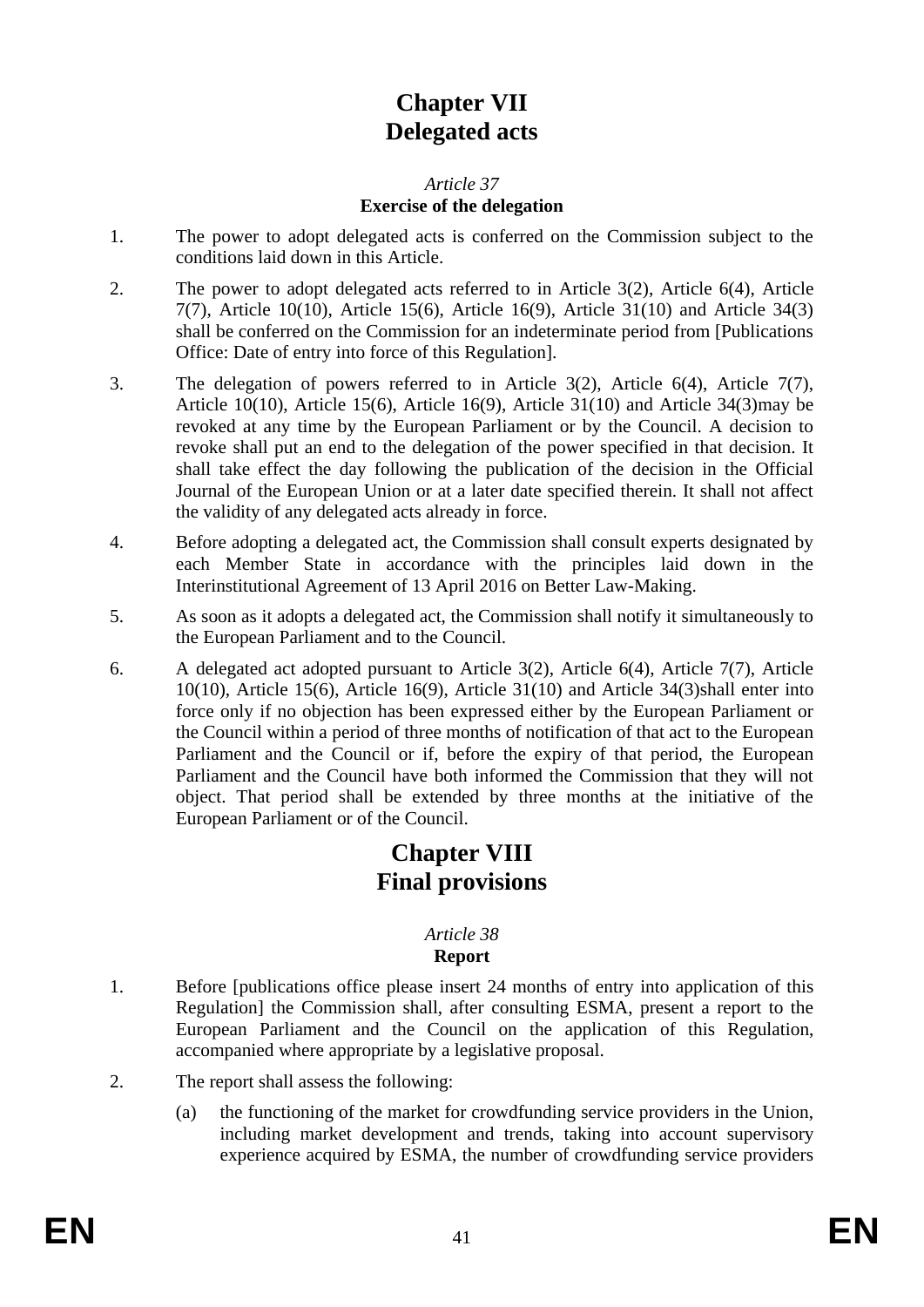# Chapter VII
# Delegated acts

*Article 37*
**Exercise of the delegation**

1. The power to adopt delegated acts is conferred on the Commission subject to the conditions laid down in this Article.

2. The power to adopt delegated acts referred to in Article 3(2), Article 6(4), Article 7(7), Article 10(10), Article 15(6), Article 16(9), Article 31(10) and Article 34(3) shall be conferred on the Commission for an indeterminate period from [Publications Office: Date of entry into force of this Regulation].

3. The delegation of powers referred to in Article 3(2), Article 6(4), Article 7(7), Article 10(10), Article 15(6), Article 16(9), Article 31(10) and Article 34(3)may be revoked at any time by the European Parliament or by the Council. A decision to revoke shall put an end to the delegation of the power specified in that decision. It shall take effect the day following the publication of the decision in the Official Journal of the European Union or at a later date specified therein. It shall not affect the validity of any delegated acts already in force.

4. Before adopting a delegated act, the Commission shall consult experts designated by each Member State in accordance with the principles laid down in the Interinstitutional Agreement of 13 April 2016 on Better Law-Making.

5. As soon as it adopts a delegated act, the Commission shall notify it simultaneously to the European Parliament and to the Council.

6. A delegated act adopted pursuant to Article 3(2), Article 6(4), Article 7(7), Article 10(10), Article 15(6), Article 16(9), Article 31(10) and Article 34(3)shall enter into force only if no objection has been expressed either by the European Parliament or the Council within a period of three months of notification of that act to the European Parliament and the Council or if, before the expiry of that period, the European Parliament and the Council have both informed the Commission that they will not object. That period shall be extended by three months at the initiative of the European Parliament or of the Council.

# Chapter VIII
# Final provisions

*Article 38*
**Report**

1. Before [publications office please insert 24 months of entry into application of this Regulation] the Commission shall, after consulting ESMA, present a report to the European Parliament and the Council on the application of this Regulation, accompanied where appropriate by a legislative proposal.

2. The report shall assess the following:

   (a) the functioning of the market for crowdfunding service providers in the Union, including market development and trends, taking into account supervisory experience acquired by ESMA, the number of crowdfunding service providers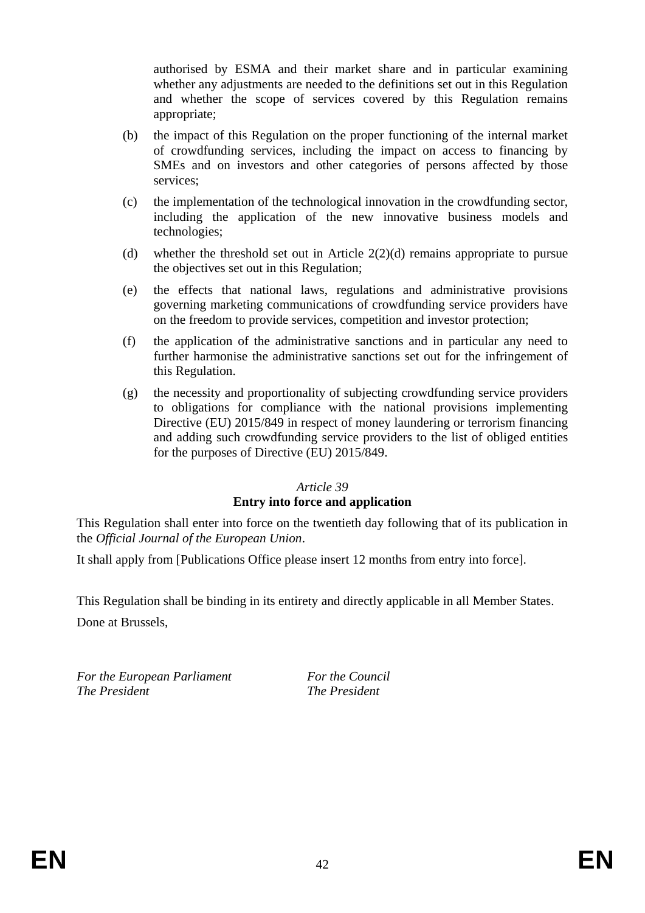authorised by ESMA and their market share and in particular examining whether any adjustments are needed to the definitions set out in this Regulation and whether the scope of services covered by this Regulation remains appropriate;

(b) the impact of this Regulation on the proper functioning of the internal market of crowdfunding services, including the impact on access to financing by SMEs and on investors and other categories of persons affected by those services;

(c) the implementation of the technological innovation in the crowdfunding sector, including the application of the new innovative business models and technologies;

(d) whether the threshold set out in Article 2(2)(d) remains appropriate to pursue the objectives set out in this Regulation;

(e) the effects that national laws, regulations and administrative provisions governing marketing communications of crowdfunding service providers have on the freedom to provide services, competition and investor protection;

(f) the application of the administrative sanctions and in particular any need to further harmonise the administrative sanctions set out for the infringement of this Regulation.

(g) the necessity and proportionality of subjecting crowdfunding service providers to obligations for compliance with the national provisions implementing Directive (EU) 2015/849 in respect of money laundering or terrorism financing and adding such crowdfunding service providers to the list of obliged entities for the purposes of Directive (EU) 2015/849.

*Article 39*

**Entry into force and application**

This Regulation shall enter into force on the twentieth day following that of its publication in the *Official Journal of the European Union*.

It shall apply from [Publications Office please insert 12 months from entry into force].

This Regulation shall be binding in its entirety and directly applicable in all Member States.

Done at Brussels,

*For the European Parliament*
*The President*

*For the Council*
*The President*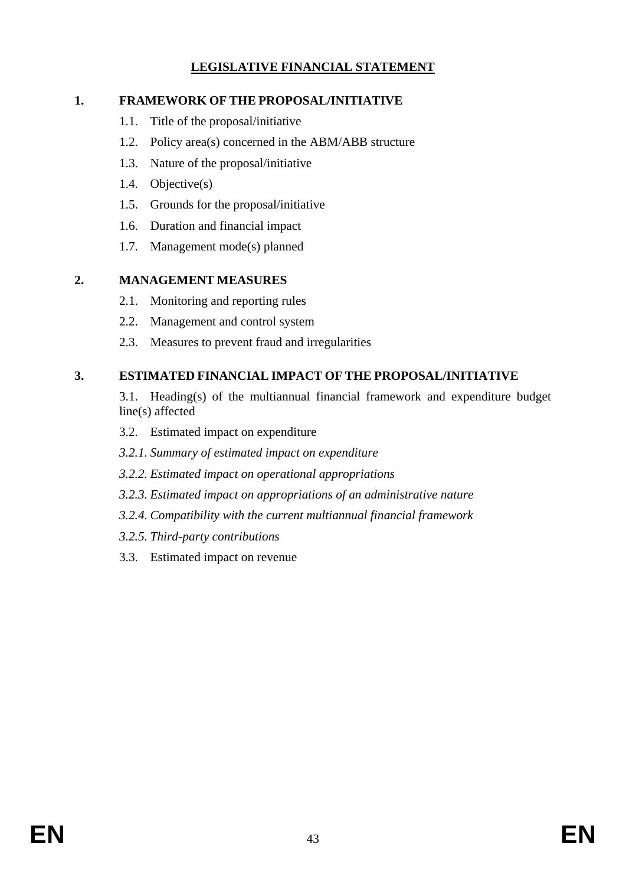# LEGISLATIVE FINANCIAL STATEMENT

## 1. FRAMEWORK OF THE PROPOSAL/INITIATIVE

1.1. Title of the proposal/initiative

1.2. Policy area(s) concerned in the ABM/ABB structure

1.3. Nature of the proposal/initiative

1.4. Objective(s)

1.5. Grounds for the proposal/initiative

1.6. Duration and financial impact

1.7. Management mode(s) planned

## 2. MANAGEMENT MEASURES

2.1. Monitoring and reporting rules

2.2. Management and control system

2.3. Measures to prevent fraud and irregularities

## 3. ESTIMATED FINANCIAL IMPACT OF THE PROPOSAL/INITIATIVE

3.1. Heading(s) of the multiannual financial framework and expenditure budget line(s) affected

3.2. Estimated impact on expenditure

*3.2.1. Summary of estimated impact on expenditure*

*3.2.2. Estimated impact on operational appropriations*

*3.2.3. Estimated impact on appropriations of an administrative nature*

*3.2.4. Compatibility with the current multiannual financial framework*

*3.2.5. Third-party contributions*

3.3. Estimated impact on revenue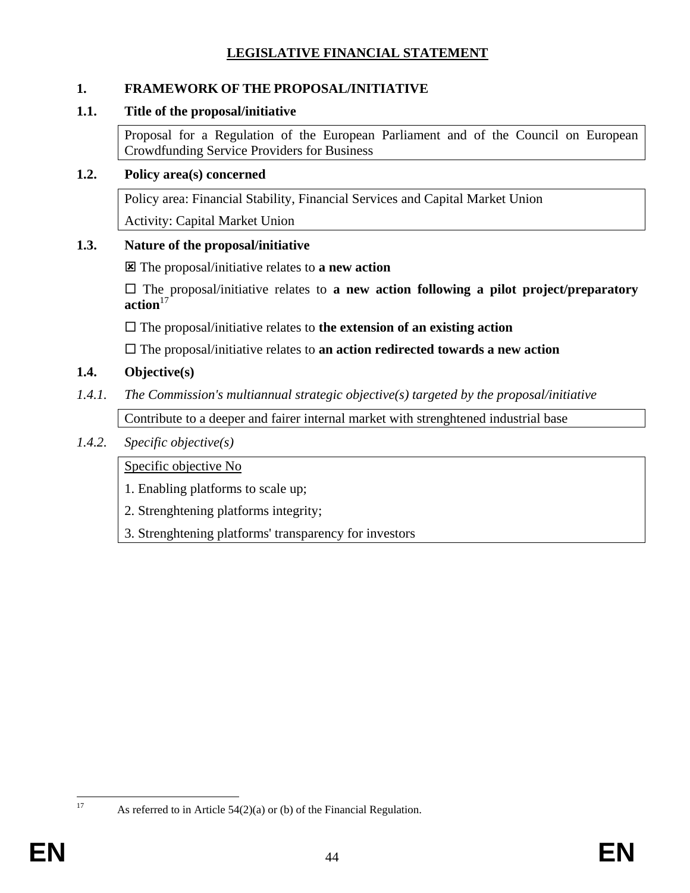# LEGISLATIVE FINANCIAL STATEMENT

## 1. FRAMEWORK OF THE PROPOSAL/INITIATIVE

### 1.1. Title of the proposal/initiative

Proposal for a Regulation of the European Parliament and of the Council on European Crowdfunding Service Providers for Business

### 1.2. Policy area(s) concerned

Policy area: Financial Stability, Financial Services and Capital Market Union

Activity: Capital Market Union

### 1.3. Nature of the proposal/initiative

☒ The proposal/initiative relates to **a new action**

☐ The proposal/initiative relates to **a new action following a pilot project/preparatory action**[17]

☐ The proposal/initiative relates to **the extension of an existing action**

☐ The proposal/initiative relates to **an action redirected towards a new action**

### 1.4. Objective(s)

*1.4.1. The Commission's multiannual strategic objective(s) targeted by the proposal/initiative*

Contribute to a deeper and fairer internal market with strenghtened industrial base

*1.4.2. Specific objective(s)*

Specific objective No

1. Enabling platforms to scale up;
2. Strenghtening platforms integrity;
3. Strenghtening platforms' transparency for investors

[17] As referred to in Article 54(2)(a) or (b) of the Financial Regulation.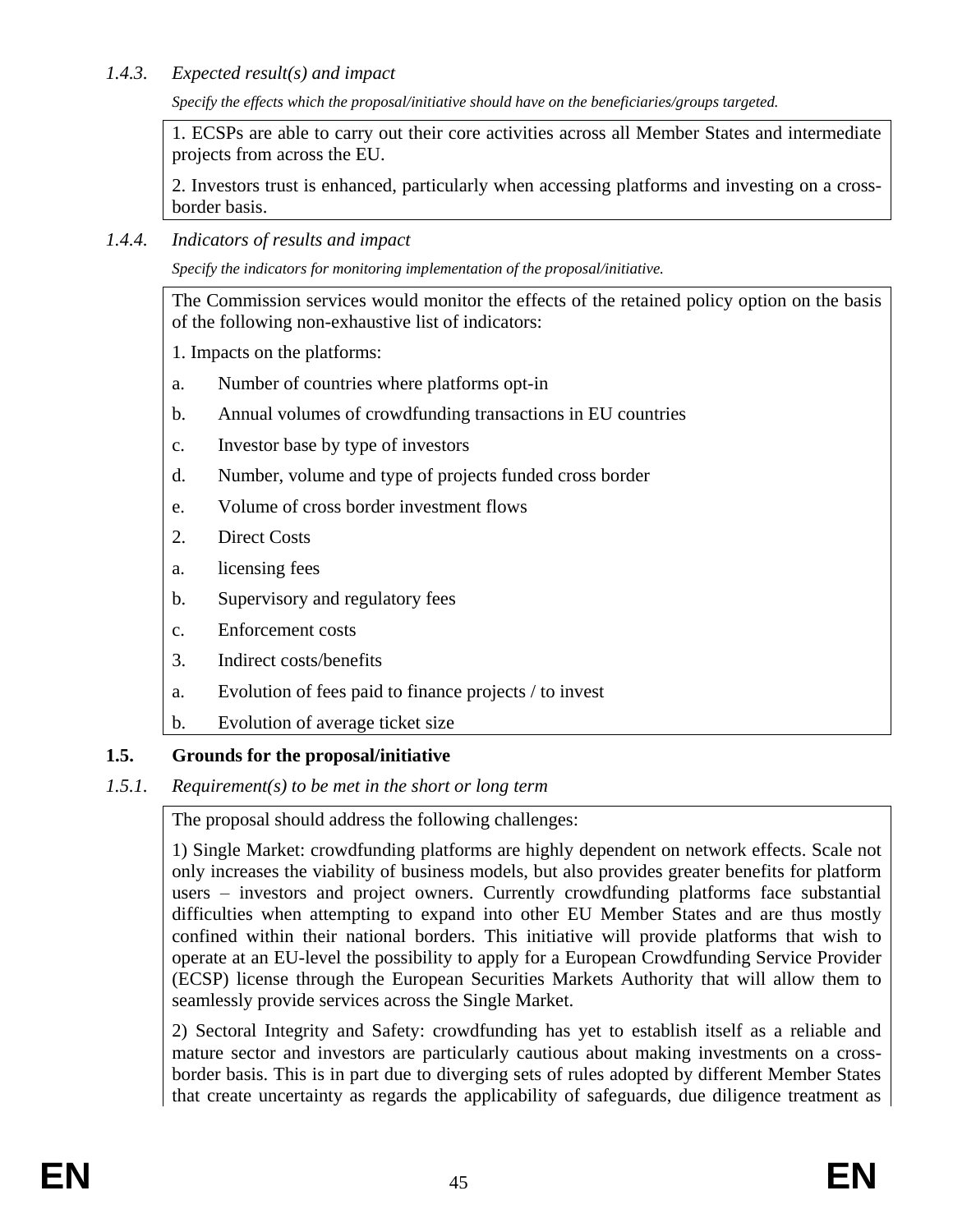*1.4.3. Expected result(s) and impact*

*Specify the effects which the proposal/initiative should have on the beneficiaries/groups targeted.*

1. ECSPs are able to carry out their core activities across all Member States and intermediate projects from across the EU.

2. Investors trust is enhanced, particularly when accessing platforms and investing on a cross-border basis.

*1.4.4. Indicators of results and impact*

*Specify the indicators for monitoring implementation of the proposal/initiative.*

The Commission services would monitor the effects of the retained policy option on the basis of the following non-exhaustive list of indicators:

1. Impacts on the platforms:

a. Number of countries where platforms opt-in

b. Annual volumes of crowdfunding transactions in EU countries

c. Investor base by type of investors

d. Number, volume and type of projects funded cross border

e. Volume of cross border investment flows

2. Direct Costs

a. licensing fees

b. Supervisory and regulatory fees

c. Enforcement costs

3. Indirect costs/benefits

a. Evolution of fees paid to finance projects / to invest

b. Evolution of average ticket size

**1.5. Grounds for the proposal/initiative**

*1.5.1. Requirement(s) to be met in the short or long term*

The proposal should address the following challenges:

1) Single Market: crowdfunding platforms are highly dependent on network effects. Scale not only increases the viability of business models, but also provides greater benefits for platform users – investors and project owners. Currently crowdfunding platforms face substantial difficulties when attempting to expand into other EU Member States and are thus mostly confined within their national borders. This initiative will provide platforms that wish to operate at an EU-level the possibility to apply for a European Crowdfunding Service Provider (ECSP) license through the European Securities Markets Authority that will allow them to seamlessly provide services across the Single Market.

2) Sectoral Integrity and Safety: crowdfunding has yet to establish itself as a reliable and mature sector and investors are particularly cautious about making investments on a cross-border basis. This is in part due to diverging sets of rules adopted by different Member States that create uncertainty as regards the applicability of safeguards, due diligence treatment as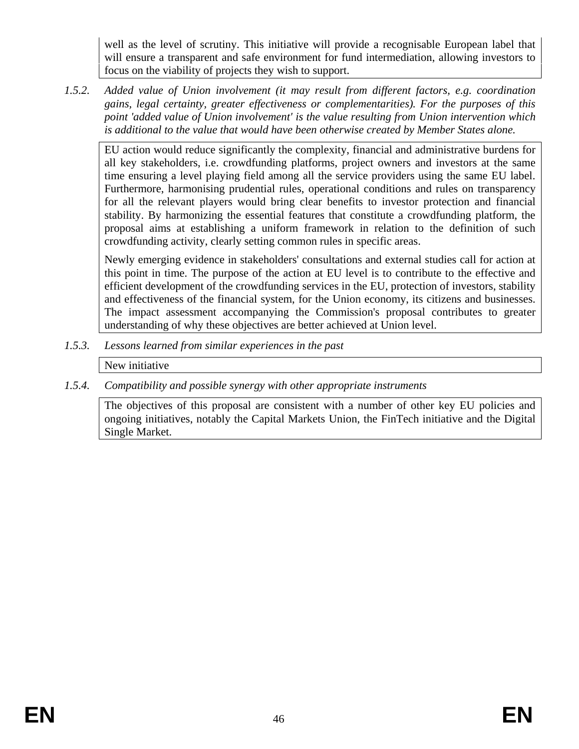well as the level of scrutiny. This initiative will provide a recognisable European label that will ensure a transparent and safe environment for fund intermediation, allowing investors to focus on the viability of projects they wish to support.

*1.5.2. Added value of Union involvement (it may result from different factors, e.g. coordination gains, legal certainty, greater effectiveness or complementarities). For the purposes of this point 'added value of Union involvement' is the value resulting from Union intervention which is additional to the value that would have been otherwise created by Member States alone.*

EU action would reduce significantly the complexity, financial and administrative burdens for all key stakeholders, i.e. crowdfunding platforms, project owners and investors at the same time ensuring a level playing field among all the service providers using the same EU label. Furthermore, harmonising prudential rules, operational conditions and rules on transparency for all the relevant players would bring clear benefits to investor protection and financial stability. By harmonizing the essential features that constitute a crowdfunding platform, the proposal aims at establishing a uniform framework in relation to the definition of such crowdfunding activity, clearly setting common rules in specific areas.

Newly emerging evidence in stakeholders' consultations and external studies call for action at this point in time. The purpose of the action at EU level is to contribute to the effective and efficient development of the crowdfunding services in the EU, protection of investors, stability and effectiveness of the financial system, for the Union economy, its citizens and businesses. The impact assessment accompanying the Commission's proposal contributes to greater understanding of why these objectives are better achieved at Union level.

*1.5.3. Lessons learned from similar experiences in the past*

New initiative

*1.5.4. Compatibility and possible synergy with other appropriate instruments*

The objectives of this proposal are consistent with a number of other key EU policies and ongoing initiatives, notably the Capital Markets Union, the FinTech initiative and the Digital Single Market.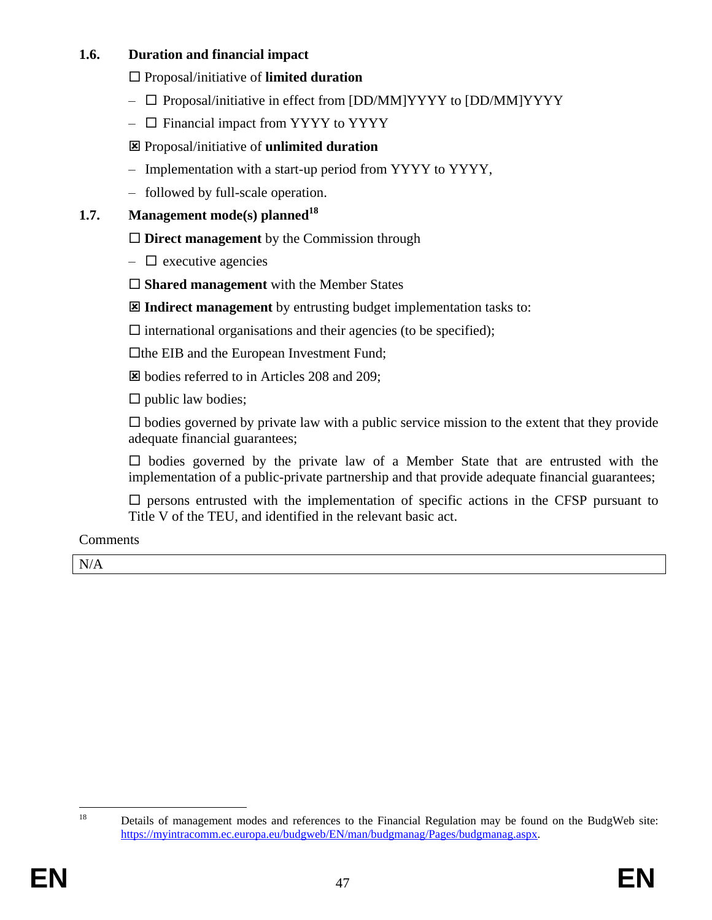### 1.6. Duration and financial impact

☐ Proposal/initiative of **limited duration**

– ☐ Proposal/initiative in effect from [DD/MM]YYYY to [DD/MM]YYYY

– ☐ Financial impact from YYYY to YYYY

☒ Proposal/initiative of **unlimited duration**

– Implementation with a start-up period from YYYY to YYYY,

– followed by full-scale operation.

### 1.7. Management mode(s) planned[18]

☐ **Direct management** by the Commission through

– ☐ executive agencies

☐ **Shared management** with the Member States

☒ **Indirect management** by entrusting budget implementation tasks to:

☐ international organisations and their agencies (to be specified);

☐the EIB and the European Investment Fund;

☒ bodies referred to in Articles 208 and 209;

☐ public law bodies;

☐ bodies governed by private law with a public service mission to the extent that they provide adequate financial guarantees;

☐ bodies governed by the private law of a Member State that are entrusted with the implementation of a public-private partnership and that provide adequate financial guarantees;

☐ persons entrusted with the implementation of specific actions in the CFSP pursuant to Title V of the TEU, and identified in the relevant basic act.

Comments

| N/A |
|---|

---

[18] Details of management modes and references to the Financial Regulation may be found on the BudgWeb site: https://myintracomm.ec.europa.eu/budgweb/EN/man/budgmanag/Pages/budgmanag.aspx.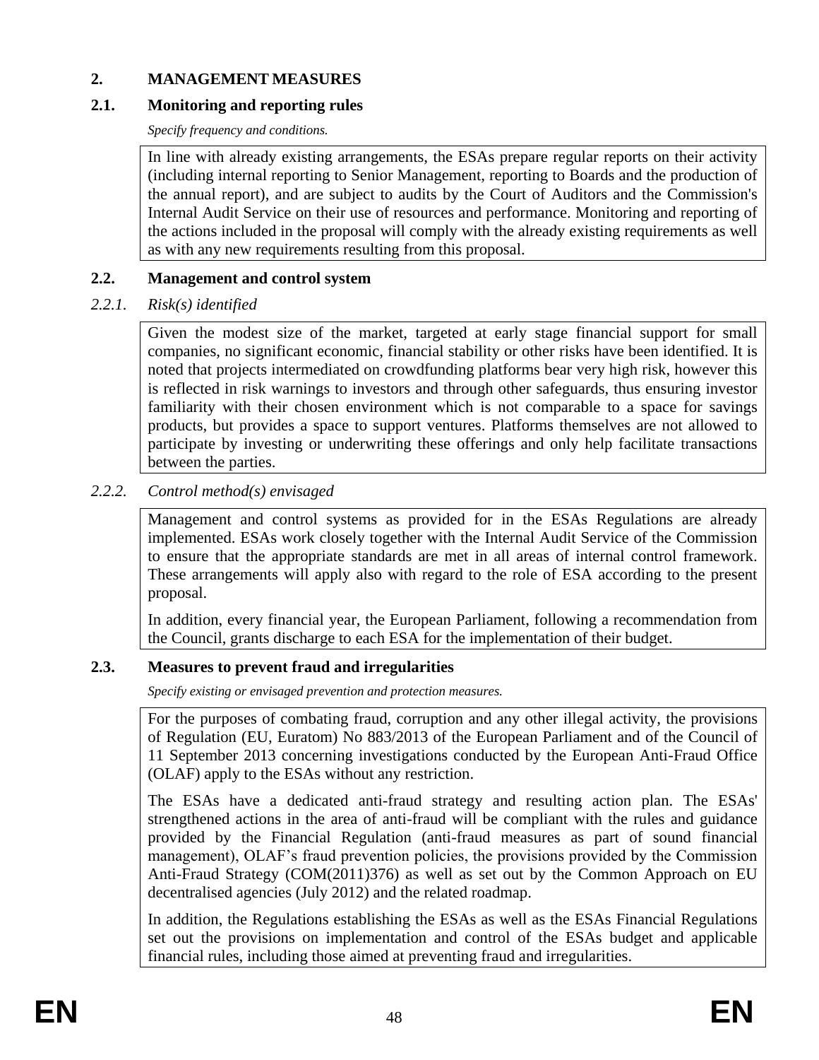## 2. MANAGEMENT MEASURES

### 2.1. Monitoring and reporting rules

*Specify frequency and conditions.*

In line with already existing arrangements, the ESAs prepare regular reports on their activity (including internal reporting to Senior Management, reporting to Boards and the production of the annual report), and are subject to audits by the Court of Auditors and the Commission's Internal Audit Service on their use of resources and performance. Monitoring and reporting of the actions included in the proposal will comply with the already existing requirements as well as with any new requirements resulting from this proposal.

### 2.2. Management and control system

#### *2.2.1. Risk(s) identified*

Given the modest size of the market, targeted at early stage financial support for small companies, no significant economic, financial stability or other risks have been identified. It is noted that projects intermediated on crowdfunding platforms bear very high risk, however this is reflected in risk warnings to investors and through other safeguards, thus ensuring investor familiarity with their chosen environment which is not comparable to a space for savings products, but provides a space to support ventures. Platforms themselves are not allowed to participate by investing or underwriting these offerings and only help facilitate transactions between the parties.

#### *2.2.2. Control method(s) envisaged*

Management and control systems as provided for in the ESAs Regulations are already implemented. ESAs work closely together with the Internal Audit Service of the Commission to ensure that the appropriate standards are met in all areas of internal control framework. These arrangements will apply also with regard to the role of ESA according to the present proposal.

In addition, every financial year, the European Parliament, following a recommendation from the Council, grants discharge to each ESA for the implementation of their budget.

### 2.3. Measures to prevent fraud and irregularities

*Specify existing or envisaged prevention and protection measures.*

For the purposes of combating fraud, corruption and any other illegal activity, the provisions of Regulation (EU, Euratom) No 883/2013 of the European Parliament and of the Council of 11 September 2013 concerning investigations conducted by the European Anti-Fraud Office (OLAF) apply to the ESAs without any restriction.

The ESAs have a dedicated anti-fraud strategy and resulting action plan. The ESAs' strengthened actions in the area of anti-fraud will be compliant with the rules and guidance provided by the Financial Regulation (anti-fraud measures as part of sound financial management), OLAF's fraud prevention policies, the provisions provided by the Commission Anti-Fraud Strategy (COM(2011)376) as well as set out by the Common Approach on EU decentralised agencies (July 2012) and the related roadmap.

In addition, the Regulations establishing the ESAs as well as the ESAs Financial Regulations set out the provisions on implementation and control of the ESAs budget and applicable financial rules, including those aimed at preventing fraud and irregularities.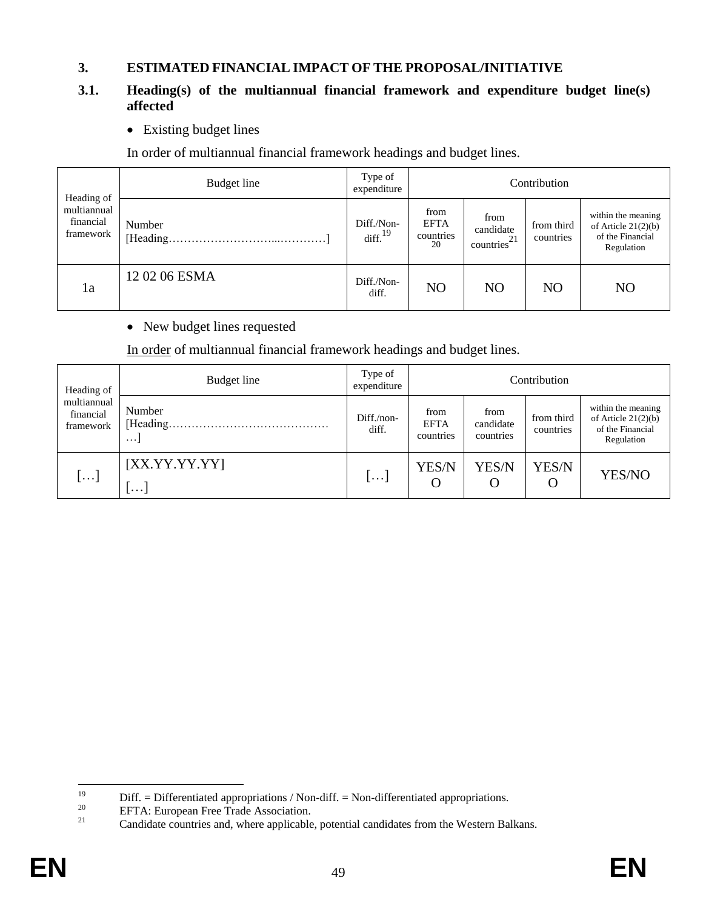## 3. ESTIMATED FINANCIAL IMPACT OF THE PROPOSAL/INITIATIVE

### 3.1. Heading(s) of the multiannual financial framework and expenditure budget line(s) affected

- Existing budget lines

In order of multiannual financial framework headings and budget lines.

| Heading of multiannual financial framework | Budget line | Type of expenditure | Contribution | | | |
|---|---|---|---|---|---|---|
| | Number [Heading………………………...…………] | Diff./Non-diff.[19] | from EFTA countries[20] | from candidate countries[21] | from third countries | within the meaning of Article 21(2)(b) of the Financial Regulation |
| 1a | 12 02 06 ESMA | Diff./Non-diff. | NO | NO | NO | NO |

- New budget lines requested

In order of multiannual financial framework headings and budget lines.

| Heading of multiannual financial framework | Budget line | Type of expenditure | Contribution | | | |
|---|---|---|---|---|---|---|
| | Number [Heading……………………………………] | Diff./non-diff. | from EFTA countries | from candidate countries | from third countries | within the meaning of Article 21(2)(b) of the Financial Regulation |
| […] | [XX.YY.YY.YY] […] | […] | YES/NO | YES/NO | YES/NO | YES/NO |

[19] Diff. = Differentiated appropriations / Non-diff. = Non-differentiated appropriations.

[20] EFTA: European Free Trade Association.

[21] Candidate countries and, where applicable, potential candidates from the Western Balkans.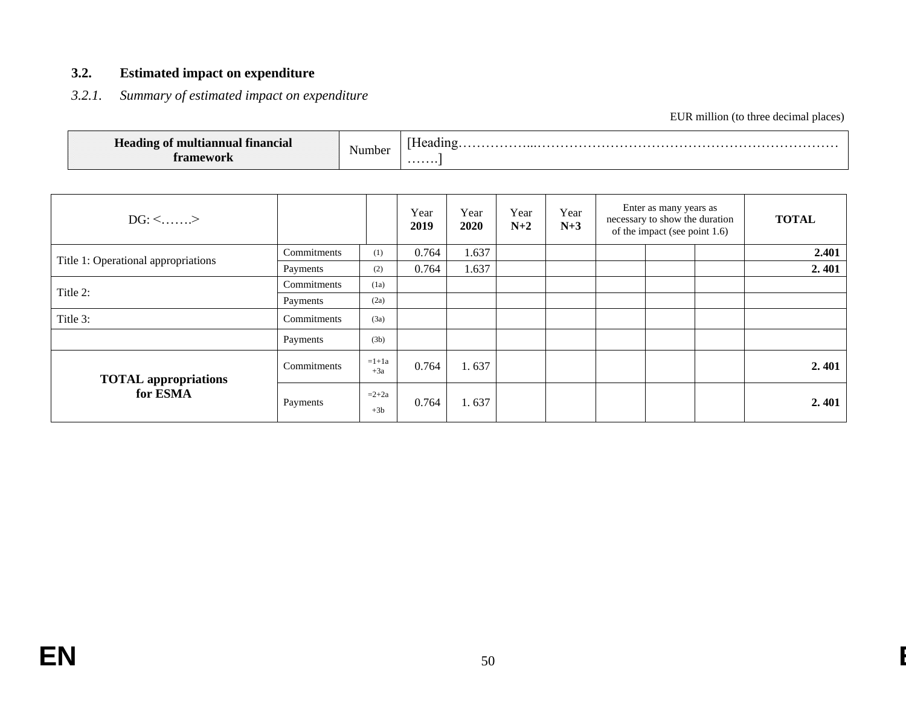## 3.2. Estimated impact on expenditure

### *3.2.1. Summary of estimated impact on expenditure*

EUR million (to three decimal places)

| **Heading of multiannual financial framework** | Number | [Heading……………...………………………………………………………………….] |
|---|---|---|

| DG: <…….> | | | Year **2019** | Year **2020** | Year **N+2** | Year **N+3** | Enter as many years as necessary to show the duration of the impact (see point 1.6) | | | **TOTAL** |
|---|---|---|---|---|---|---|---|---|---|---|
| Title 1: Operational appropriations | Commitments | (1) | 0.764 | 1.637 | | | | | | **2.401** |
| | Payments | (2) | 0.764 | 1.637 | | | | | | **2. 401** |
| Title 2: | Commitments | (1a) | | | | | | | | |
| | Payments | (2a) | | | | | | | | |
| Title 3: | Commitments | (3a) | | | | | | | | |
| | Payments | (3b) | | | | | | | | |
| **TOTAL appropriations for ESMA** | Commitments | =1+1a +3a | 0.764 | 1. 637 | | | | | | **2. 401** |
| | Payments | =2+2a +3b | 0.764 | 1. 637 | | | | | | **2. 401** |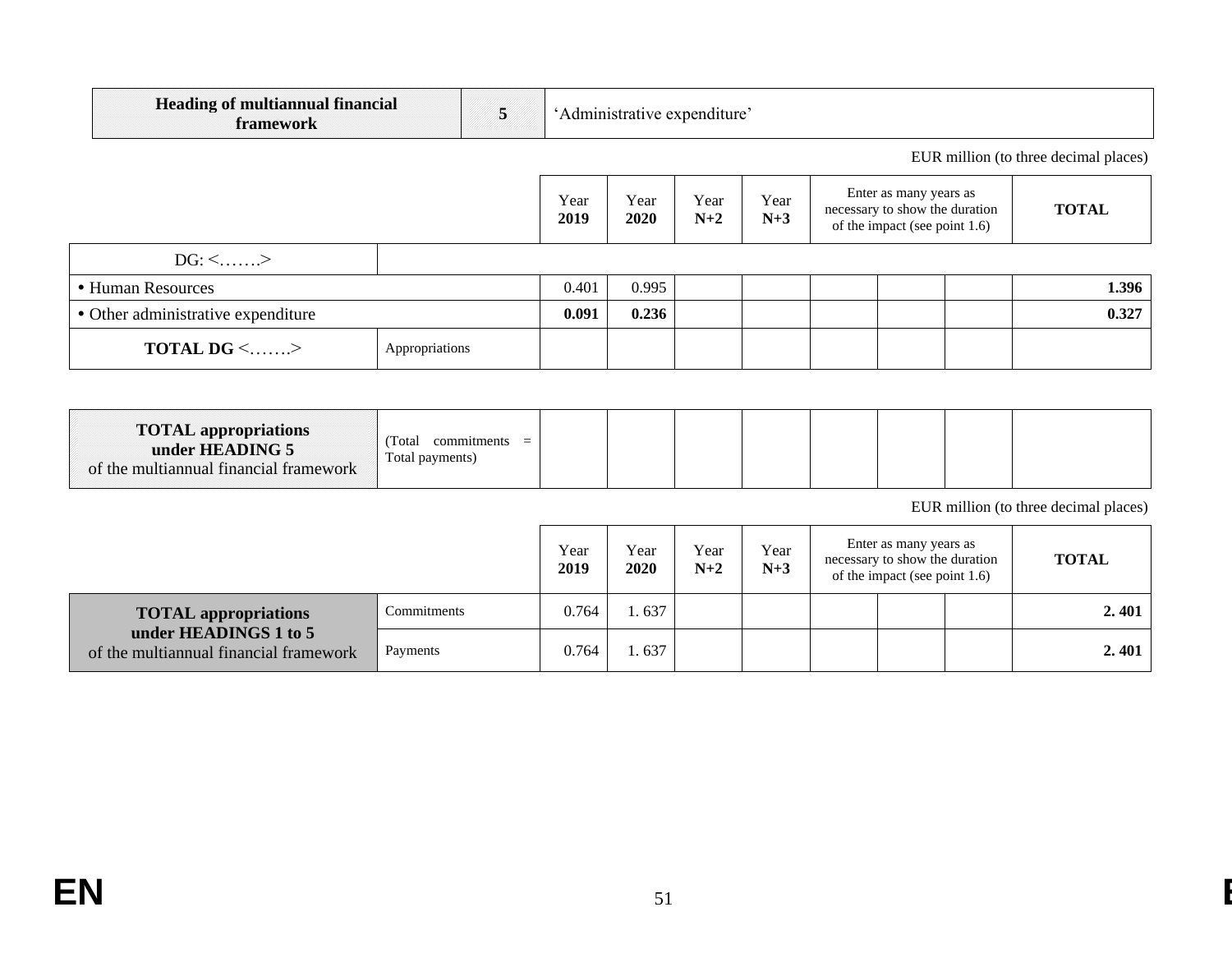| Heading of multiannual financial framework | 5 | 'Administrative expenditure' |
|---|---|---|

EUR million (to three decimal places)

| | | Year **2019** | Year **2020** | Year **N+2** | Year **N+3** | Enter as many years as necessary to show the duration of the impact (see point 1.6) | | | **TOTAL** |
|---|---|---|---|---|---|---|---|---|---|
| DG: <…….> | | | | | | | | | |
| • Human Resources | | 0.401 | 0.995 | | | | | | **1.396** |
| • Other administrative expenditure | | **0.091** | **0.236** | | | | | | **0.327** |
| **TOTAL DG** <…….> | Appropriations | | | | | | | | |

| **TOTAL appropriations under HEADING 5** of the multiannual financial framework | (Total commitments = Total payments) | | | | | | | | |
|---|---|---|---|---|---|---|---|---|---|

EUR million (to three decimal places)

| | | Year **2019** | Year **2020** | Year **N+2** | Year **N+3** | Enter as many years as necessary to show the duration of the impact (see point 1.6) | | | **TOTAL** |
|---|---|---|---|---|---|---|---|---|---|
| **TOTAL appropriations under HEADINGS 1 to 5** of the multiannual financial framework | Commitments | 0.764 | 1. 637 | | | | | | **2. 401** |
| | Payments | 0.764 | 1. 637 | | | | | | **2. 401** |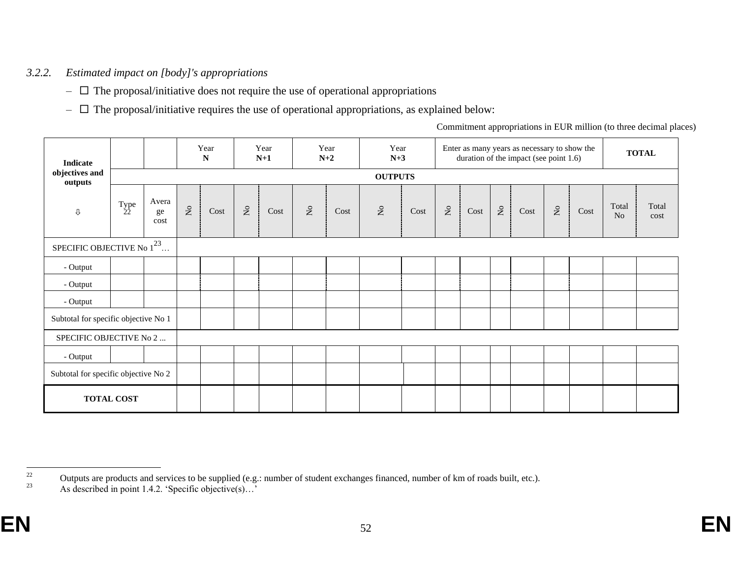*3.2.2. Estimated impact on [body]'s appropriations*

- ☐ The proposal/initiative does not require the use of operational appropriations
- ☐ The proposal/initiative requires the use of operational appropriations, as explained below:

Commitment appropriations in EUR million (to three decimal places)

| **Indicate objectives and outputs** ⇩ | | | Year **N** | | Year **N+1** | | Year **N+2** | | Year **N+3** | | Enter as many years as necessary to show the duration of the impact (see point 1.6) | | | | | | **TOTAL** | |
|---|---|---|---|---|---|---|---|---|---|---|---|---|---|---|---|---|---|---|
| | **OUTPUTS** | | | | | | | | | | | | | | | | | |
| | Type[22] | Average cost | No | Cost | No | Cost | No | Cost | No | Cost | No | Cost | No | Cost | No | Cost | Total No | Total cost |
| SPECIFIC OBJECTIVE No 1[23]… | | | | | | | | | | | | | | | | | | |
| - Output | | | | | | | | | | | | | | | | | | |
| - Output | | | | | | | | | | | | | | | | | | |
| - Output | | | | | | | | | | | | | | | | | | |
| Subtotal for specific objective No 1 | | | | | | | | | | | | | | | | | | |
| SPECIFIC OBJECTIVE No 2 ... | | | | | | | | | | | | | | | | | | |
| - Output | | | | | | | | | | | | | | | | | | |
| Subtotal for specific objective No 2 | | | | | | | | | | | | | | | | | | |
| **TOTAL COST** | | | | | | | | | | | | | | | | | | |

[22] Outputs are products and services to be supplied (e.g.: number of student exchanges financed, number of km of roads built, etc.).

[23] As described in point 1.4.2. 'Specific objective(s)…'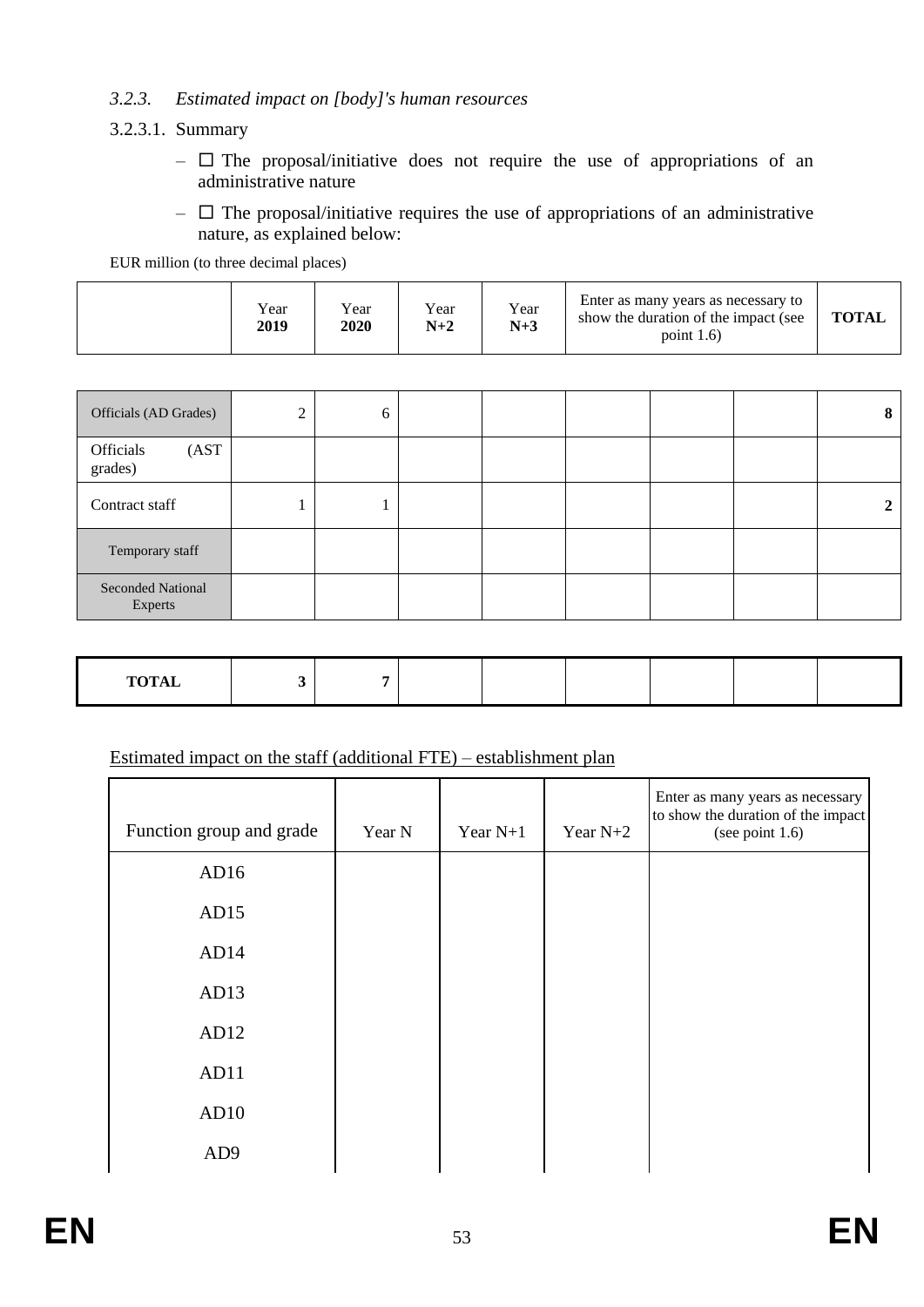*3.2.3. Estimated impact on [body]'s human resources*

3.2.3.1. Summary

- ☐ The proposal/initiative does not require the use of appropriations of an administrative nature
- ☐ The proposal/initiative requires the use of appropriations of an administrative nature, as explained below:

EUR million (to three decimal places)

| | Year **2019** | Year **2020** | Year **N+2** | Year **N+3** | Enter as many years as necessary to show the duration of the impact (see point 1.6) | | | **TOTAL** |
|---|---|---|---|---|---|---|---|---|
| Officials (AD Grades) | 2 | 6 | | | | | | **8** |
| Officials (AST grades) | | | | | | | | |
| Contract staff | 1 | 1 | | | | | | **2** |
| Temporary staff | | | | | | | | |
| Seconded National Experts | | | | | | | | |
| **TOTAL** | **3** | **7** | | | | | | |

Estimated impact on the staff (additional FTE) – establishment plan

| Function group and grade | Year N | Year N+1 | Year N+2 | Enter as many years as necessary to show the duration of the impact (see point 1.6) |
|---|---|---|---|---|
| AD16 | | | | |
| AD15 | | | | |
| AD14 | | | | |
| AD13 | | | | |
| AD12 | | | | |
| AD11 | | | | |
| AD10 | | | | |
| AD9 | | | | |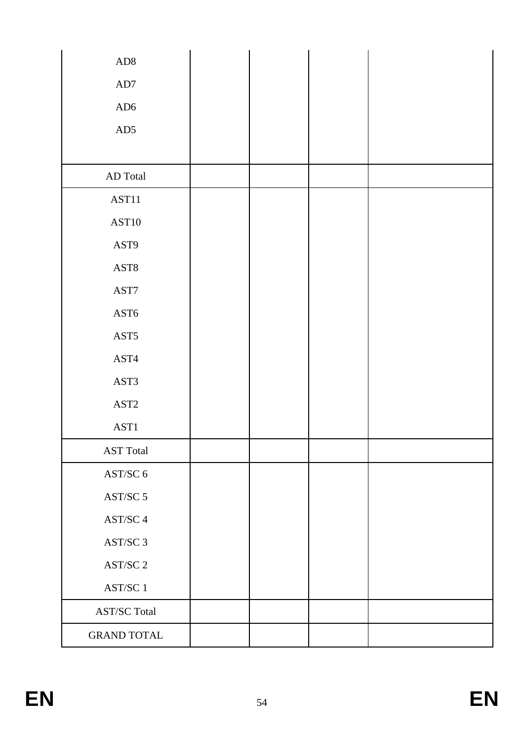| | | | | |
|---|---|---|---|---|
| AD8<br>AD7<br>AD6<br>AD5 | | | | |
| AD Total | | | | |
| AST11<br>AST10<br>AST9<br>AST8<br>AST7<br>AST6<br>AST5<br>AST4<br>AST3<br>AST2<br>AST1 | | | | |
| AST Total | | | | |
| AST/SC 6<br>AST/SC 5<br>AST/SC 4<br>AST/SC 3<br>AST/SC 2<br>AST/SC 1 | | | | |
| AST/SC Total | | | | |
| GRAND TOTAL | | | | |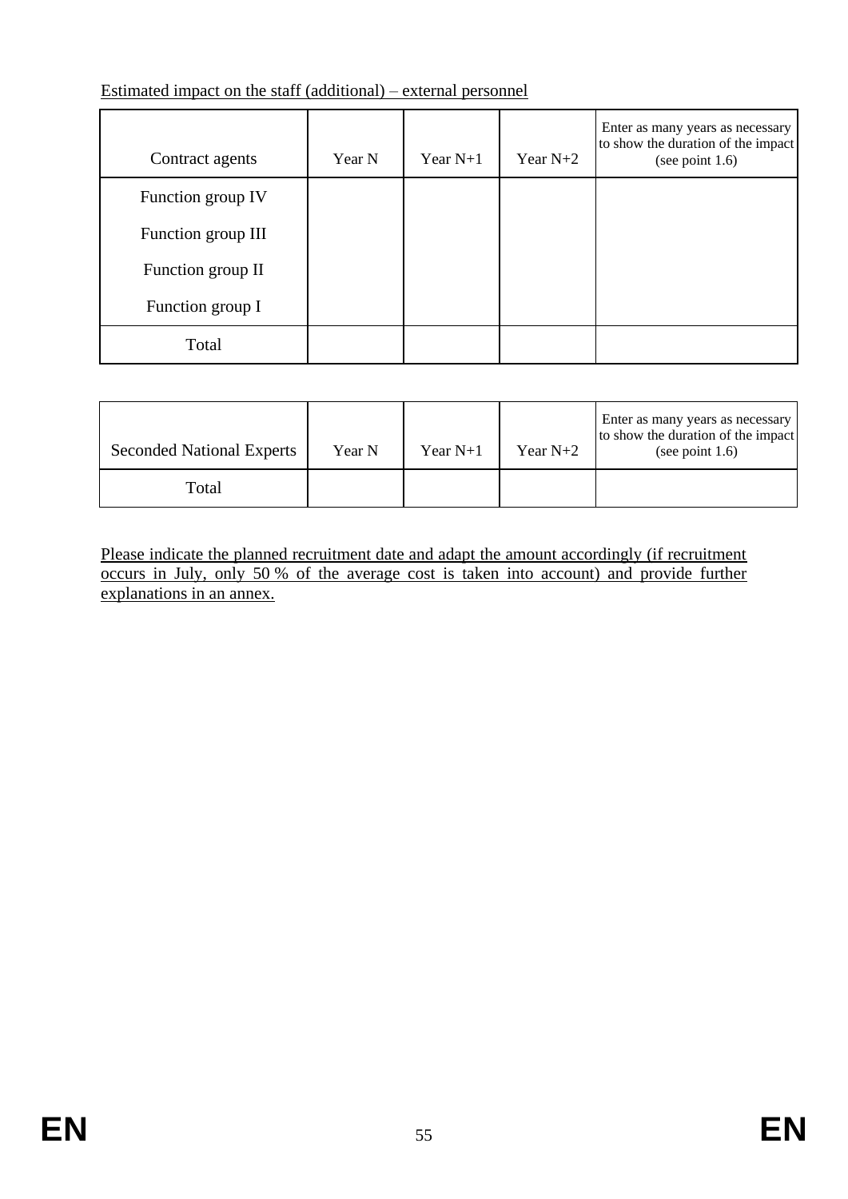Estimated impact on the staff (additional) – external personnel

| Contract agents | Year N | Year N+1 | Year N+2 | Enter as many years as necessary to show the duration of the impact (see point 1.6) |
|---|---|---|---|---|
| Function group IV | | | | |
| Function group III | | | | |
| Function group II | | | | |
| Function group I | | | | |
| Total | | | | |

| Seconded National Experts | Year N | Year N+1 | Year N+2 | Enter as many years as necessary to show the duration of the impact (see point 1.6) |
|---|---|---|---|---|
| Total | | | | |

Please indicate the planned recruitment date and adapt the amount accordingly (if recruitment occurs in July, only 50 % of the average cost is taken into account) and provide further explanations in an annex.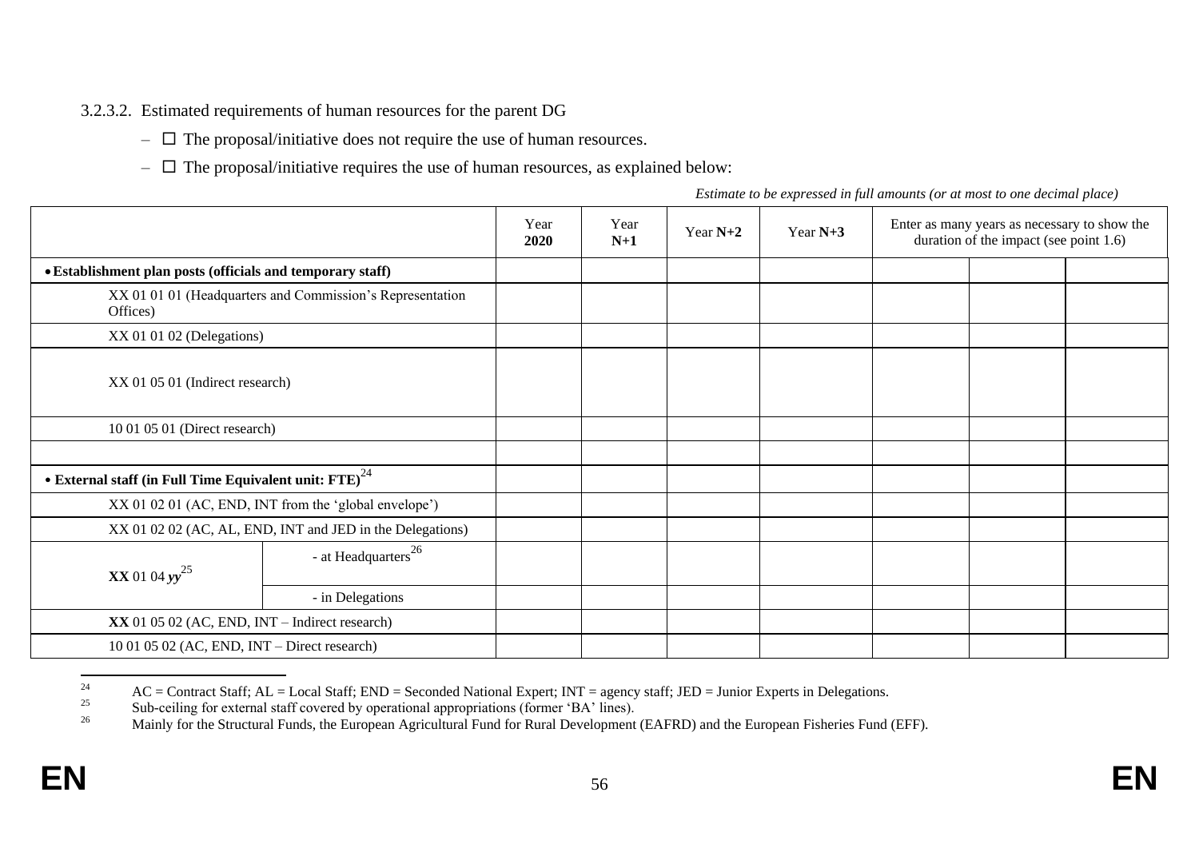3.2.3.2. Estimated requirements of human resources for the parent DG

- ☐ The proposal/initiative does not require the use of human resources.
- ☐ The proposal/initiative requires the use of human resources, as explained below:

*Estimate to be expressed in full amounts (or at most to one decimal place)*

| | | Year **2020** | Year **N+1** | Year **N+2** | Year **N+3** | Enter as many years as necessary to show the duration of the impact (see point 1.6) | | |
|---|---|---|---|---|---|---|---|---|
| • **Establishment plan posts (officials and temporary staff)** | | | | | | | | |
| XX 01 01 01 (Headquarters and Commission's Representation Offices) | | | | | | | | |
| XX 01 01 02 (Delegations) | | | | | | | | |
| XX 01 05 01 (Indirect research) | | | | | | | | |
| 10 01 05 01 (Direct research) | | | | | | | | |
| | | | | | | | | |
| • **External staff (in Full Time Equivalent unit: FTE)**[24] | | | | | | | | |
| XX 01 02 01 (AC, END, INT from the 'global envelope') | | | | | | | | |
| XX 01 02 02 (AC, AL, END, INT and JED in the Delegations) | | | | | | | | |
| **XX** 01 04 ***yy***[25] | - at Headquarters[26] | | | | | | | |
| | - in Delegations | | | | | | | |
| **XX** 01 05 02 (AC, END, INT – Indirect research) | | | | | | | | |
| 10 01 05 02 (AC, END, INT – Direct research) | | | | | | | | |

[24] AC = Contract Staff; AL = Local Staff; END = Seconded National Expert; INT = agency staff; JED = Junior Experts in Delegations.

[25] Sub-ceiling for external staff covered by operational appropriations (former 'BA' lines).

[26] Mainly for the Structural Funds, the European Agricultural Fund for Rural Development (EAFRD) and the European Fisheries Fund (EFF).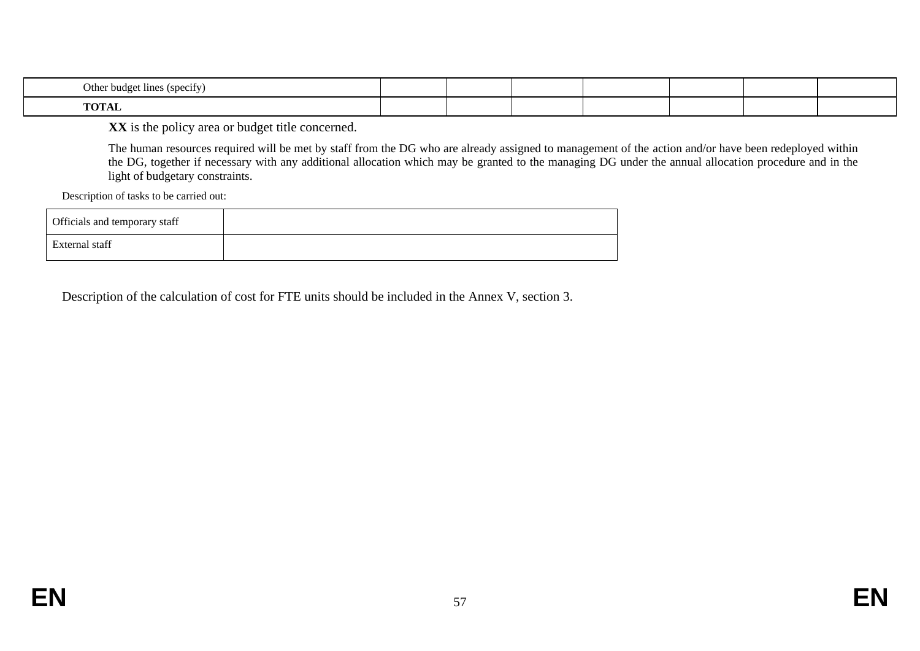| | | | | | | | |
|---|---|---|---|---|---|---|---|
| Other budget lines (specify) | | | | | | | |
| **TOTAL** | | | | | | | |

**XX** is the policy area or budget title concerned.

The human resources required will be met by staff from the DG who are already assigned to management of the action and/or have been redeployed within the DG, together if necessary with any additional allocation which may be granted to the managing DG under the annual allocation procedure and in the light of budgetary constraints.

Description of tasks to be carried out:

| | |
|---|---|
| Officials and temporary staff | |
| External staff | |

Description of the calculation of cost for FTE units should be included in the Annex V, section 3.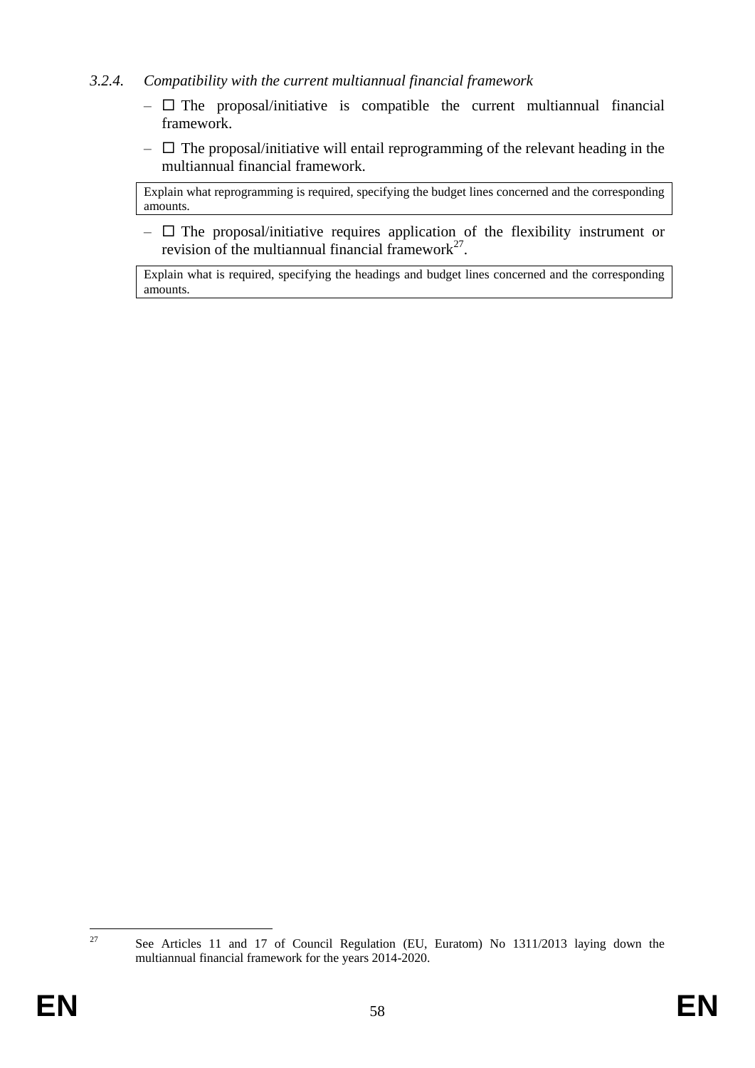### *3.2.4. Compatibility with the current multiannual financial framework*

- ☐ The proposal/initiative is compatible the current multiannual financial framework.
- ☐ The proposal/initiative will entail reprogramming of the relevant heading in the multiannual financial framework.

| Explain what reprogramming is required, specifying the budget lines concerned and the corresponding amounts. |
|---|

- ☐ The proposal/initiative requires application of the flexibility instrument or revision of the multiannual financial framework[27].

| Explain what is required, specifying the headings and budget lines concerned and the corresponding amounts. |
|---|

---

[27] See Articles 11 and 17 of Council Regulation (EU, Euratom) No 1311/2013 laying down the multiannual financial framework for the years 2014-2020.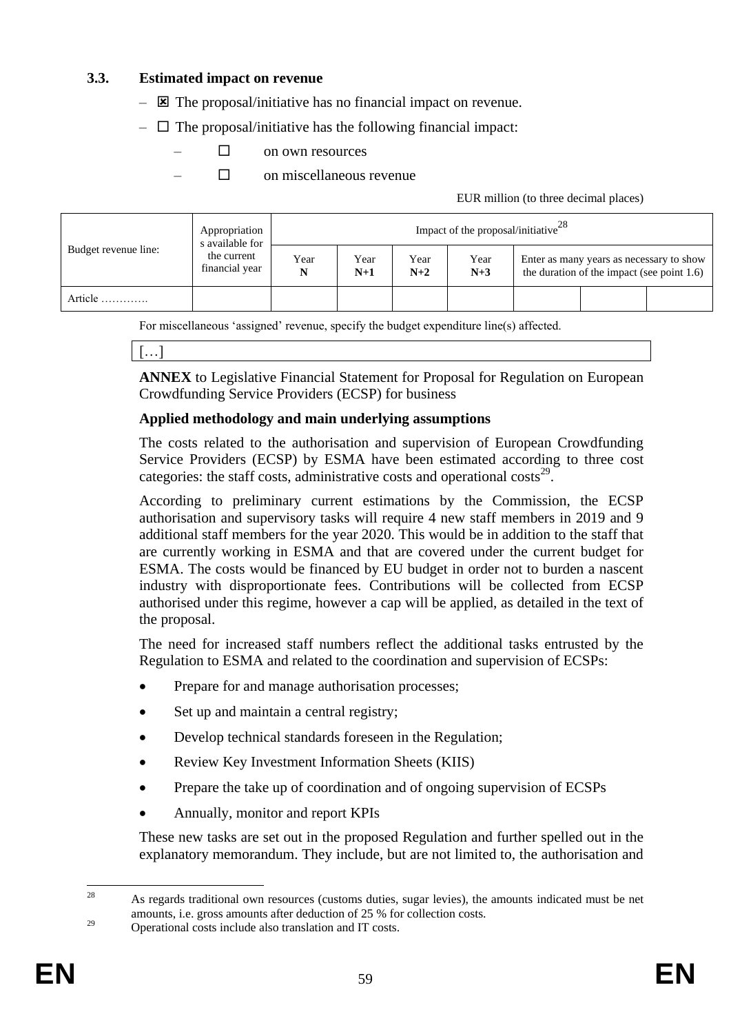### 3.3. Estimated impact on revenue

– ☒ The proposal/initiative has no financial impact on revenue.

– ☐ The proposal/initiative has the following financial impact:

– ☐ on own resources

– ☐ on miscellaneous revenue

EUR million (to three decimal places)

| Budget revenue line: | Appropriations available for the current financial year | Impact of the proposal/initiative[28] | | | | | | |
|---|---|---|---|---|---|---|---|---|
| | | Year **N** | Year **N+1** | Year **N+2** | Year **N+3** | Enter as many years as necessary to show the duration of the impact (see point 1.6) | | |
| Article …………. | | | | | | | | |

For miscellaneous 'assigned' revenue, specify the budget expenditure line(s) affected.

[…]

**ANNEX** to Legislative Financial Statement for Proposal for Regulation on European Crowdfunding Service Providers (ECSP) for business

**Applied methodology and main underlying assumptions**

The costs related to the authorisation and supervision of European Crowdfunding Service Providers (ECSP) by ESMA have been estimated according to three cost categories: the staff costs, administrative costs and operational costs[29].

According to preliminary current estimations by the Commission, the ECSP authorisation and supervisory tasks will require 4 new staff members in 2019 and 9 additional staff members for the year 2020. This would be in addition to the staff that are currently working in ESMA and that are covered under the current budget for ESMA. The costs would be financed by EU budget in order not to burden a nascent industry with disproportionate fees. Contributions will be collected from ECSP authorised under this regime, however a cap will be applied, as detailed in the text of the proposal.

The need for increased staff numbers reflect the additional tasks entrusted by the Regulation to ESMA and related to the coordination and supervision of ECSPs:

- Prepare for and manage authorisation processes;
- Set up and maintain a central registry;
- Develop technical standards foreseen in the Regulation;
- Review Key Investment Information Sheets (KIIS)
- Prepare the take up of coordination and of ongoing supervision of ECSPs
- Annually, monitor and report KPIs

These new tasks are set out in the proposed Regulation and further spelled out in the explanatory memorandum. They include, but are not limited to, the authorisation and

---

[28] As regards traditional own resources (customs duties, sugar levies), the amounts indicated must be net amounts, i.e. gross amounts after deduction of 25 % for collection costs.

[29] Operational costs include also translation and IT costs.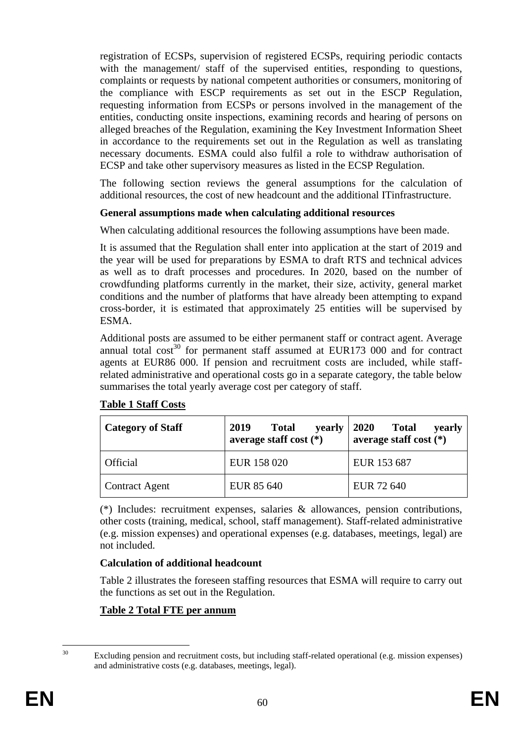registration of ECSPs, supervision of registered ECSPs, requiring periodic contacts with the management/ staff of the supervised entities, responding to questions, complaints or requests by national competent authorities or consumers, monitoring of the compliance with ESCP requirements as set out in the ESCP Regulation, requesting information from ECSPs or persons involved in the management of the entities, conducting onsite inspections, examining records and hearing of persons on alleged breaches of the Regulation, examining the Key Investment Information Sheet in accordance to the requirements set out in the Regulation as well as translating necessary documents. ESMA could also fulfil a role to withdraw authorisation of ECSP and take other supervisory measures as listed in the ECSP Regulation.

The following section reviews the general assumptions for the calculation of additional resources, the cost of new headcount and the additional ITinfrastructure.

**General assumptions made when calculating additional resources**

When calculating additional resources the following assumptions have been made.

It is assumed that the Regulation shall enter into application at the start of 2019 and the year will be used for preparations by ESMA to draft RTS and technical advices as well as to draft processes and procedures. In 2020, based on the number of crowdfunding platforms currently in the market, their size, activity, general market conditions and the number of platforms that have already been attempting to expand cross-border, it is estimated that approximately 25 entities will be supervised by ESMA.

Additional posts are assumed to be either permanent staff or contract agent. Average annual total cost[30] for permanent staff assumed at EUR173 000 and for contract agents at EUR86 000. If pension and recruitment costs are included, while staff-related administrative and operational costs go in a separate category, the table below summarises the total yearly average cost per category of staff.

**Table 1 Staff Costs**

| Category of Staff | 2019 Total yearly average staff cost (*) | 2020 Total yearly average staff cost (*) |
|---|---|---|
| Official | EUR 158 020 | EUR 153 687 |
| Contract Agent | EUR 85 640 | EUR 72 640 |

(*) Includes: recruitment expenses, salaries & allowances, pension contributions, other costs (training, medical, school, staff management). Staff-related administrative (e.g. mission expenses) and operational expenses (e.g. databases, meetings, legal) are not included.

**Calculation of additional headcount**

Table 2 illustrates the foreseen staffing resources that ESMA will require to carry out the functions as set out in the Regulation.

**Table 2 Total FTE per annum**

[30] Excluding pension and recruitment costs, but including staff-related operational (e.g. mission expenses) and administrative costs (e.g. databases, meetings, legal).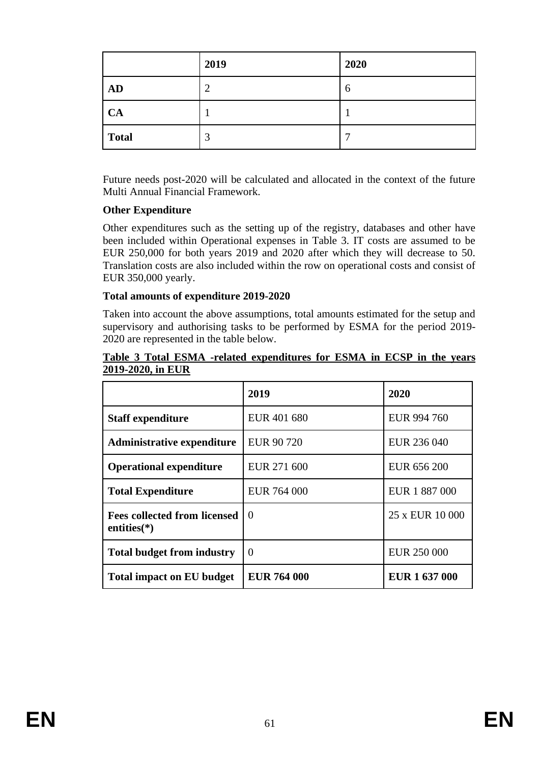| | 2019 | 2020 |
|---|---|---|
| **AD** | 2 | 6 |
| **CA** | 1 | 1 |
| **Total** | 3 | 7 |

Future needs post-2020 will be calculated and allocated in the context of the future Multi Annual Financial Framework.

**Other Expenditure**

Other expenditures such as the setting up of the registry, databases and other have been included within Operational expenses in Table 3. IT costs are assumed to be EUR 250,000 for both years 2019 and 2020 after which they will decrease to 50. Translation costs are also included within the row on operational costs and consist of EUR 350,000 yearly.

**Total amounts of expenditure 2019-2020**

Taken into account the above assumptions, total amounts estimated for the setup and supervisory and authorising tasks to be performed by ESMA for the period 2019-2020 are represented in the table below.

**Table 3 Total ESMA -related expenditures for ESMA in ECSP in the years 2019-2020, in EUR**

| | 2019 | 2020 |
|---|---|---|
| **Staff expenditure** | EUR 401 680 | EUR 994 760 |
| **Administrative expenditure** | EUR 90 720 | EUR 236 040 |
| **Operational expenditure** | EUR 271 600 | EUR 656 200 |
| **Total Expenditure** | EUR 764 000 | EUR 1 887 000 |
| **Fees collected from licensed entities(*)** | 0 | 25 x EUR 10 000 |
| **Total budget from industry** | 0 | EUR 250 000 |
| **Total impact on EU budget** | **EUR 764 000** | **EUR 1 637 000** |